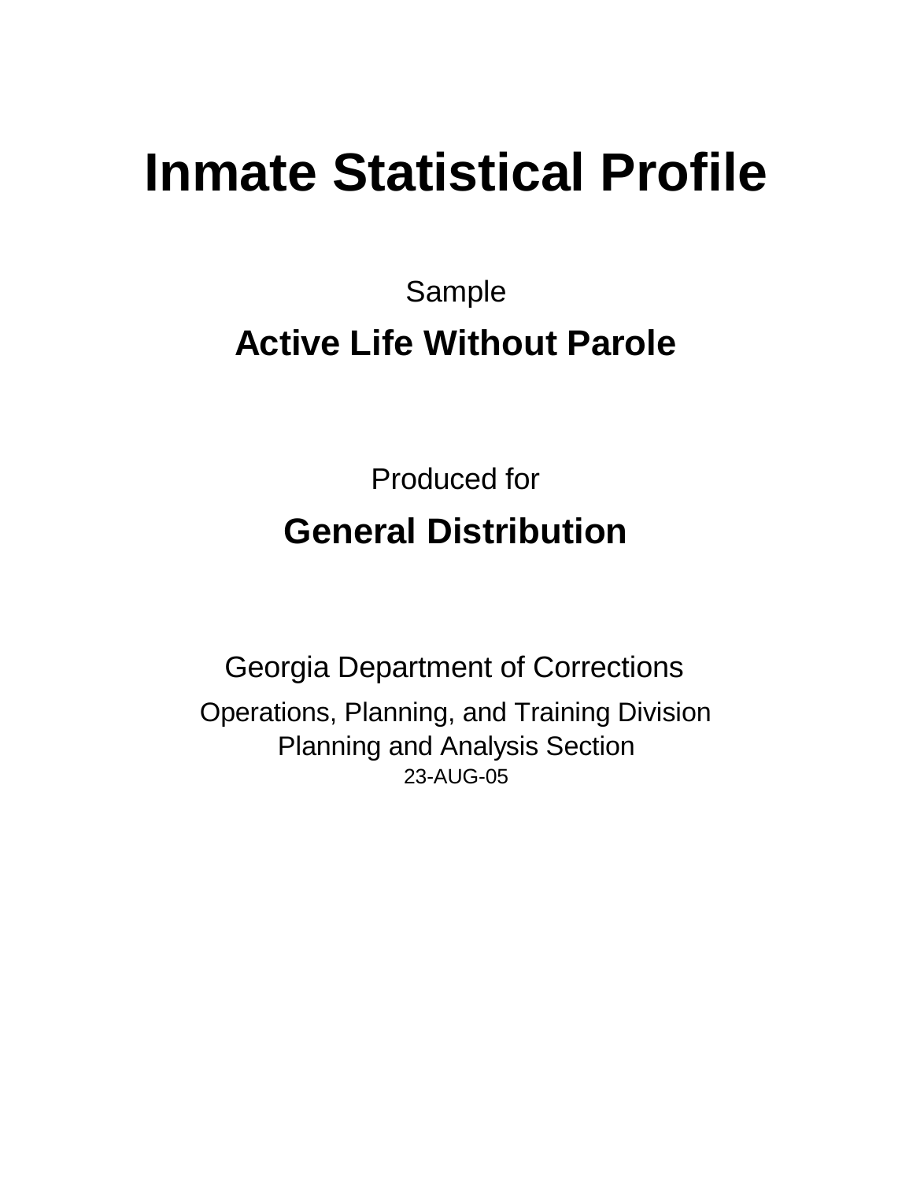# Inmate Statistical Profile

Sample

## Active Life Without Parole

Produced for

## General Distribution

Georgia Department of Corrections

Operations, Planning, and Training Division
Planning and Analysis Section
23-AUG-05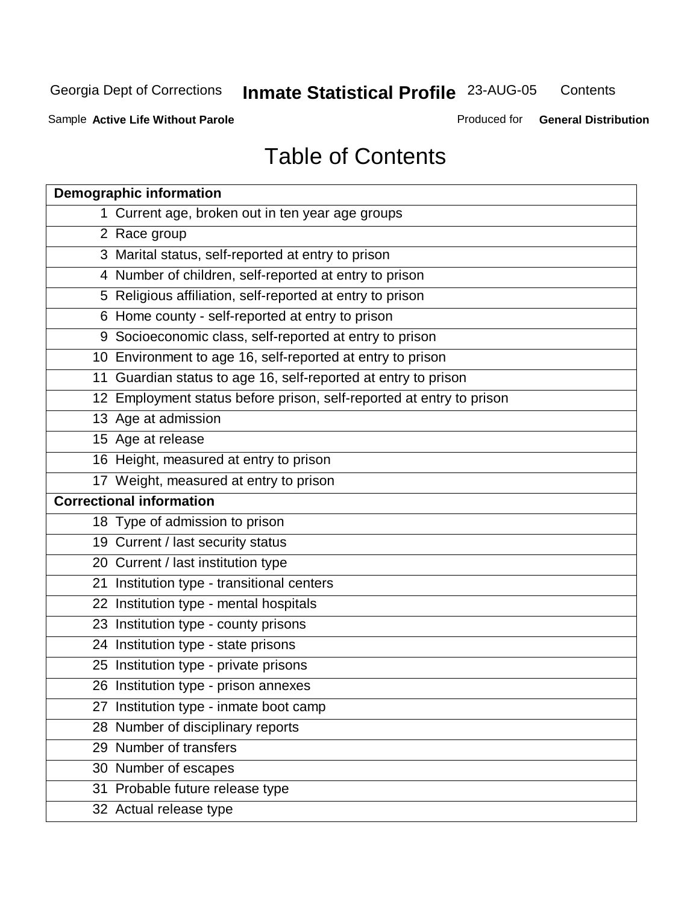# Table of Contents

| Demographic information | |
|---|---|
| 1 | Current age, broken out in ten year age groups |
| 2 | Race group |
| 3 | Marital status, self-reported at entry to prison |
| 4 | Number of children, self-reported at entry to prison |
| 5 | Religious affiliation, self-reported at entry to prison |
| 6 | Home county - self-reported at entry to prison |
| 9 | Socioeconomic class, self-reported at entry to prison |
| 10 | Environment to age 16, self-reported at entry to prison |
| 11 | Guardian status to age 16, self-reported at entry to prison |
| 12 | Employment status before prison, self-reported at entry to prison |
| 13 | Age at admission |
| 15 | Age at release |
| 16 | Height, measured at entry to prison |
| 17 | Weight, measured at entry to prison |
| **Correctional information** | |
| 18 | Type of admission to prison |
| 19 | Current / last security status |
| 20 | Current / last institution type |
| 21 | Institution type - transitional centers |
| 22 | Institution type - mental hospitals |
| 23 | Institution type - county prisons |
| 24 | Institution type - state prisons |
| 25 | Institution type - private prisons |
| 26 | Institution type - prison annexes |
| 27 | Institution type - inmate boot camp |
| 28 | Number of disciplinary reports |
| 29 | Number of transfers |
| 30 | Number of escapes |
| 31 | Probable future release type |
| 32 | Actual release type |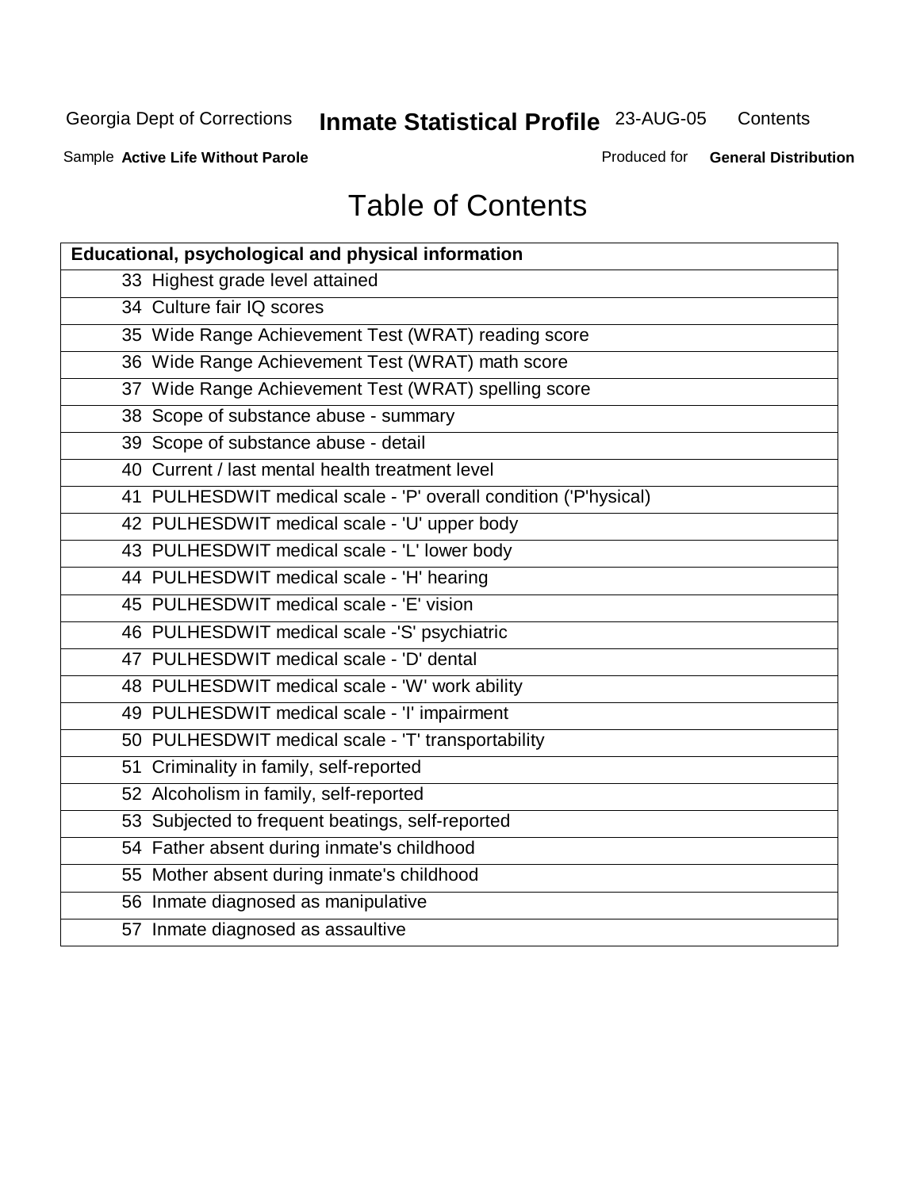# Table of Contents

| Educational, psychological and physical information |
|---|
| 33 Highest grade level attained |
| 34 Culture fair IQ scores |
| 35 Wide Range Achievement Test (WRAT) reading score |
| 36 Wide Range Achievement Test (WRAT) math score |
| 37 Wide Range Achievement Test (WRAT) spelling score |
| 38 Scope of substance abuse - summary |
| 39 Scope of substance abuse - detail |
| 40 Current / last mental health treatment level |
| 41 PULHESDWIT medical scale - 'P' overall condition ('P'hysical) |
| 42 PULHESDWIT medical scale - 'U' upper body |
| 43 PULHESDWIT medical scale - 'L' lower body |
| 44 PULHESDWIT medical scale - 'H' hearing |
| 45 PULHESDWIT medical scale - 'E' vision |
| 46 PULHESDWIT medical scale -'S' psychiatric |
| 47 PULHESDWIT medical scale - 'D' dental |
| 48 PULHESDWIT medical scale - 'W' work ability |
| 49 PULHESDWIT medical scale - 'I' impairment |
| 50 PULHESDWIT medical scale - 'T' transportability |
| 51 Criminality in family, self-reported |
| 52 Alcoholism in family, self-reported |
| 53 Subjected to frequent beatings, self-reported |
| 54 Father absent during inmate's childhood |
| 55 Mother absent during inmate's childhood |
| 56 Inmate diagnosed as manipulative |
| 57 Inmate diagnosed as assaultive |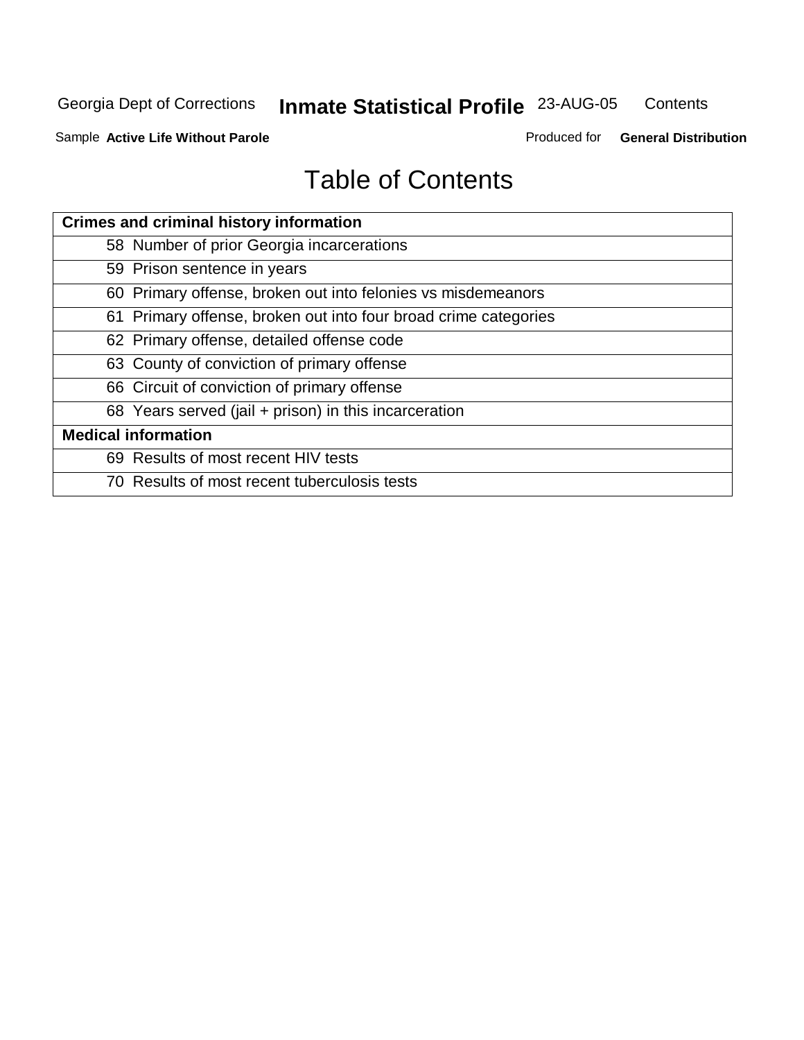Georgia Dept of Corrections **Inmate Statistical Profile** 23-AUG-05 Contents

Sample **Active Life Without Parole** Produced for **General Distribution**

# Table of Contents

| **Crimes and criminal history information** |
|---|
| 58 Number of prior Georgia incarcerations |
| 59 Prison sentence in years |
| 60 Primary offense, broken out into felonies vs misdemeanors |
| 61 Primary offense, broken out into four broad crime categories |
| 62 Primary offense, detailed offense code |
| 63 County of conviction of primary offense |
| 66 Circuit of conviction of primary offense |
| 68 Years served (jail + prison) in this incarceration |
| **Medical information** |
| 69 Results of most recent HIV tests |
| 70 Results of most recent tuberculosis tests |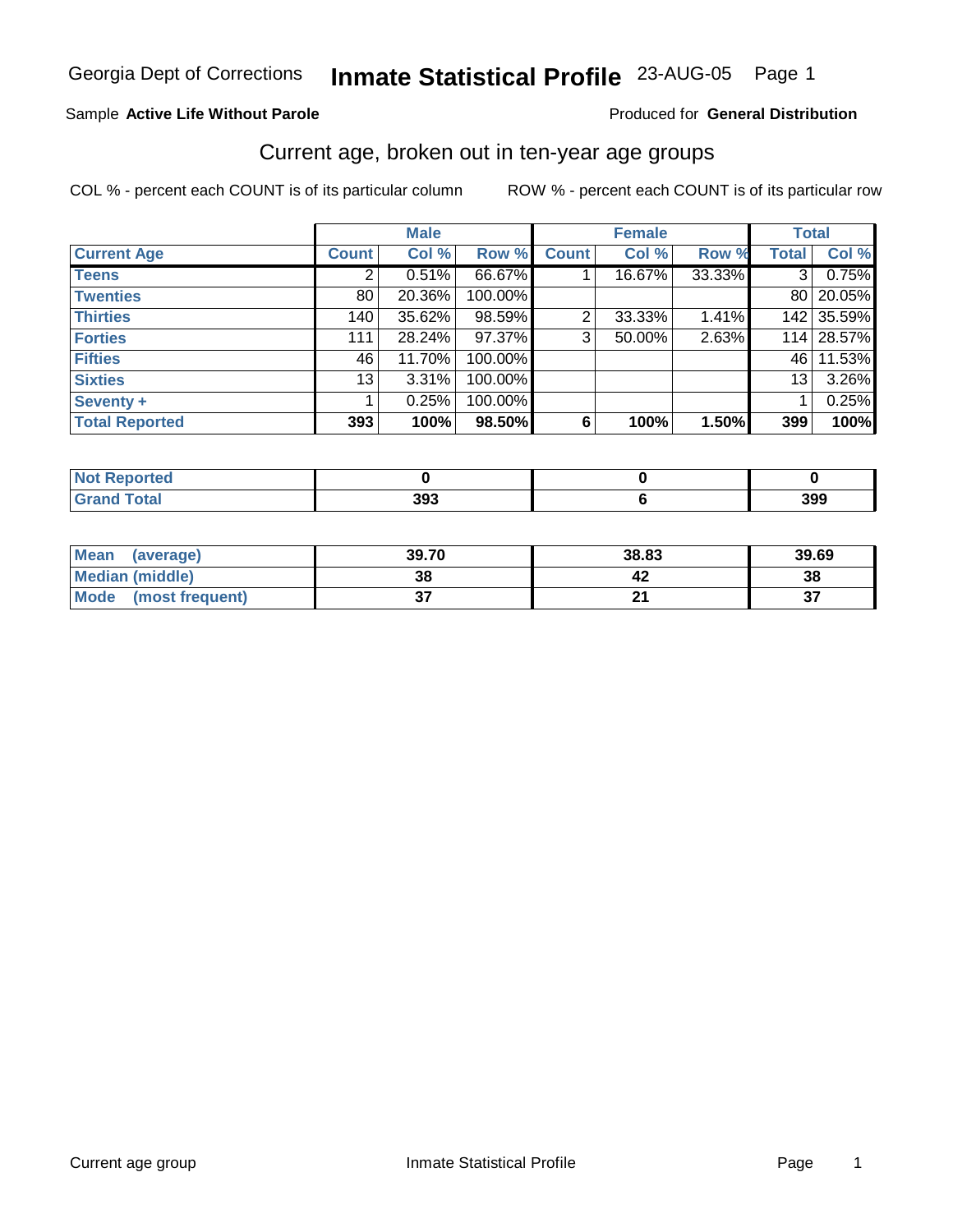Georgia Dept of Corrections **Inmate Statistical Profile** 23-AUG-05 Page 1

Sample **Active Life Without Parole** Produced for **General Distribution**

## Current age, broken out in ten-year age groups

COL % - percent each COUNT is of its particular column ROW % - percent each COUNT is of its particular row

| | Male | | | Female | | | Total | |
|---|---|---|---|---|---|---|---|---|
| **Current Age** | **Count** | **Col %** | **Row %** | **Count** | **Col %** | **Row %** | **Total** | **Col %** |
| **Teens** | 2 | 0.51% | 66.67% | 1 | 16.67% | 33.33% | 3 | 0.75% |
| **Twenties** | 80 | 20.36% | 100.00% | | | | 80 | 20.05% |
| **Thirties** | 140 | 35.62% | 98.59% | 2 | 33.33% | 1.41% | 142 | 35.59% |
| **Forties** | 111 | 28.24% | 97.37% | 3 | 50.00% | 2.63% | 114 | 28.57% |
| **Fifties** | 46 | 11.70% | 100.00% | | | | 46 | 11.53% |
| **Sixties** | 13 | 3.31% | 100.00% | | | | 13 | 3.26% |
| **Seventy +** | 1 | 0.25% | 100.00% | | | | 1 | 0.25% |
| **Total Reported** | **393** | **100%** | **98.50%** | **6** | **100%** | **1.50%** | **399** | **100%** |

| | Male | Female | Total |
|---|---|---|---|
| **Not Reported** | **0** | **0** | **0** |
| **Grand Total** | **393** | **6** | **399** |

| | Male | Female | Total |
|---|---|---|---|
| **Mean (average)** | **39.70** | **38.83** | **39.69** |
| **Median (middle)** | **38** | **42** | **38** |
| **Mode (most frequent)** | **37** | **21** | **37** |

Current age group Inmate Statistical Profile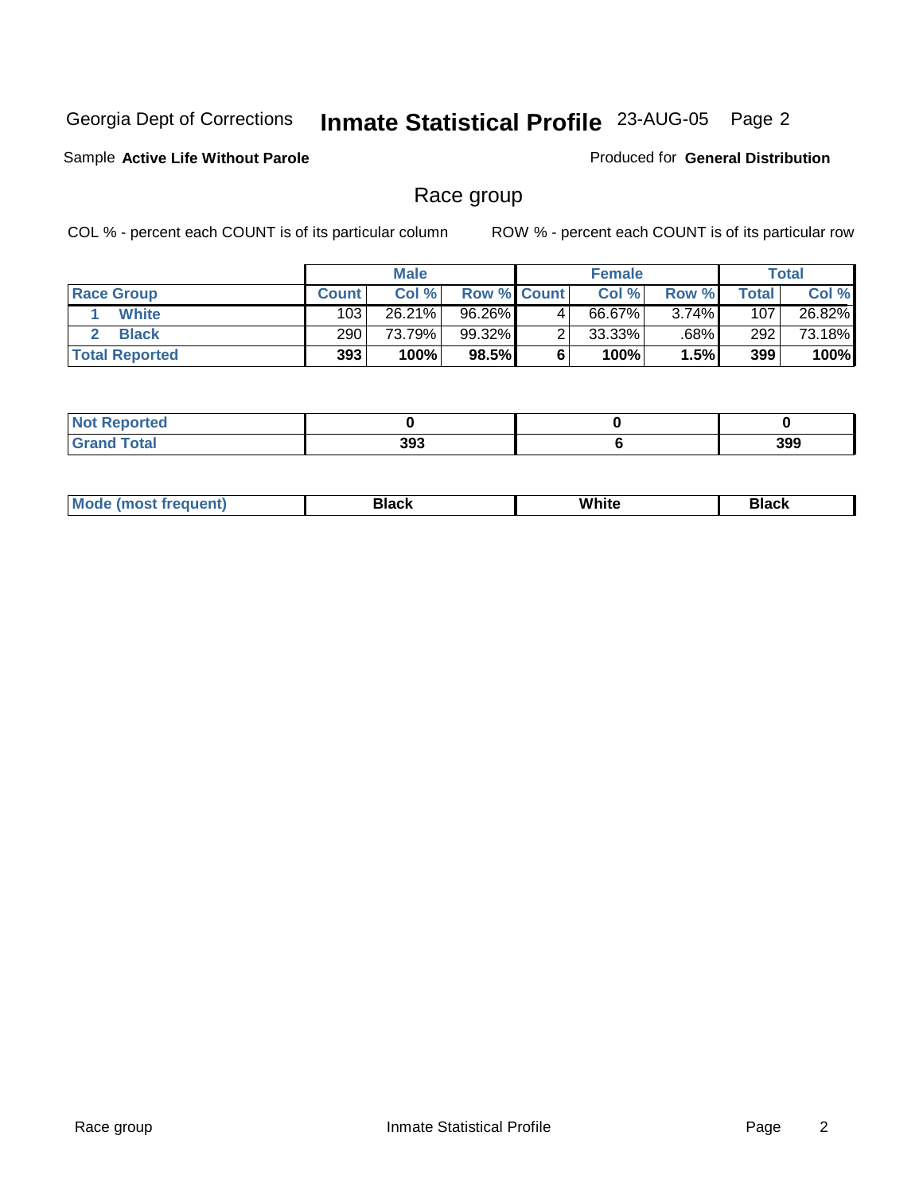Georgia Dept of Corrections **Inmate Statistical Profile** 23-AUG-05

Sample **Active Life Without Parole**

Produced for **General Distribution**

## Race group

COL % - percent each COUNT is of its particular column

ROW % - percent each COUNT is of its particular row

| | Male | | | Female | | | Total | |
|---|---|---|---|---|---|---|---|---|
| **Race Group** | **Count** | **Col %** | **Row %** | **Count** | **Col %** | **Row %** | **Total** | **Col %** |
| 1 White | 103 | 26.21% | 96.26% | 4 | 66.67% | 3.74% | 107 | 26.82% |
| 2 Black | 290 | 73.79% | 99.32% | 2 | 33.33% | .68% | 292 | 73.18% |
| **Total Reported** | **393** | **100%** | **98.5%** | **6** | **100%** | **1.5%** | **399** | **100%** |

| | Male | Female | Total |
|---|---|---|---|
| **Not Reported** | **0** | **0** | **0** |
| **Grand Total** | **393** | **6** | **399** |

| | Male | Female | Total |
|---|---|---|---|
| **Mode (most frequent)** | **Black** | **White** | **Black** |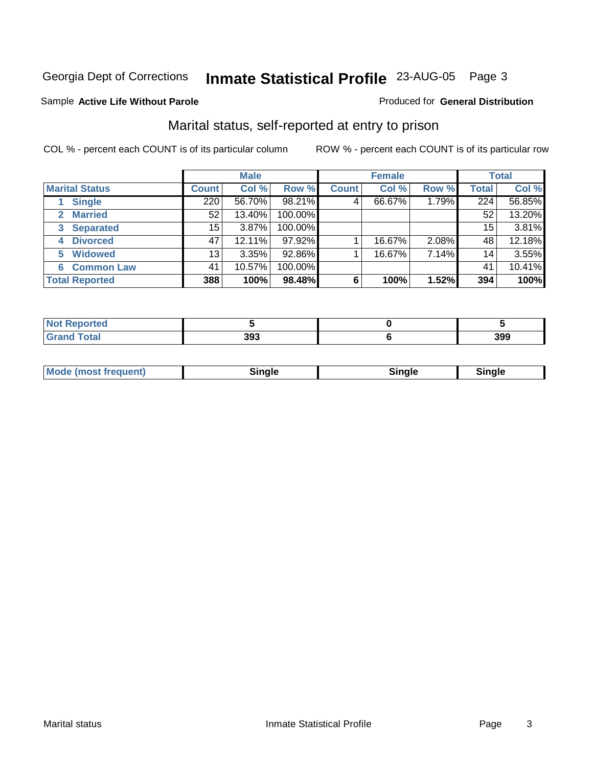Georgia Dept of Corrections **Inmate Statistical Profile** 23-AUG-05 Page 3

Sample **Active Life Without Parole** Produced for **General Distribution**

## Marital status, self-reported at entry to prison

COL % - percent each COUNT is of its particular column ROW % - percent each COUNT is of its particular row

| | Male | | | Female | | | Total | |
|---|---|---|---|---|---|---|---|---|
| **Marital Status** | **Count** | **Col %** | **Row %** | **Count** | **Col %** | **Row %** | **Total** | **Col %** |
| **1 Single** | 220 | 56.70% | 98.21% | 4 | 66.67% | 1.79% | 224 | 56.85% |
| **2 Married** | 52 | 13.40% | 100.00% | | | | 52 | 13.20% |
| **3 Separated** | 15 | 3.87% | 100.00% | | | | 15 | 3.81% |
| **4 Divorced** | 47 | 12.11% | 97.92% | 1 | 16.67% | 2.08% | 48 | 12.18% |
| **5 Widowed** | 13 | 3.35% | 92.86% | 1 | 16.67% | 7.14% | 14 | 3.55% |
| **6 Common Law** | 41 | 10.57% | 100.00% | | | | 41 | 10.41% |
| **Total Reported** | **388** | **100%** | **98.48%** | **6** | **100%** | **1.52%** | **394** | **100%** |

| | Male | Female | Total |
|---|---|---|---|
| **Not Reported** | **5** | **0** | **5** |
| **Grand Total** | **393** | **6** | **399** |

| | Male | Female | Total |
|---|---|---|---|
| **Mode (most frequent)** | **Single** | **Single** | **Single** |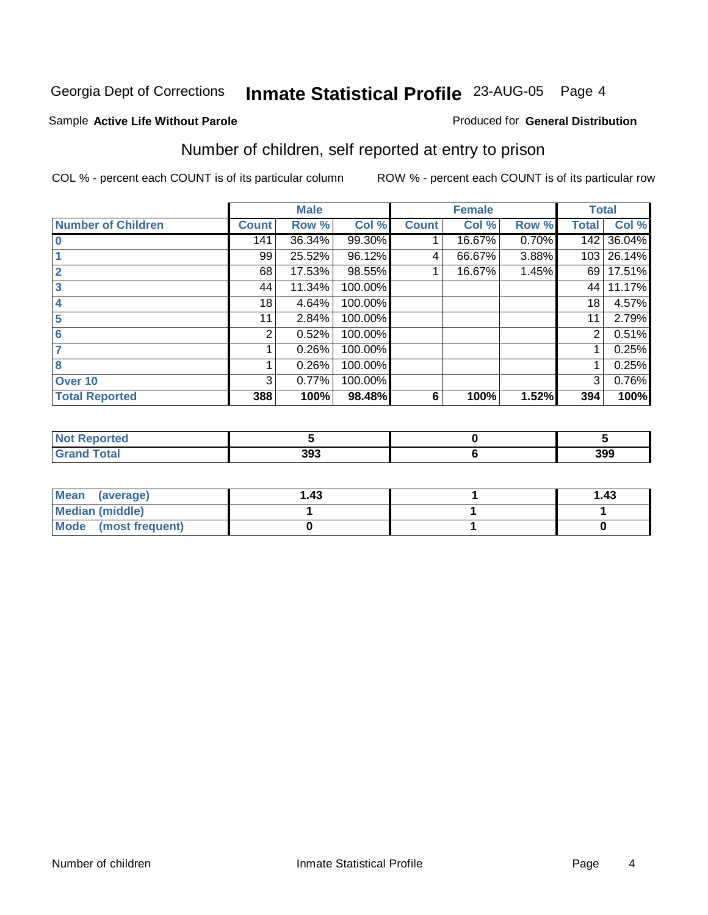Georgia Dept of Corrections **Inmate Statistical Profile** 23-AUG-05

Sample **Active Life Without Parole**

Produced for **General Distribution**

## Number of children, self reported at entry to prison

COL % - percent each COUNT is of its particular column

ROW % - percent each COUNT is of its particular row

| | Male | | | Female | | | Total | |
|---|---|---|---|---|---|---|---|---|
| **Number of Children** | **Count** | **Row %** | **Col %** | **Count** | **Col %** | **Row %** | **Total** | **Col %** |
| **0** | 141 | 36.34% | 99.30% | 1 | 16.67% | 0.70% | 142 | 36.04% |
| **1** | 99 | 25.52% | 96.12% | 4 | 66.67% | 3.88% | 103 | 26.14% |
| **2** | 68 | 17.53% | 98.55% | 1 | 16.67% | 1.45% | 69 | 17.51% |
| **3** | 44 | 11.34% | 100.00% | | | | 44 | 11.17% |
| **4** | 18 | 4.64% | 100.00% | | | | 18 | 4.57% |
| **5** | 11 | 2.84% | 100.00% | | | | 11 | 2.79% |
| **6** | 2 | 0.52% | 100.00% | | | | 2 | 0.51% |
| **7** | 1 | 0.26% | 100.00% | | | | 1 | 0.25% |
| **8** | 1 | 0.26% | 100.00% | | | | 1 | 0.25% |
| **Over 10** | 3 | 0.77% | 100.00% | | | | 3 | 0.76% |
| **Total Reported** | **388** | **100%** | **98.48%** | **6** | **100%** | **1.52%** | **394** | **100%** |

| | Male | Female | Total |
|---|---|---|---|
| **Not Reported** | **5** | **0** | **5** |
| **Grand Total** | **393** | **6** | **399** |

| | Male | Female | Total |
|---|---|---|---|
| **Mean (average)** | **1.43** | **1** | **1.43** |
| **Median (middle)** | **1** | **1** | **1** |
| **Mode (most frequent)** | **0** | **1** | **0** |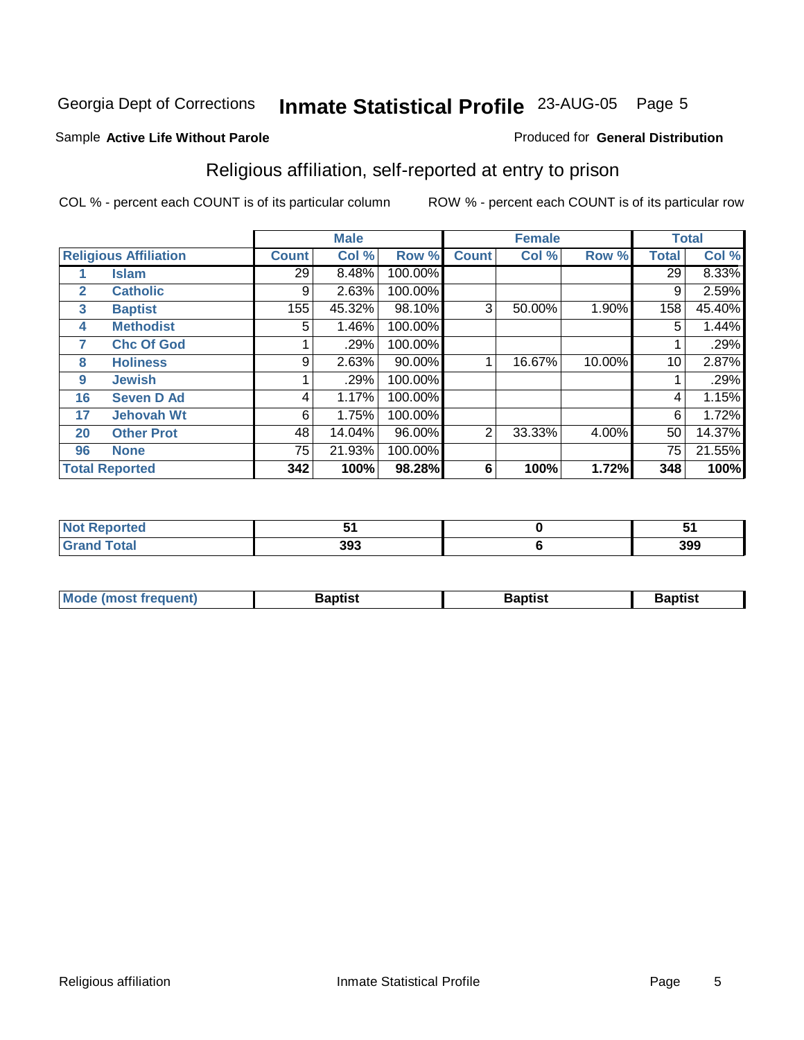# Georgia Dept of Corrections **Inmate Statistical Profile** 23-AUG-05

Sample **Active Life Without Parole**

Produced for **General Distribution**

## Religious affiliation, self-reported at entry to prison

COL % - percent each COUNT is of its particular column

ROW % - percent each COUNT is of its particular row

| Religious Affiliation | | Male | | | Female | | | Total | |
|---|---|---|---|---|---|---|---|---|---|
| | | Count | Col % | Row % | Count | Col % | Row % | Total | Col % |
| 1 | Islam | 29 | 8.48% | 100.00% | | | | 29 | 8.33% |
| 2 | Catholic | 9 | 2.63% | 100.00% | | | | 9 | 2.59% |
| 3 | Baptist | 155 | 45.32% | 98.10% | 3 | 50.00% | 1.90% | 158 | 45.40% |
| 4 | Methodist | 5 | 1.46% | 100.00% | | | | 5 | 1.44% |
| 7 | Chc Of God | 1 | .29% | 100.00% | | | | 1 | .29% |
| 8 | Holiness | 9 | 2.63% | 90.00% | 1 | 16.67% | 10.00% | 10 | 2.87% |
| 9 | Jewish | 1 | .29% | 100.00% | | | | 1 | .29% |
| 16 | Seven D Ad | 4 | 1.17% | 100.00% | | | | 4 | 1.15% |
| 17 | Jehovah Wt | 6 | 1.75% | 100.00% | | | | 6 | 1.72% |
| 20 | Other Prot | 48 | 14.04% | 96.00% | 2 | 33.33% | 4.00% | 50 | 14.37% |
| 96 | None | 75 | 21.93% | 100.00% | | | | 75 | 21.55% |
| **Total Reported** | | **342** | **100%** | **98.28%** | **6** | **100%** | **1.72%** | **348** | **100%** |

| | Male | Female | Total |
|---|---|---|---|
| Not Reported | 51 | 0 | 51 |
| Grand Total | 393 | 6 | 399 |

| | Male | Female | Total |
|---|---|---|---|
| Mode (most frequent) | Baptist | Baptist | Baptist |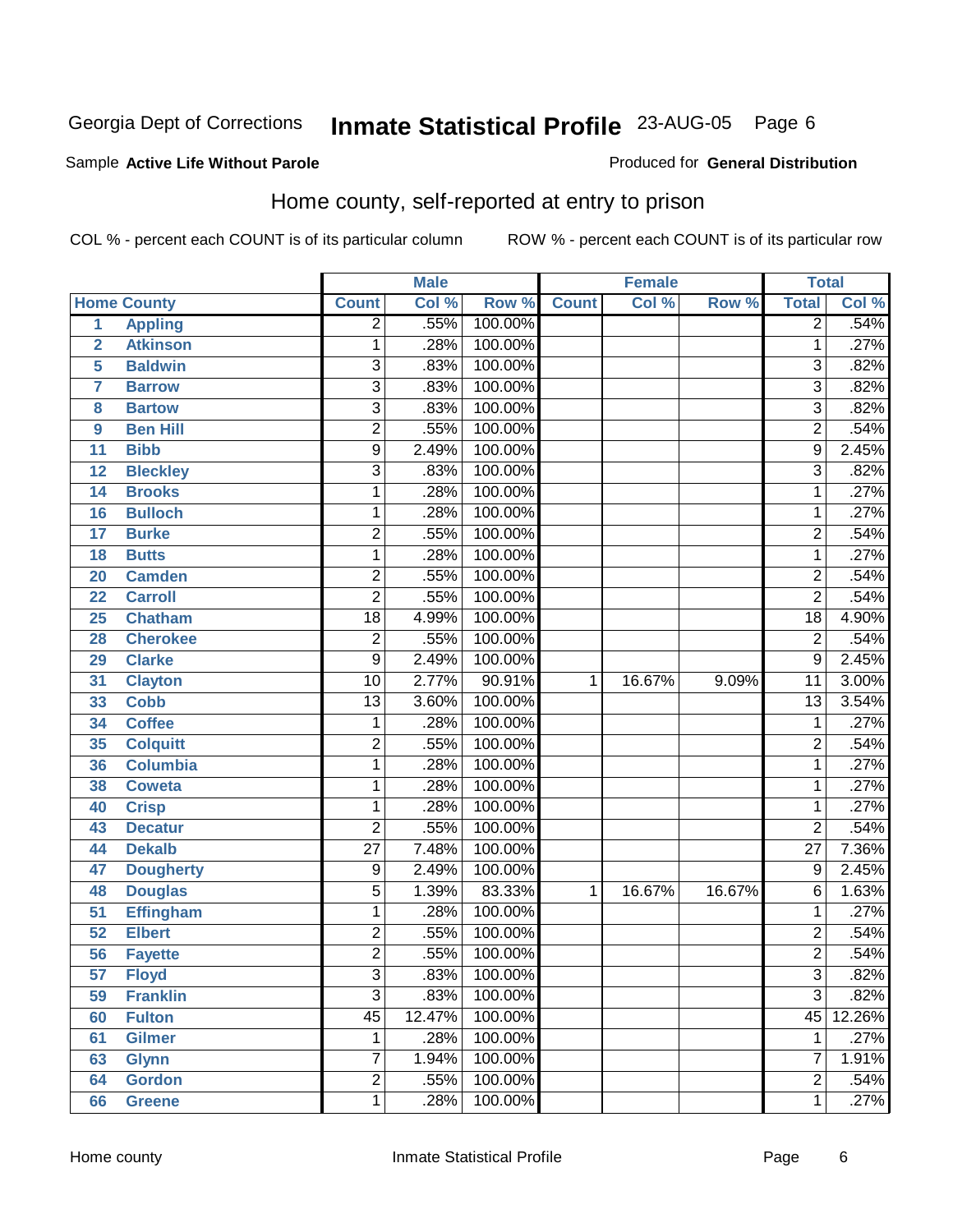Georgia Dept of Corrections **Inmate Statistical Profile** 23-AUG-05

Sample **Active Life Without Parole**

Produced for **General Distribution**

## Home county, self-reported at entry to prison

COL % - percent each COUNT is of its particular column ROW % - percent each COUNT is of its particular row

| | | Male | | | Female | | | Total | |
|---|---|---|---|---|---|---|---|---|---|
| **Home County** | | **Count** | **Col %** | **Row %** | **Count** | **Col %** | **Row %** | **Total** | **Col %** |
| 1 | Appling | 2 | .55% | 100.00% | | | | 2 | .54% |
| 2 | Atkinson | 1 | .28% | 100.00% | | | | 1 | .27% |
| 5 | Baldwin | 3 | .83% | 100.00% | | | | 3 | .82% |
| 7 | Barrow | 3 | .83% | 100.00% | | | | 3 | .82% |
| 8 | Bartow | 3 | .83% | 100.00% | | | | 3 | .82% |
| 9 | Ben Hill | 2 | .55% | 100.00% | | | | 2 | .54% |
| 11 | Bibb | 9 | 2.49% | 100.00% | | | | 9 | 2.45% |
| 12 | Bleckley | 3 | .83% | 100.00% | | | | 3 | .82% |
| 14 | Brooks | 1 | .28% | 100.00% | | | | 1 | .27% |
| 16 | Bulloch | 1 | .28% | 100.00% | | | | 1 | .27% |
| 17 | Burke | 2 | .55% | 100.00% | | | | 2 | .54% |
| 18 | Butts | 1 | .28% | 100.00% | | | | 1 | .27% |
| 20 | Camden | 2 | .55% | 100.00% | | | | 2 | .54% |
| 22 | Carroll | 2 | .55% | 100.00% | | | | 2 | .54% |
| 25 | Chatham | 18 | 4.99% | 100.00% | | | | 18 | 4.90% |
| 28 | Cherokee | 2 | .55% | 100.00% | | | | 2 | .54% |
| 29 | Clarke | 9 | 2.49% | 100.00% | | | | 9 | 2.45% |
| 31 | Clayton | 10 | 2.77% | 90.91% | 1 | 16.67% | 9.09% | 11 | 3.00% |
| 33 | Cobb | 13 | 3.60% | 100.00% | | | | 13 | 3.54% |
| 34 | Coffee | 1 | .28% | 100.00% | | | | 1 | .27% |
| 35 | Colquitt | 2 | .55% | 100.00% | | | | 2 | .54% |
| 36 | Columbia | 1 | .28% | 100.00% | | | | 1 | .27% |
| 38 | Coweta | 1 | .28% | 100.00% | | | | 1 | .27% |
| 40 | Crisp | 1 | .28% | 100.00% | | | | 1 | .27% |
| 43 | Decatur | 2 | .55% | 100.00% | | | | 2 | .54% |
| 44 | Dekalb | 27 | 7.48% | 100.00% | | | | 27 | 7.36% |
| 47 | Dougherty | 9 | 2.49% | 100.00% | | | | 9 | 2.45% |
| 48 | Douglas | 5 | 1.39% | 83.33% | 1 | 16.67% | 16.67% | 6 | 1.63% |
| 51 | Effingham | 1 | .28% | 100.00% | | | | 1 | .27% |
| 52 | Elbert | 2 | .55% | 100.00% | | | | 2 | .54% |
| 56 | Fayette | 2 | .55% | 100.00% | | | | 2 | .54% |
| 57 | Floyd | 3 | .83% | 100.00% | | | | 3 | .82% |
| 59 | Franklin | 3 | .83% | 100.00% | | | | 3 | .82% |
| 60 | Fulton | 45 | 12.47% | 100.00% | | | | 45 | 12.26% |
| 61 | Gilmer | 1 | .28% | 100.00% | | | | 1 | .27% |
| 63 | Glynn | 7 | 1.94% | 100.00% | | | | 7 | 1.91% |
| 64 | Gordon | 2 | .55% | 100.00% | | | | 2 | .54% |
| 66 | Greene | 1 | .28% | 100.00% | | | | 1 | .27% |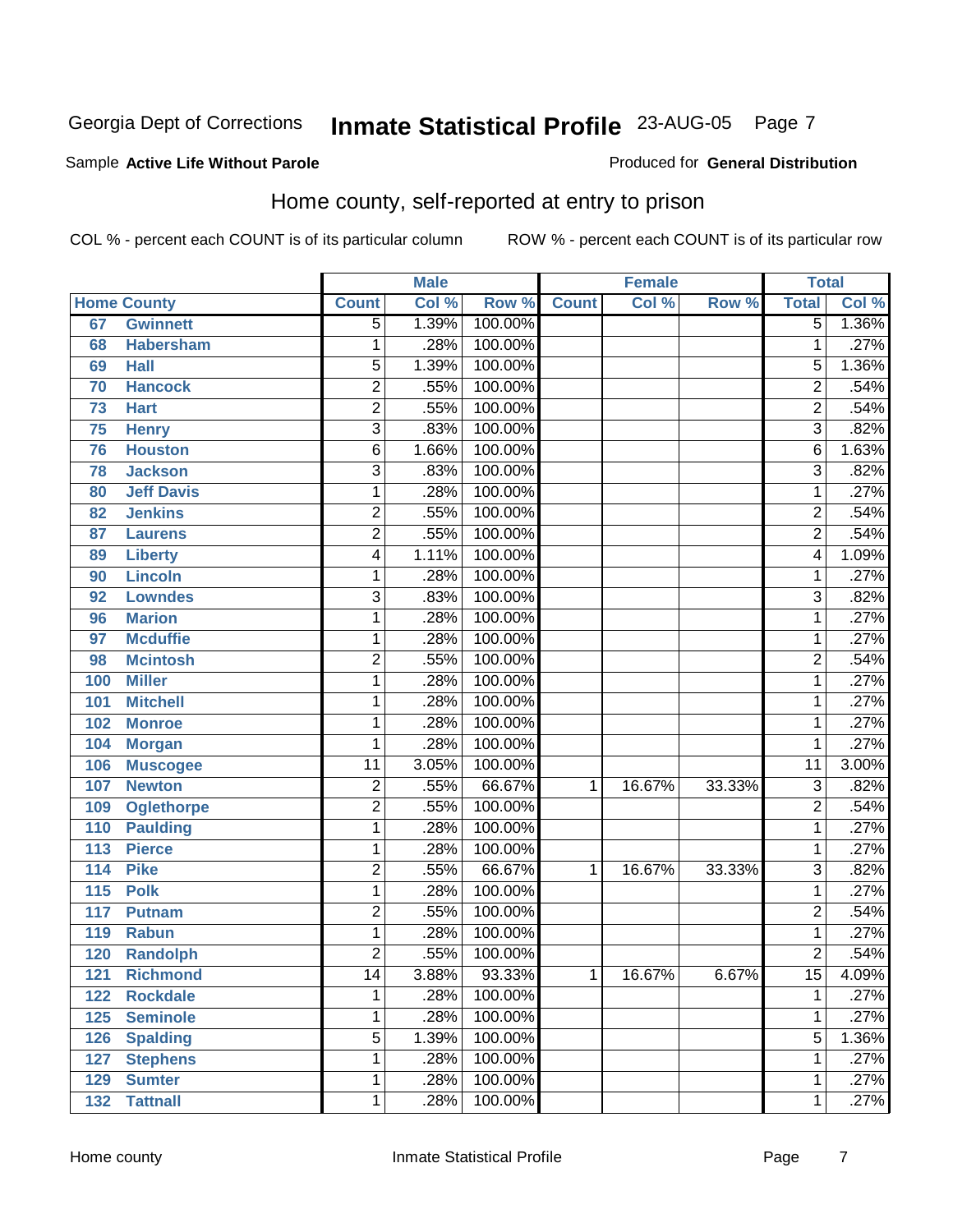Georgia Dept of Corrections **Inmate Statistical Profile** 23-AUG-05

Sample **Active Life Without Parole**

Produced for **General Distribution**

## Home county, self-reported at entry to prison

COL % - percent each COUNT is of its particular column

ROW % - percent each COUNT is of its particular row

| | | Male | | | Female | | | Total | |
|---|---|---|---|---|---|---|---|---|---|
| **Home County** | | **Count** | **Col %** | **Row %** | **Count** | **Col %** | **Row %** | **Total** | **Col %** |
| 67 | **Gwinnett** | 5 | 1.39% | 100.00% | | | | 5 | 1.36% |
| 68 | **Habersham** | 1 | .28% | 100.00% | | | | 1 | .27% |
| 69 | **Hall** | 5 | 1.39% | 100.00% | | | | 5 | 1.36% |
| 70 | **Hancock** | 2 | .55% | 100.00% | | | | 2 | .54% |
| 73 | **Hart** | 2 | .55% | 100.00% | | | | 2 | .54% |
| 75 | **Henry** | 3 | .83% | 100.00% | | | | 3 | .82% |
| 76 | **Houston** | 6 | 1.66% | 100.00% | | | | 6 | 1.63% |
| 78 | **Jackson** | 3 | .83% | 100.00% | | | | 3 | .82% |
| 80 | **Jeff Davis** | 1 | .28% | 100.00% | | | | 1 | .27% |
| 82 | **Jenkins** | 2 | .55% | 100.00% | | | | 2 | .54% |
| 87 | **Laurens** | 2 | .55% | 100.00% | | | | 2 | .54% |
| 89 | **Liberty** | 4 | 1.11% | 100.00% | | | | 4 | 1.09% |
| 90 | **Lincoln** | 1 | .28% | 100.00% | | | | 1 | .27% |
| 92 | **Lowndes** | 3 | .83% | 100.00% | | | | 3 | .82% |
| 96 | **Marion** | 1 | .28% | 100.00% | | | | 1 | .27% |
| 97 | **Mcduffie** | 1 | .28% | 100.00% | | | | 1 | .27% |
| 98 | **Mcintosh** | 2 | .55% | 100.00% | | | | 2 | .54% |
| 100 | **Miller** | 1 | .28% | 100.00% | | | | 1 | .27% |
| 101 | **Mitchell** | 1 | .28% | 100.00% | | | | 1 | .27% |
| 102 | **Monroe** | 1 | .28% | 100.00% | | | | 1 | .27% |
| 104 | **Morgan** | 1 | .28% | 100.00% | | | | 1 | .27% |
| 106 | **Muscogee** | 11 | 3.05% | 100.00% | | | | 11 | 3.00% |
| 107 | **Newton** | 2 | .55% | 66.67% | 1 | 16.67% | 33.33% | 3 | .82% |
| 109 | **Oglethorpe** | 2 | .55% | 100.00% | | | | 2 | .54% |
| 110 | **Paulding** | 1 | .28% | 100.00% | | | | 1 | .27% |
| 113 | **Pierce** | 1 | .28% | 100.00% | | | | 1 | .27% |
| 114 | **Pike** | 2 | .55% | 66.67% | 1 | 16.67% | 33.33% | 3 | .82% |
| 115 | **Polk** | 1 | .28% | 100.00% | | | | 1 | .27% |
| 117 | **Putnam** | 2 | .55% | 100.00% | | | | 2 | .54% |
| 119 | **Rabun** | 1 | .28% | 100.00% | | | | 1 | .27% |
| 120 | **Randolph** | 2 | .55% | 100.00% | | | | 2 | .54% |
| 121 | **Richmond** | 14 | 3.88% | 93.33% | 1 | 16.67% | 6.67% | 15 | 4.09% |
| 122 | **Rockdale** | 1 | .28% | 100.00% | | | | 1 | .27% |
| 125 | **Seminole** | 1 | .28% | 100.00% | | | | 1 | .27% |
| 126 | **Spalding** | 5 | 1.39% | 100.00% | | | | 5 | 1.36% |
| 127 | **Stephens** | 1 | .28% | 100.00% | | | | 1 | .27% |
| 129 | **Sumter** | 1 | .28% | 100.00% | | | | 1 | .27% |
| 132 | **Tattnall** | 1 | .28% | 100.00% | | | | 1 | .27% |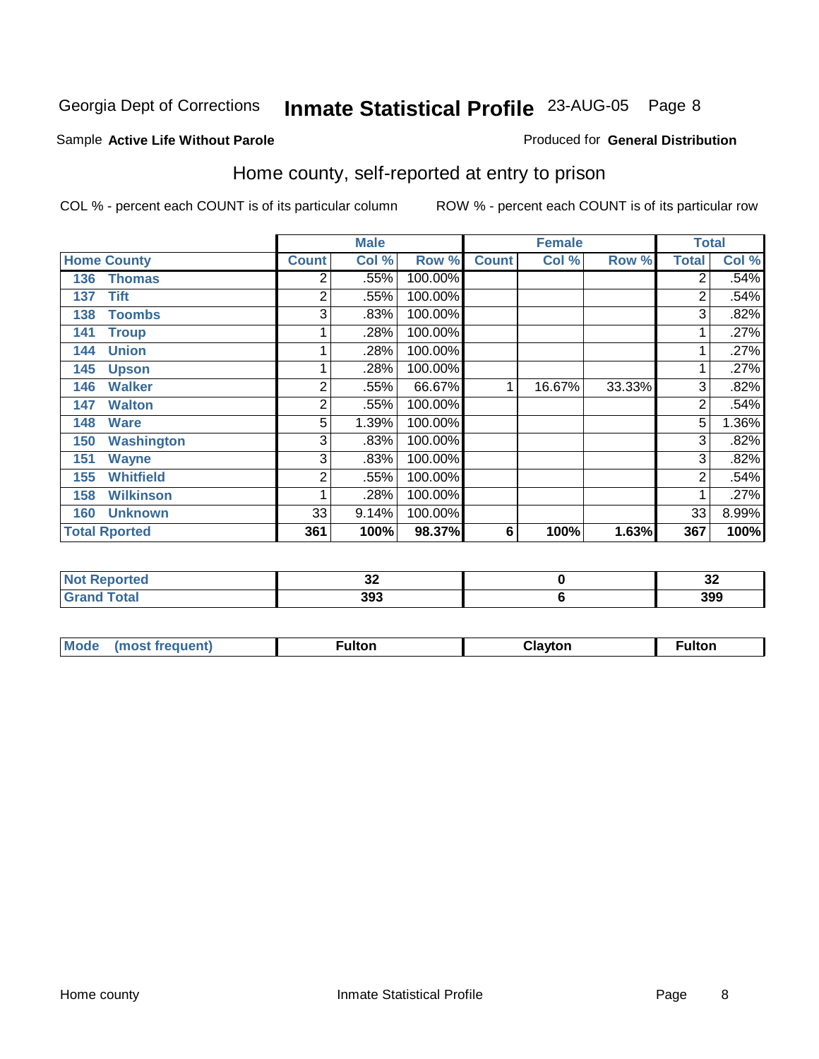Georgia Dept of Corrections **Inmate Statistical Profile** 23-AUG-05

Sample **Active Life Without Parole**

Produced for **General Distribution**

## Home county, self-reported at entry to prison

COL % - percent each COUNT is of its particular column

ROW % - percent each COUNT is of its particular row

| | Male | | | Female | | | Total | |
|---|---|---|---|---|---|---|---|---|
| **Home County** | **Count** | **Col %** | **Row %** | **Count** | **Col %** | **Row %** | **Total** | **Col %** |
| 136 Thomas | 2 | .55% | 100.00% | | | | 2 | .54% |
| 137 Tift | 2 | .55% | 100.00% | | | | 2 | .54% |
| 138 Toombs | 3 | .83% | 100.00% | | | | 3 | .82% |
| 141 Troup | 1 | .28% | 100.00% | | | | 1 | .27% |
| 144 Union | 1 | .28% | 100.00% | | | | 1 | .27% |
| 145 Upson | 1 | .28% | 100.00% | | | | 1 | .27% |
| 146 Walker | 2 | .55% | 66.67% | 1 | 16.67% | 33.33% | 3 | .82% |
| 147 Walton | 2 | .55% | 100.00% | | | | 2 | .54% |
| 148 Ware | 5 | 1.39% | 100.00% | | | | 5 | 1.36% |
| 150 Washington | 3 | .83% | 100.00% | | | | 3 | .82% |
| 151 Wayne | 3 | .83% | 100.00% | | | | 3 | .82% |
| 155 Whitfield | 2 | .55% | 100.00% | | | | 2 | .54% |
| 158 Wilkinson | 1 | .28% | 100.00% | | | | 1 | .27% |
| 160 Unknown | 33 | 9.14% | 100.00% | | | | 33 | 8.99% |
| **Total Rported** | **361** | **100%** | **98.37%** | **6** | **100%** | **1.63%** | **367** | **100%** |

| | Male | Female | Total |
|---|---|---|---|
| Not Reported | 32 | 0 | 32 |
| Grand Total | 393 | 6 | 399 |

| | Male | Female | Total |
|---|---|---|---|
| Mode (most frequent) | Fulton | Clayton | Fulton |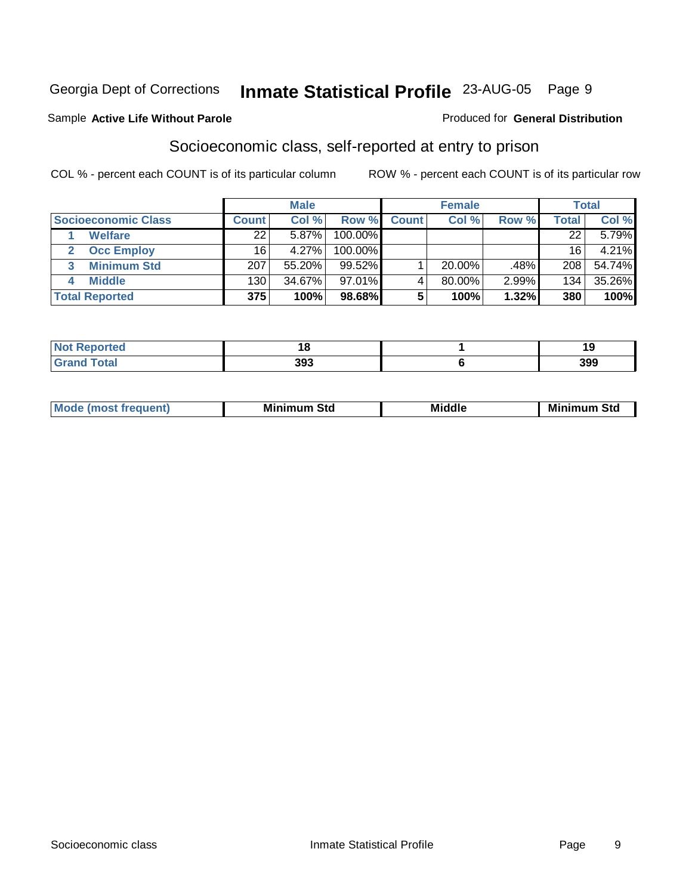Georgia Dept of Corrections **Inmate Statistical Profile** 23-AUG-05

Sample **Active Life Without Parole**

Produced for **General Distribution**

## Socioeconomic class, self-reported at entry to prison

COL % - percent each COUNT is of its particular column

ROW % - percent each COUNT is of its particular row

| | Male | | | Female | | | Total | |
|---|---|---|---|---|---|---|---|---|
| **Socioeconomic Class** | **Count** | **Col %** | **Row %** | **Count** | **Col %** | **Row %** | **Total** | **Col %** |
| 1 **Welfare** | 22 | 5.87% | 100.00% | | | | 22 | 5.79% |
| 2 **Occ Employ** | 16 | 4.27% | 100.00% | | | | 16 | 4.21% |
| 3 **Minimum Std** | 207 | 55.20% | 99.52% | 1 | 20.00% | .48% | 208 | 54.74% |
| 4 **Middle** | 130 | 34.67% | 97.01% | 4 | 80.00% | 2.99% | 134 | 35.26% |
| **Total Reported** | **375** | **100%** | **98.68%** | **5** | **100%** | **1.32%** | **380** | **100%** |

| | Male | Female | Total |
|---|---|---|---|
| **Not Reported** | **18** | **1** | **19** |
| **Grand Total** | **393** | **6** | **399** |

| | Male | Female | Total |
|---|---|---|---|
| **Mode (most frequent)** | **Minimum Std** | **Middle** | **Minimum Std** |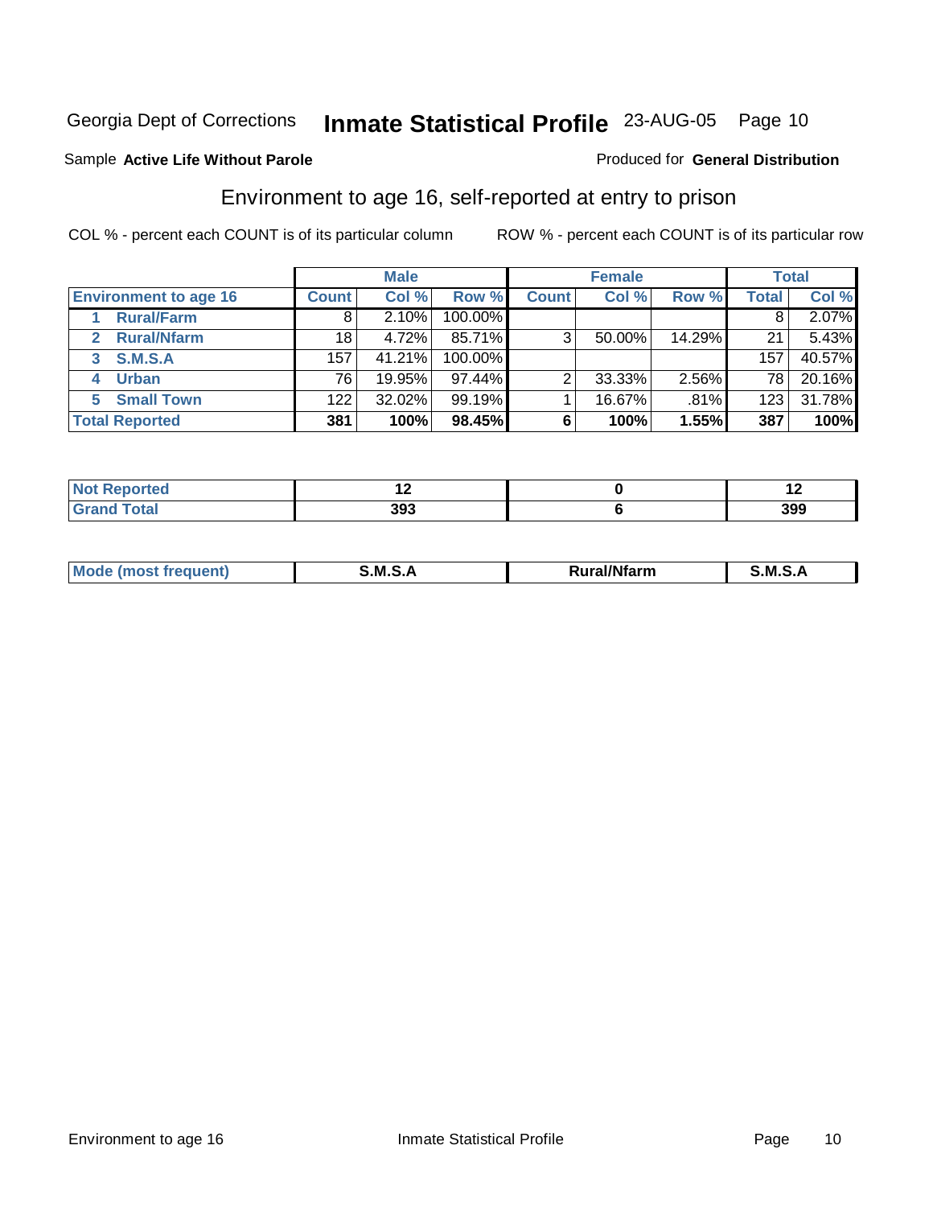Georgia Dept of Corrections **Inmate Statistical Profile** 23-AUG-05

Sample **Active Life Without Parole**

Produced for **General Distribution**

## Environment to age 16, self-reported at entry to prison

COL % - percent each COUNT is of its particular column

ROW % - percent each COUNT is of its particular row

| Environment to age 16 | Male | | | Female | | | Total | |
|---|---|---|---|---|---|---|---|---|
| | Count | Col % | Row % | Count | Col % | Row % | Total | Col % |
| 1 Rural/Farm | 8 | 2.10% | 100.00% | | | | 8 | 2.07% |
| 2 Rural/Nfarm | 18 | 4.72% | 85.71% | 3 | 50.00% | 14.29% | 21 | 5.43% |
| 3 S.M.S.A | 157 | 41.21% | 100.00% | | | | 157 | 40.57% |
| 4 Urban | 76 | 19.95% | 97.44% | 2 | 33.33% | 2.56% | 78 | 20.16% |
| 5 Small Town | 122 | 32.02% | 99.19% | 1 | 16.67% | .81% | 123 | 31.78% |
| **Total Reported** | **381** | **100%** | **98.45%** | **6** | **100%** | **1.55%** | **387** | **100%** |

| | Male | Female | Total |
|---|---|---|---|
| Not Reported | 12 | 0 | 12 |
| Grand Total | 393 | 6 | 399 |

| | Male | Female | Total |
|---|---|---|---|
| Mode (most frequent) | S.M.S.A | Rural/Nfarm | S.M.S.A |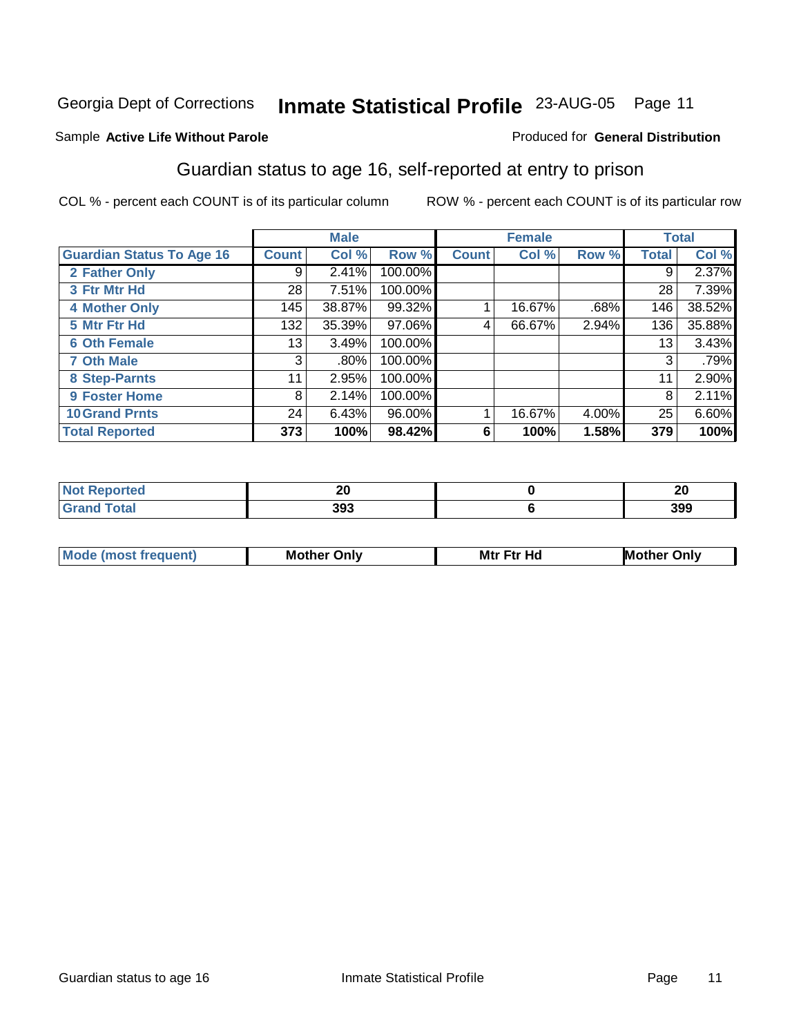Georgia Dept of Corrections **Inmate Statistical Profile** 23-AUG-05 Page 11

Sample **Active Life Without Parole**

Produced for **General Distribution**

## Guardian status to age 16, self-reported at entry to prison

COL % - percent each COUNT is of its particular column

ROW % - percent each COUNT is of its particular row

| | Male | | | Female | | | Total | |
|---|---|---|---|---|---|---|---|---|
| **Guardian Status To Age 16** | **Count** | **Col %** | **Row %** | **Count** | **Col %** | **Row %** | **Total** | **Col %** |
| 2 Father Only | 9 | 2.41% | 100.00% | | | | 9 | 2.37% |
| 3 Ftr Mtr Hd | 28 | 7.51% | 100.00% | | | | 28 | 7.39% |
| 4 Mother Only | 145 | 38.87% | 99.32% | 1 | 16.67% | .68% | 146 | 38.52% |
| 5 Mtr Ftr Hd | 132 | 35.39% | 97.06% | 4 | 66.67% | 2.94% | 136 | 35.88% |
| 6 Oth Female | 13 | 3.49% | 100.00% | | | | 13 | 3.43% |
| 7 Oth Male | 3 | .80% | 100.00% | | | | 3 | .79% |
| 8 Step-Parnts | 11 | 2.95% | 100.00% | | | | 11 | 2.90% |
| 9 Foster Home | 8 | 2.14% | 100.00% | | | | 8 | 2.11% |
| 10 Grand Prnts | 24 | 6.43% | 96.00% | 1 | 16.67% | 4.00% | 25 | 6.60% |
| **Total Reported** | **373** | **100%** | **98.42%** | **6** | **100%** | **1.58%** | **379** | **100%** |

| | Male | Female | Total |
|---|---|---|---|
| Not Reported | 20 | 0 | 20 |
| Grand Total | 393 | 6 | 399 |

| | Male | Female | Total |
|---|---|---|---|
| Mode (most frequent) | Mother Only | Mtr Ftr Hd | Mother Only |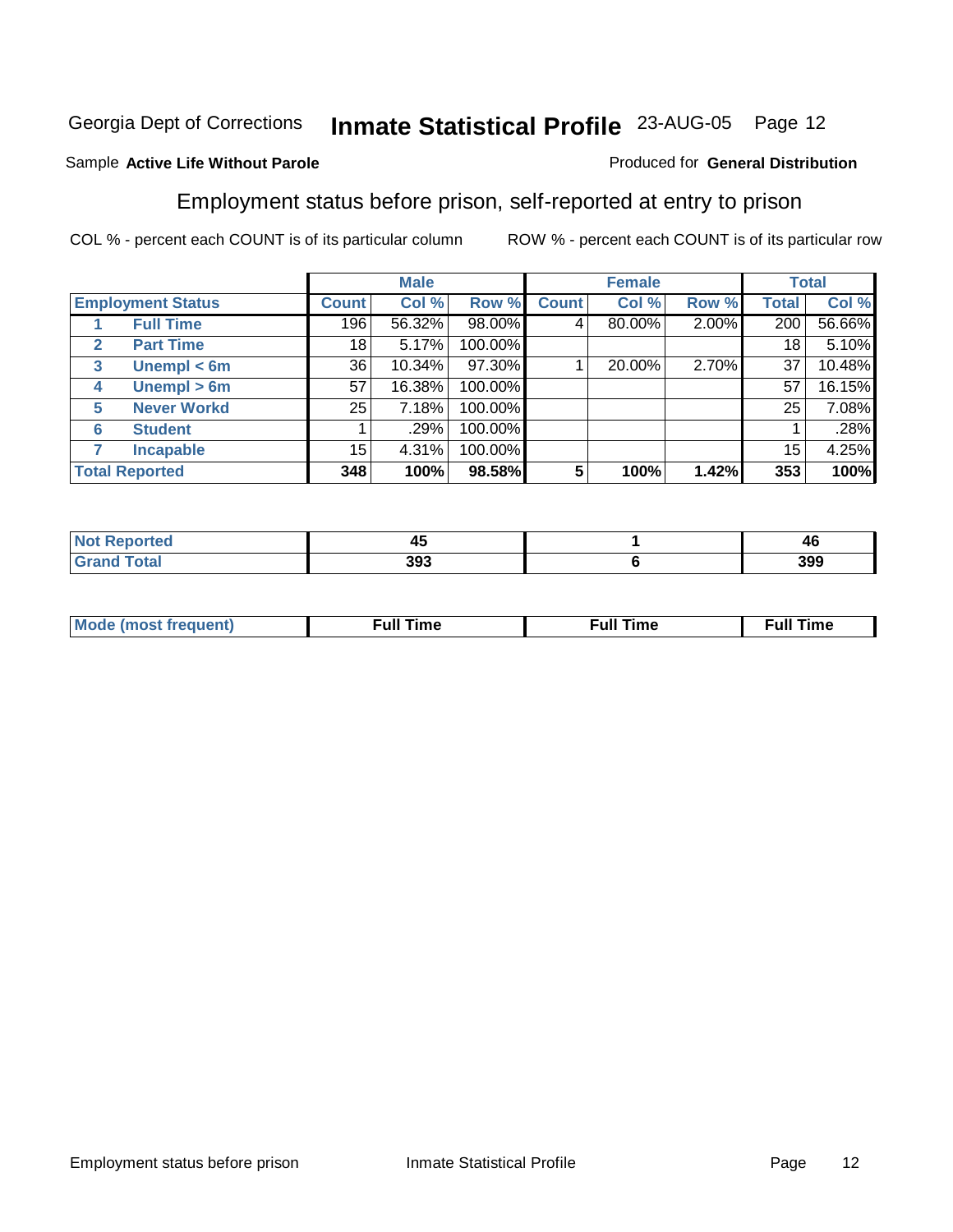Georgia Dept of Corrections **Inmate Statistical Profile** 23-AUG-05

Sample **Active Life Without Parole**

Produced for **General Distribution**

## Employment status before prison, self-reported at entry to prison

COL % - percent each COUNT is of its particular column

ROW % - percent each COUNT is of its particular row

| | | Male | | | Female | | | Total | |
|---|---|---|---|---|---|---|---|---|---|
| **Employment Status** | | **Count** | **Col %** | **Row %** | **Count** | **Col %** | **Row %** | **Total** | **Col %** |
| 1 | Full Time | 196 | 56.32% | 98.00% | 4 | 80.00% | 2.00% | 200 | 56.66% |
| 2 | Part Time | 18 | 5.17% | 100.00% | | | | 18 | 5.10% |
| 3 | Unempl < 6m | 36 | 10.34% | 97.30% | 1 | 20.00% | 2.70% | 37 | 10.48% |
| 4 | Unempl > 6m | 57 | 16.38% | 100.00% | | | | 57 | 16.15% |
| 5 | Never Workd | 25 | 7.18% | 100.00% | | | | 25 | 7.08% |
| 6 | Student | 1 | .29% | 100.00% | | | | 1 | .28% |
| 7 | Incapable | 15 | 4.31% | 100.00% | | | | 15 | 4.25% |
| **Total Reported** | | **348** | **100%** | **98.58%** | **5** | **100%** | **1.42%** | **353** | **100%** |

| | Male | Female | Total |
|---|---|---|---|
| Not Reported | 45 | 1 | 46 |
| Grand Total | 393 | 6 | 399 |

| | Male | Female | Total |
|---|---|---|---|
| Mode (most frequent) | Full Time | Full Time | Full Time |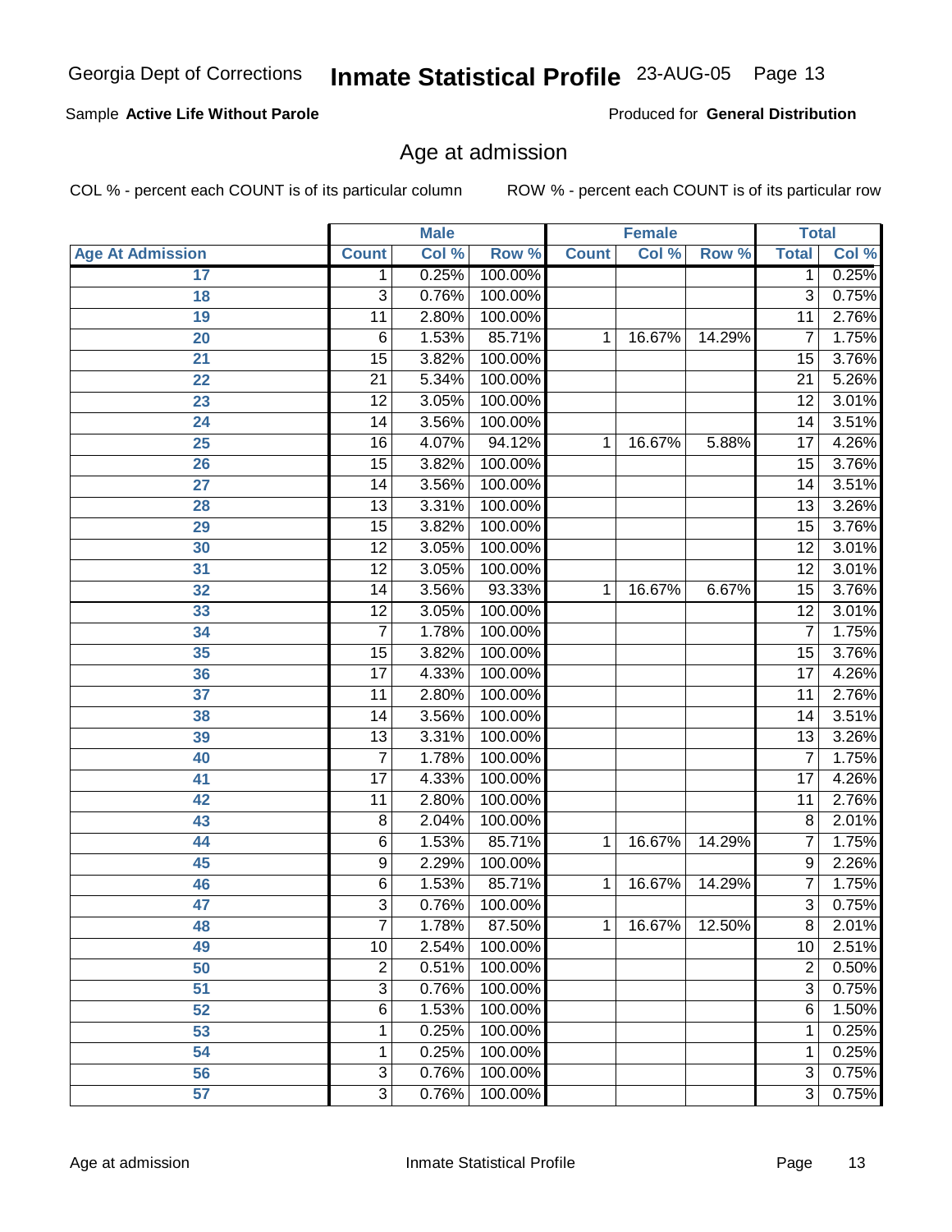Sample **Active Life Without Parole**

Produced for **General Distribution**

## Age at admission

COL % - percent each COUNT is of its particular column

ROW % - percent each COUNT is of its particular row

| | Male | | | Female | | | Total | |
|---|---|---|---|---|---|---|---|---|
| Age At Admission | Count | Col % | Row % | Count | Col % | Row % | Total | Col % |
| 17 | 1 | 0.25% | 100.00% | | | | 1 | 0.25% |
| 18 | 3 | 0.76% | 100.00% | | | | 3 | 0.75% |
| 19 | 11 | 2.80% | 100.00% | | | | 11 | 2.76% |
| 20 | 6 | 1.53% | 85.71% | 1 | 16.67% | 14.29% | 7 | 1.75% |
| 21 | 15 | 3.82% | 100.00% | | | | 15 | 3.76% |
| 22 | 21 | 5.34% | 100.00% | | | | 21 | 5.26% |
| 23 | 12 | 3.05% | 100.00% | | | | 12 | 3.01% |
| 24 | 14 | 3.56% | 100.00% | | | | 14 | 3.51% |
| 25 | 16 | 4.07% | 94.12% | 1 | 16.67% | 5.88% | 17 | 4.26% |
| 26 | 15 | 3.82% | 100.00% | | | | 15 | 3.76% |
| 27 | 14 | 3.56% | 100.00% | | | | 14 | 3.51% |
| 28 | 13 | 3.31% | 100.00% | | | | 13 | 3.26% |
| 29 | 15 | 3.82% | 100.00% | | | | 15 | 3.76% |
| 30 | 12 | 3.05% | 100.00% | | | | 12 | 3.01% |
| 31 | 12 | 3.05% | 100.00% | | | | 12 | 3.01% |
| 32 | 14 | 3.56% | 93.33% | 1 | 16.67% | 6.67% | 15 | 3.76% |
| 33 | 12 | 3.05% | 100.00% | | | | 12 | 3.01% |
| 34 | 7 | 1.78% | 100.00% | | | | 7 | 1.75% |
| 35 | 15 | 3.82% | 100.00% | | | | 15 | 3.76% |
| 36 | 17 | 4.33% | 100.00% | | | | 17 | 4.26% |
| 37 | 11 | 2.80% | 100.00% | | | | 11 | 2.76% |
| 38 | 14 | 3.56% | 100.00% | | | | 14 | 3.51% |
| 39 | 13 | 3.31% | 100.00% | | | | 13 | 3.26% |
| 40 | 7 | 1.78% | 100.00% | | | | 7 | 1.75% |
| 41 | 17 | 4.33% | 100.00% | | | | 17 | 4.26% |
| 42 | 11 | 2.80% | 100.00% | | | | 11 | 2.76% |
| 43 | 8 | 2.04% | 100.00% | | | | 8 | 2.01% |
| 44 | 6 | 1.53% | 85.71% | 1 | 16.67% | 14.29% | 7 | 1.75% |
| 45 | 9 | 2.29% | 100.00% | | | | 9 | 2.26% |
| 46 | 6 | 1.53% | 85.71% | 1 | 16.67% | 14.29% | 7 | 1.75% |
| 47 | 3 | 0.76% | 100.00% | | | | 3 | 0.75% |
| 48 | 7 | 1.78% | 87.50% | 1 | 16.67% | 12.50% | 8 | 2.01% |
| 49 | 10 | 2.54% | 100.00% | | | | 10 | 2.51% |
| 50 | 2 | 0.51% | 100.00% | | | | 2 | 0.50% |
| 51 | 3 | 0.76% | 100.00% | | | | 3 | 0.75% |
| 52 | 6 | 1.53% | 100.00% | | | | 6 | 1.50% |
| 53 | 1 | 0.25% | 100.00% | | | | 1 | 0.25% |
| 54 | 1 | 0.25% | 100.00% | | | | 1 | 0.25% |
| 56 | 3 | 0.76% | 100.00% | | | | 3 | 0.75% |
| 57 | 3 | 0.76% | 100.00% | | | | 3 | 0.75% |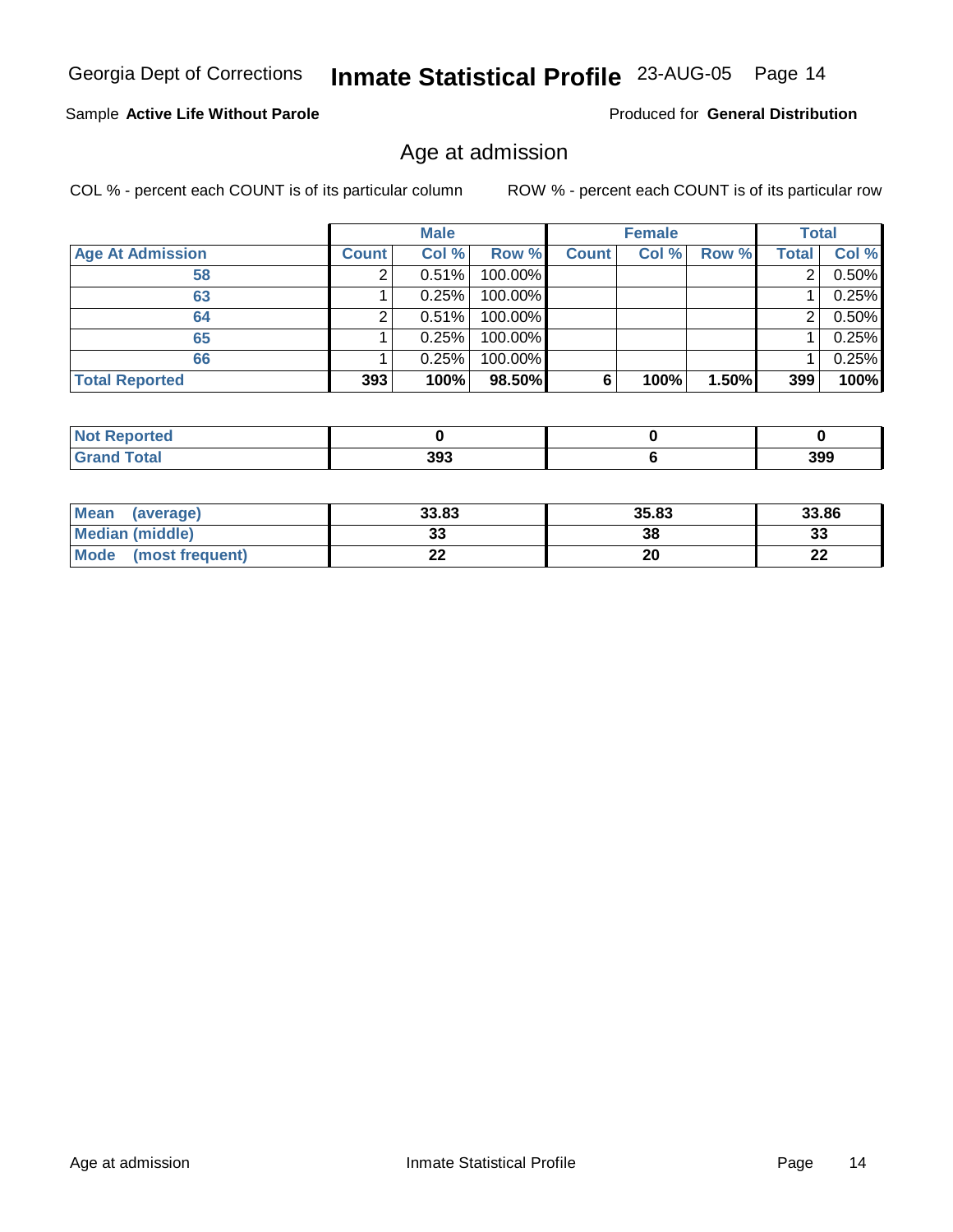Sample **Active Life Without Parole**

Produced for **General Distribution**

## Age at admission

COL % - percent each COUNT is of its particular column

ROW % - percent each COUNT is of its particular row

| | Male | | | Female | | | Total | |
|---|---|---|---|---|---|---|---|---|
| **Age At Admission** | **Count** | **Col %** | **Row %** | **Count** | **Col %** | **Row %** | **Total** | **Col %** |
| **58** | 2 | 0.51% | 100.00% | | | | 2 | 0.50% |
| **63** | 1 | 0.25% | 100.00% | | | | 1 | 0.25% |
| **64** | 2 | 0.51% | 100.00% | | | | 2 | 0.50% |
| **65** | 1 | 0.25% | 100.00% | | | | 1 | 0.25% |
| **66** | 1 | 0.25% | 100.00% | | | | 1 | 0.25% |
| **Total Reported** | **393** | **100%** | **98.50%** | **6** | **100%** | **1.50%** | **399** | **100%** |

| | Male | Female | Total |
|---|---|---|---|
| **Not Reported** | **0** | **0** | **0** |
| **Grand Total** | **393** | **6** | **399** |

| | Male | Female | Total |
|---|---|---|---|
| **Mean (average)** | **33.83** | **35.83** | **33.86** |
| **Median (middle)** | **33** | **38** | **33** |
| **Mode (most frequent)** | **22** | **20** | **22** |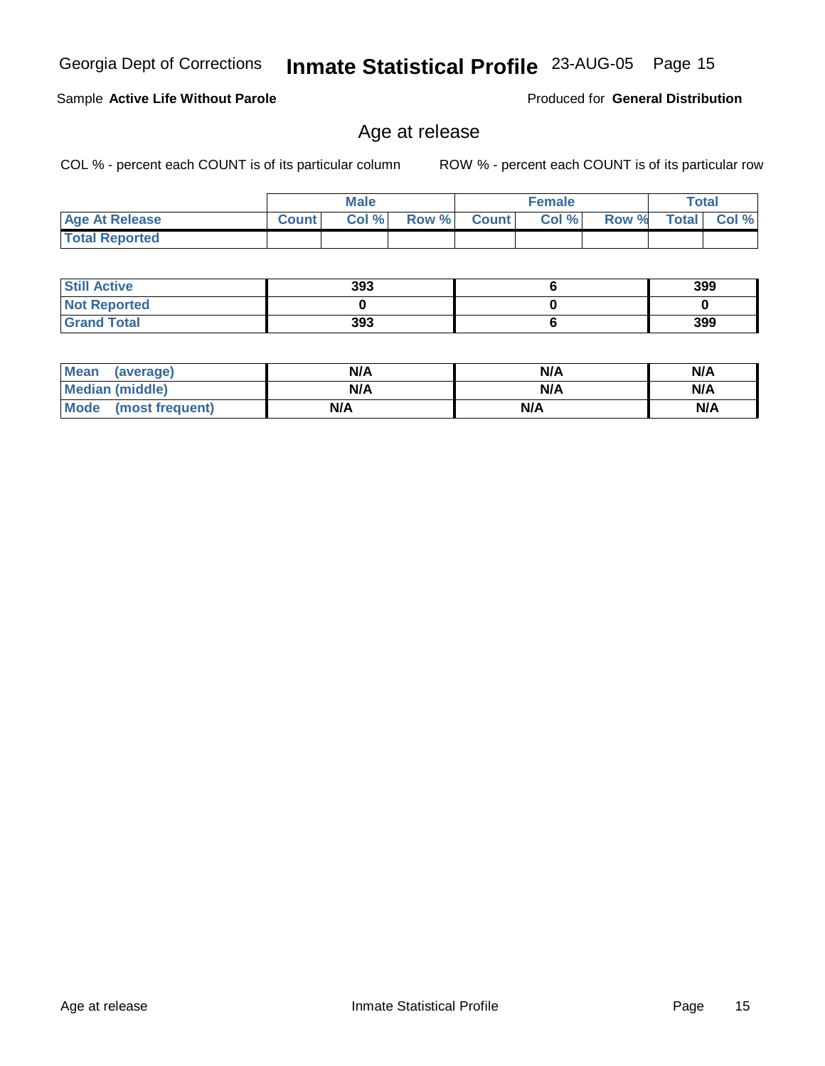Sample **Active Life Without Parole**

Produced for **General Distribution**

## Age at release

COL % - percent each COUNT is of its particular column

ROW % - percent each COUNT is of its particular row

| | Male | | | Female | | | Total | |
|---|---|---|---|---|---|---|---|---|
| **Age At Release** | **Count** | **Col %** | **Row %** | **Count** | **Col %** | **Row %** | **Total** | **Col %** |
| **Total Reported** | | | | | | | | |

| | Male | Female | Total |
|---|---|---|---|
| **Still Active** | 393 | 6 | 399 |
| **Not Reported** | 0 | 0 | 0 |
| **Grand Total** | 393 | 6 | 399 |

| | Male | Female | Total |
|---|---|---|---|
| **Mean (average)** | N/A | N/A | N/A |
| **Median (middle)** | N/A | N/A | N/A |
| **Mode (most frequent)** | N/A | N/A | N/A |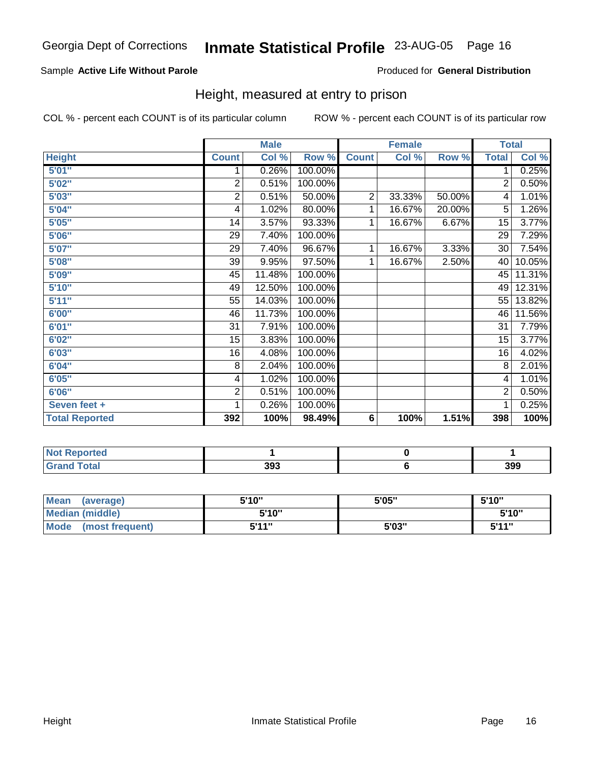Georgia Dept of Corrections **Inmate Statistical Profile** 23-AUG-05

Sample **Active Life Without Parole**

Produced for **General Distribution**

## Height, measured at entry to prison

COL % - percent each COUNT is of its particular column

ROW % - percent each COUNT is of its particular row

| | Male | | | Female | | | Total | |
|---|---|---|---|---|---|---|---|---|
| Height | Count | Col % | Row % | Count | Col % | Row % | Total | Col % |
| 5'01" | 1 | 0.26% | 100.00% | | | | 1 | 0.25% |
| 5'02" | 2 | 0.51% | 100.00% | | | | 2 | 0.50% |
| 5'03" | 2 | 0.51% | 50.00% | 2 | 33.33% | 50.00% | 4 | 1.01% |
| 5'04" | 4 | 1.02% | 80.00% | 1 | 16.67% | 20.00% | 5 | 1.26% |
| 5'05" | 14 | 3.57% | 93.33% | 1 | 16.67% | 6.67% | 15 | 3.77% |
| 5'06" | 29 | 7.40% | 100.00% | | | | 29 | 7.29% |
| 5'07" | 29 | 7.40% | 96.67% | 1 | 16.67% | 3.33% | 30 | 7.54% |
| 5'08" | 39 | 9.95% | 97.50% | 1 | 16.67% | 2.50% | 40 | 10.05% |
| 5'09" | 45 | 11.48% | 100.00% | | | | 45 | 11.31% |
| 5'10" | 49 | 12.50% | 100.00% | | | | 49 | 12.31% |
| 5'11" | 55 | 14.03% | 100.00% | | | | 55 | 13.82% |
| 6'00" | 46 | 11.73% | 100.00% | | | | 46 | 11.56% |
| 6'01" | 31 | 7.91% | 100.00% | | | | 31 | 7.79% |
| 6'02" | 15 | 3.83% | 100.00% | | | | 15 | 3.77% |
| 6'03" | 16 | 4.08% | 100.00% | | | | 16 | 4.02% |
| 6'04" | 8 | 2.04% | 100.00% | | | | 8 | 2.01% |
| 6'05" | 4 | 1.02% | 100.00% | | | | 4 | 1.01% |
| 6'06" | 2 | 0.51% | 100.00% | | | | 2 | 0.50% |
| Seven feet + | 1 | 0.26% | 100.00% | | | | 1 | 0.25% |
| **Total Reported** | **392** | **100%** | **98.49%** | **6** | **100%** | **1.51%** | **398** | **100%** |

| | Male | Female | Total |
|---|---|---|---|
| Not Reported | 1 | 0 | 1 |
| Grand Total | 393 | 6 | 399 |

| | Male | Female | Total |
|---|---|---|---|
| Mean (average) | 5'10" | 5'05" | 5'10" |
| Median (middle) | 5'10" | | 5'10" |
| Mode (most frequent) | 5'11" | 5'03" | 5'11" |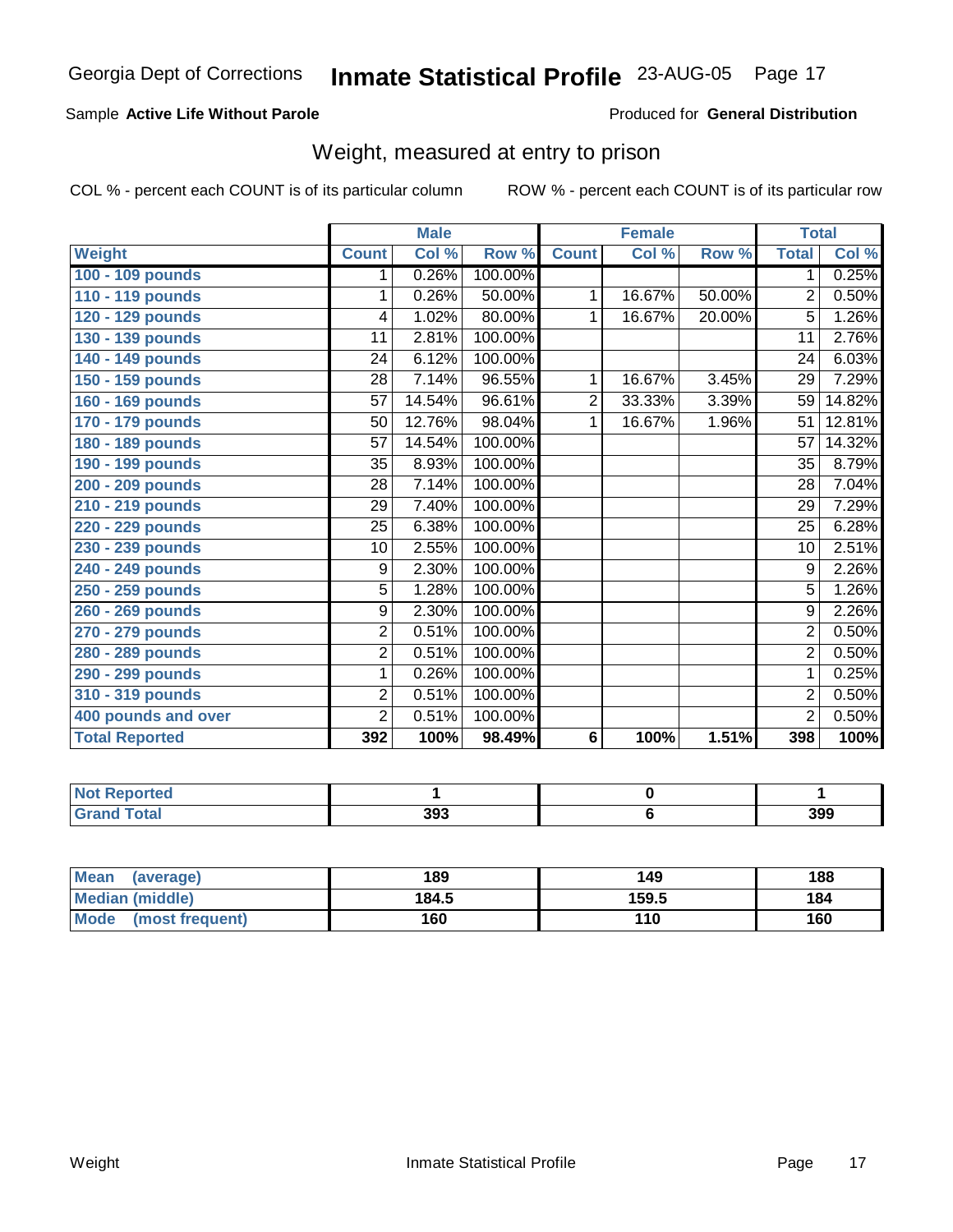Georgia Dept of Corrections **Inmate Statistical Profile** 23-AUG-05

Sample **Active Life Without Parole** Produced for **General Distribution**

## Weight, measured at entry to prison

COL % - percent each COUNT is of its particular column ROW % - percent each COUNT is of its particular row

| | Male | | | Female | | | Total | |
|---|---|---|---|---|---|---|---|---|
| **Weight** | **Count** | **Col %** | **Row %** | **Count** | **Col %** | **Row %** | **Total** | **Col %** |
| **100 - 109 pounds** | 1 | 0.26% | 100.00% | | | | 1 | 0.25% |
| **110 - 119 pounds** | 1 | 0.26% | 50.00% | 1 | 16.67% | 50.00% | 2 | 0.50% |
| **120 - 129 pounds** | 4 | 1.02% | 80.00% | 1 | 16.67% | 20.00% | 5 | 1.26% |
| **130 - 139 pounds** | 11 | 2.81% | 100.00% | | | | 11 | 2.76% |
| **140 - 149 pounds** | 24 | 6.12% | 100.00% | | | | 24 | 6.03% |
| **150 - 159 pounds** | 28 | 7.14% | 96.55% | 1 | 16.67% | 3.45% | 29 | 7.29% |
| **160 - 169 pounds** | 57 | 14.54% | 96.61% | 2 | 33.33% | 3.39% | 59 | 14.82% |
| **170 - 179 pounds** | 50 | 12.76% | 98.04% | 1 | 16.67% | 1.96% | 51 | 12.81% |
| **180 - 189 pounds** | 57 | 14.54% | 100.00% | | | | 57 | 14.32% |
| **190 - 199 pounds** | 35 | 8.93% | 100.00% | | | | 35 | 8.79% |
| **200 - 209 pounds** | 28 | 7.14% | 100.00% | | | | 28 | 7.04% |
| **210 - 219 pounds** | 29 | 7.40% | 100.00% | | | | 29 | 7.29% |
| **220 - 229 pounds** | 25 | 6.38% | 100.00% | | | | 25 | 6.28% |
| **230 - 239 pounds** | 10 | 2.55% | 100.00% | | | | 10 | 2.51% |
| **240 - 249 pounds** | 9 | 2.30% | 100.00% | | | | 9 | 2.26% |
| **250 - 259 pounds** | 5 | 1.28% | 100.00% | | | | 5 | 1.26% |
| **260 - 269 pounds** | 9 | 2.30% | 100.00% | | | | 9 | 2.26% |
| **270 - 279 pounds** | 2 | 0.51% | 100.00% | | | | 2 | 0.50% |
| **280 - 289 pounds** | 2 | 0.51% | 100.00% | | | | 2 | 0.50% |
| **290 - 299 pounds** | 1 | 0.26% | 100.00% | | | | 1 | 0.25% |
| **310 - 319 pounds** | 2 | 0.51% | 100.00% | | | | 2 | 0.50% |
| **400 pounds and over** | 2 | 0.51% | 100.00% | | | | 2 | 0.50% |
| **Total Reported** | **392** | **100%** | **98.49%** | **6** | **100%** | **1.51%** | **398** | **100%** |

| | Male | Female | Total |
|---|---|---|---|
| **Not Reported** | **1** | **0** | **1** |
| **Grand Total** | **393** | **6** | **399** |

| | Male | Female | Total |
|---|---|---|---|
| **Mean (average)** | **189** | **149** | **188** |
| **Median (middle)** | **184.5** | **159.5** | **184** |
| **Mode (most frequent)** | **160** | **110** | **160** |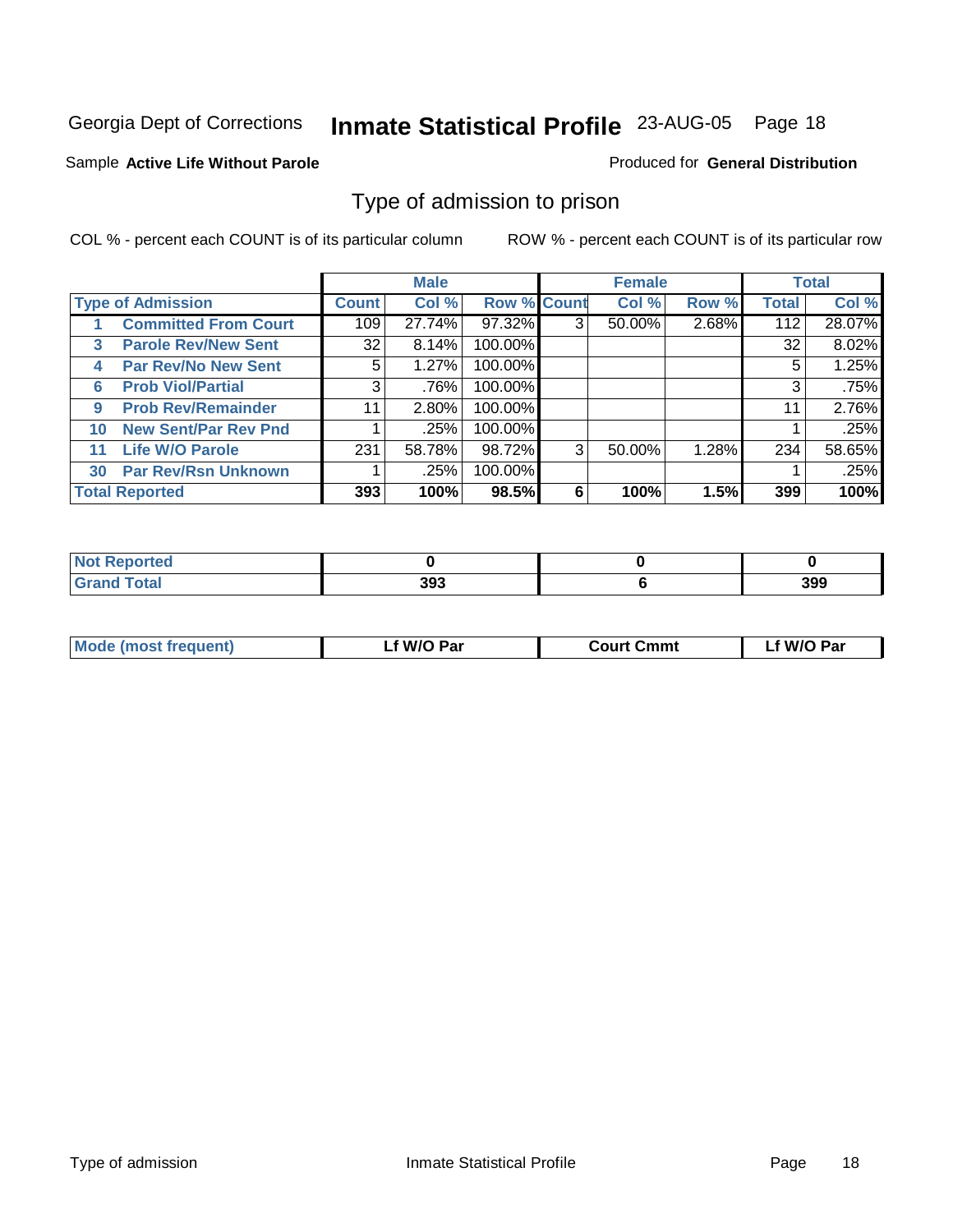Georgia Dept of Corrections **Inmate Statistical Profile** 23-AUG-05

Sample **Active Life Without Parole**

Produced for **General Distribution**

## Type of admission to prison

COL % - percent each COUNT is of its particular column

ROW % - percent each COUNT is of its particular row

| | | Male | | | Female | | | Total | |
|---|---|---|---|---|---|---|---|---|---|
| **Type of Admission** | | **Count** | **Col %** | **Row %** | **Count** | **Col %** | **Row %** | **Total** | **Col %** |
| 1 | **Committed From Court** | 109 | 27.74% | 97.32% | 3 | 50.00% | 2.68% | 112 | 28.07% |
| 3 | **Parole Rev/New Sent** | 32 | 8.14% | 100.00% | | | | 32 | 8.02% |
| 4 | **Par Rev/No New Sent** | 5 | 1.27% | 100.00% | | | | 5 | 1.25% |
| 6 | **Prob Viol/Partial** | 3 | .76% | 100.00% | | | | 3 | .75% |
| 9 | **Prob Rev/Remainder** | 11 | 2.80% | 100.00% | | | | 11 | 2.76% |
| 10 | **New Sent/Par Rev Pnd** | 1 | .25% | 100.00% | | | | 1 | .25% |
| 11 | **Life W/O Parole** | 231 | 58.78% | 98.72% | 3 | 50.00% | 1.28% | 234 | 58.65% |
| 30 | **Par Rev/Rsn Unknown** | 1 | .25% | 100.00% | | | | 1 | .25% |
| **Total Reported** | | **393** | **100%** | **98.5%** | **6** | **100%** | **1.5%** | **399** | **100%** |

| | Male | Female | Total |
|---|---|---|---|
| **Not Reported** | **0** | **0** | **0** |
| **Grand Total** | **393** | **6** | **399** |

| | Male | Female | Total |
|---|---|---|---|
| **Mode (most frequent)** | **Lf W/O Par** | **Court Cmmt** | **Lf W/O Par** |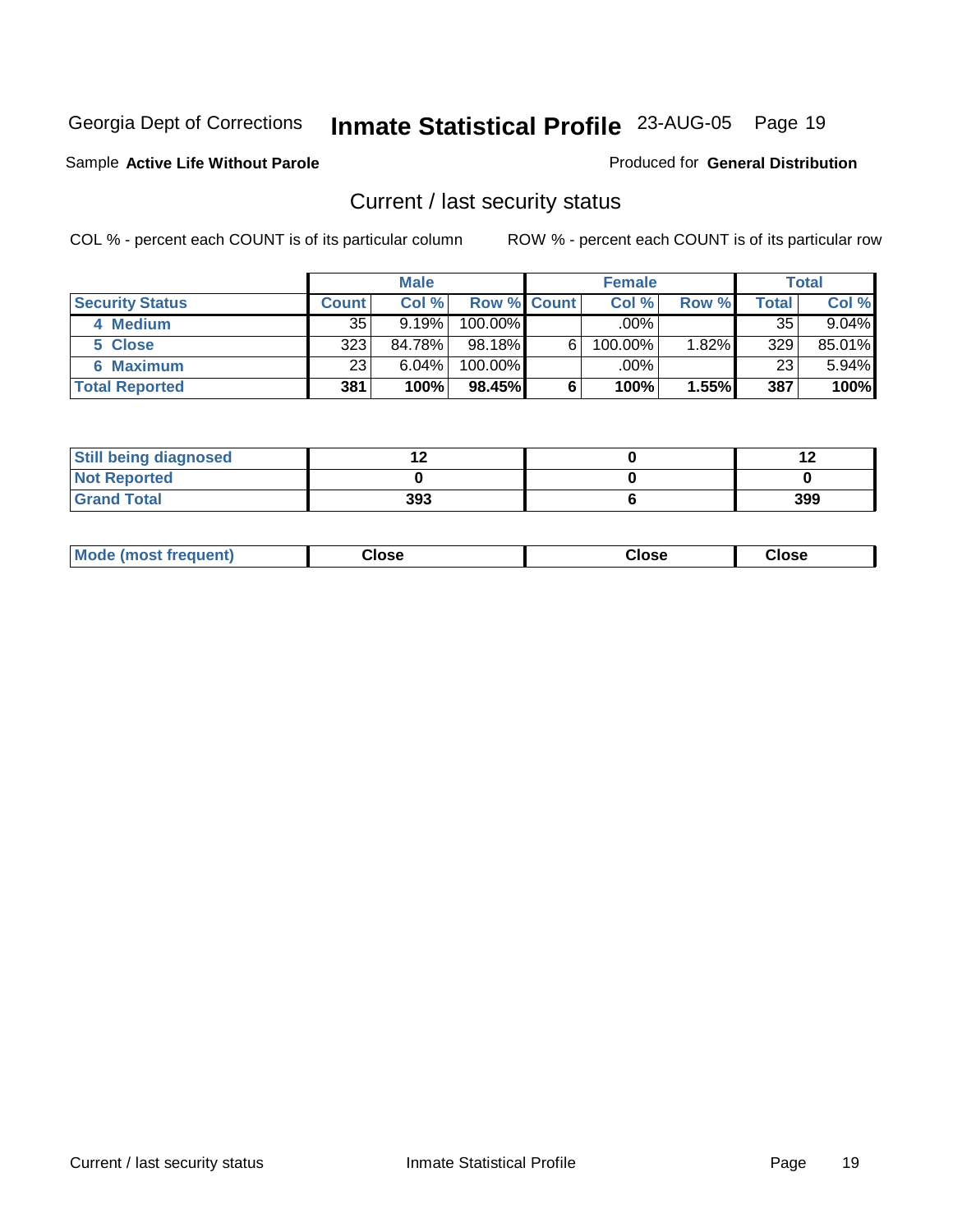Georgia Dept of Corrections **Inmate Statistical Profile** 23-AUG-05 Page 19

Sample **Active Life Without Parole**

Produced for **General Distribution**

## Current / last security status

COL % - percent each COUNT is of its particular column

ROW % - percent each COUNT is of its particular row

| | Male | | | Female | | | Total | |
|---|---|---|---|---|---|---|---|---|
| **Security Status** | **Count** | **Col %** | **Row %** | **Count** | **Col %** | **Row %** | **Total** | **Col %** |
| 4 Medium | 35 | 9.19% | 100.00% | | .00% | | 35 | 9.04% |
| 5 Close | 323 | 84.78% | 98.18% | 6 | 100.00% | 1.82% | 329 | 85.01% |
| 6 Maximum | 23 | 6.04% | 100.00% | | .00% | | 23 | 5.94% |
| **Total Reported** | **381** | **100%** | **98.45%** | **6** | **100%** | **1.55%** | **387** | **100%** |

| | Male | Female | Total |
|---|---|---|---|
| Still being diagnosed | **12** | **0** | **12** |
| Not Reported | **0** | **0** | **0** |
| Grand Total | **393** | **6** | **399** |

| | Male | Female | Total |
|---|---|---|---|
| Mode (most frequent) | **Close** | **Close** | **Close** |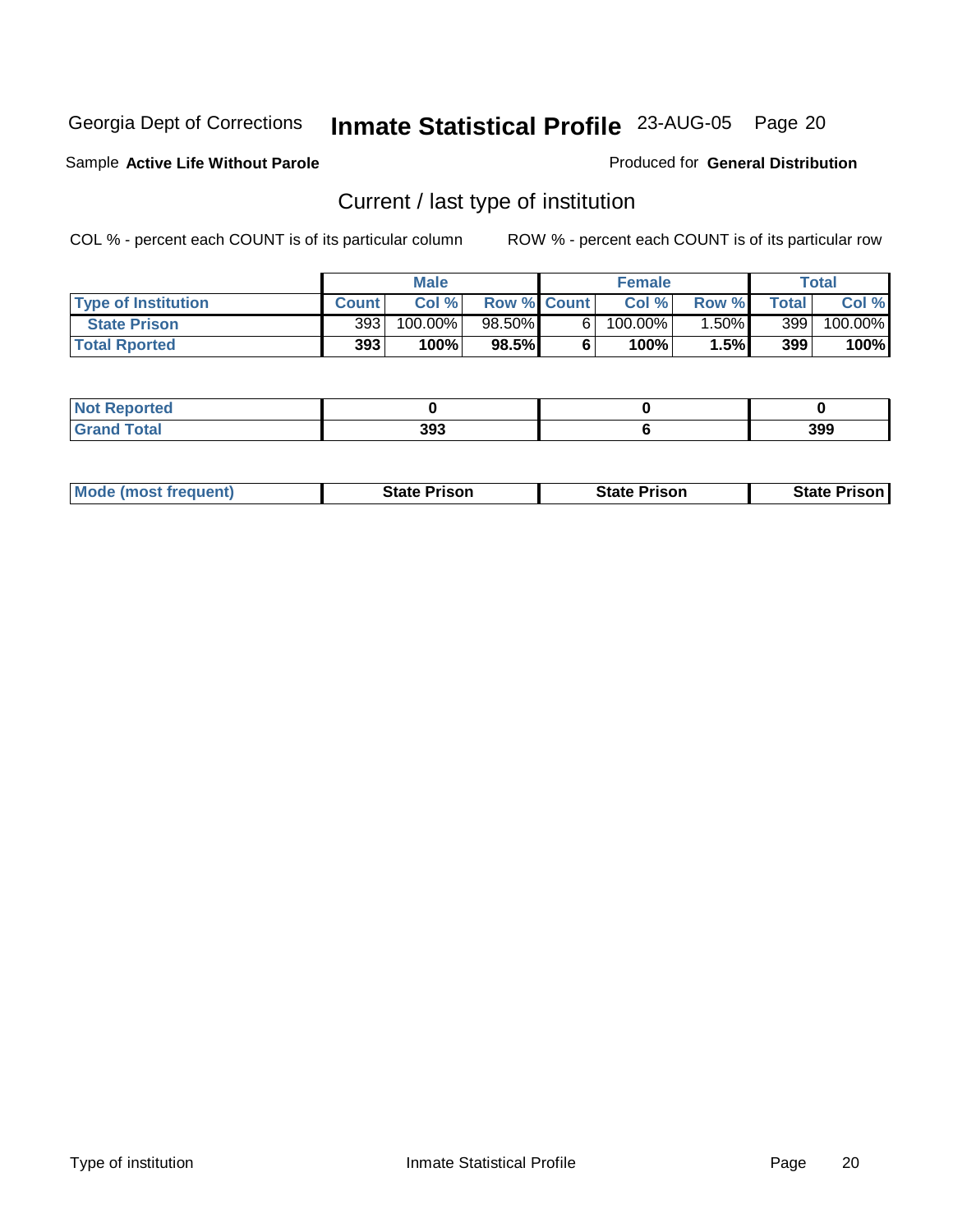Georgia Dept of Corrections **Inmate Statistical Profile** 23-AUG-05 Page 20

Sample **Active Life Without Parole**

Produced for **General Distribution**

## Current / last type of institution

COL % - percent each COUNT is of its particular column

ROW % - percent each COUNT is of its particular row

| | Male | | | Female | | | Total | |
|---|---|---|---|---|---|---|---|---|
| **Type of Institution** | **Count** | **Col %** | **Row %** | **Count** | **Col %** | **Row %** | **Total** | **Col %** |
| **State Prison** | 393 | 100.00% | 98.50% | 6 | 100.00% | 1.50% | 399 | 100.00% |
| **Total Rported** | **393** | **100%** | **98.5%** | **6** | **100%** | **1.5%** | **399** | **100%** |

| | | | |
|---|---|---|---|
| **Not Reported** | **0** | **0** | **0** |
| **Grand Total** | **393** | **6** | **399** |

| | | | |
|---|---|---|---|
| **Mode (most frequent)** | **State Prison** | **State Prison** | **State Prison** |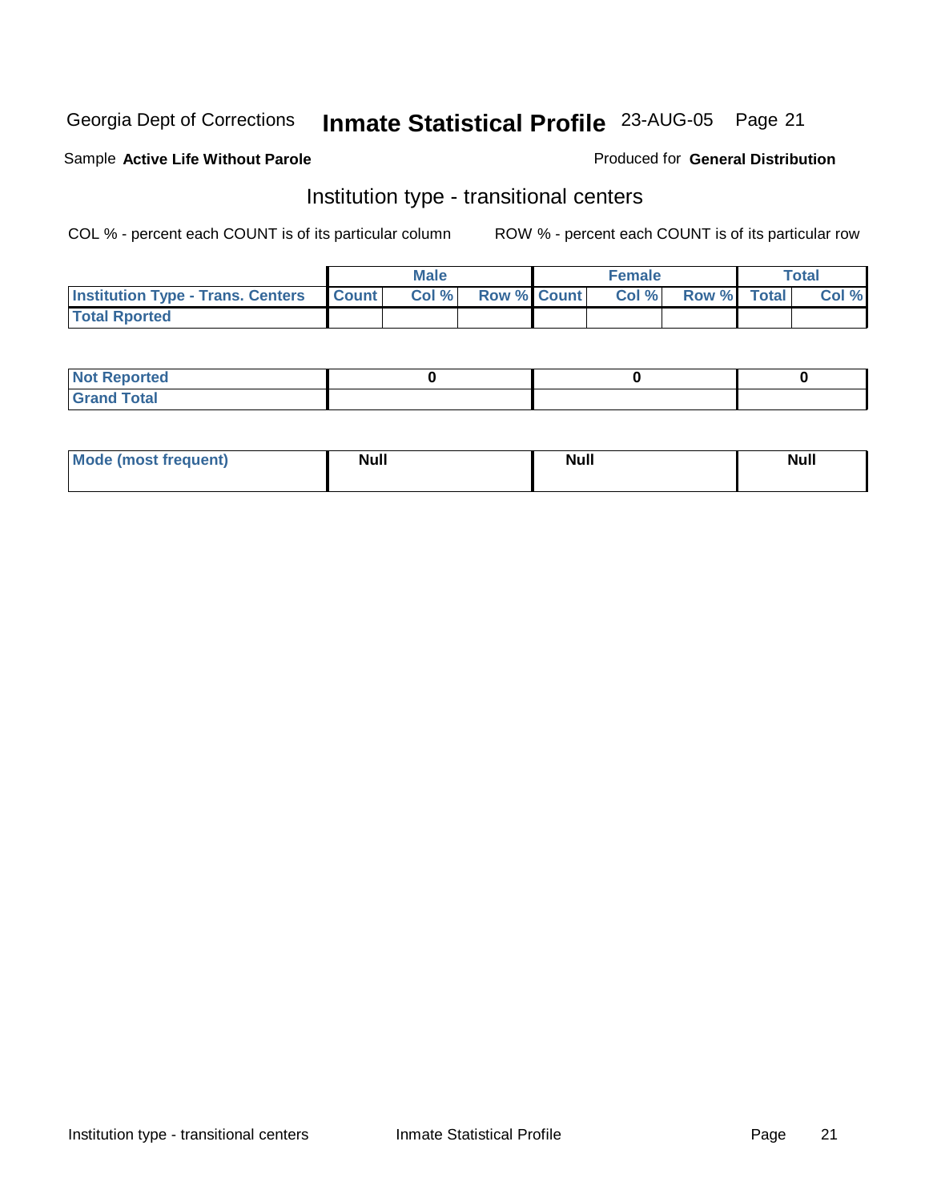Georgia Dept of Corrections **Inmate Statistical Profile** 23-AUG-05

Sample **Active Life Without Parole**

Produced for **General Distribution**

## Institution type - transitional centers

COL % - percent each COUNT is of its particular column

ROW % - percent each COUNT is of its particular row

| | Male | | | Female | | | Total | |
|---|---|---|---|---|---|---|---|---|
| **Institution Type - Trans. Centers** | **Count** | **Col %** | **Row %** | **Count** | **Col %** | **Row %** | **Total** | **Col %** |
| **Total Rported** | | | | | | | | |

| | Male | Female | Total |
|---|---|---|---|
| **Not Reported** | 0 | 0 | 0 |
| **Grand Total** | | | |

| | Male | Female | Total |
|---|---|---|---|
| **Mode (most frequent)** | Null | Null | Null |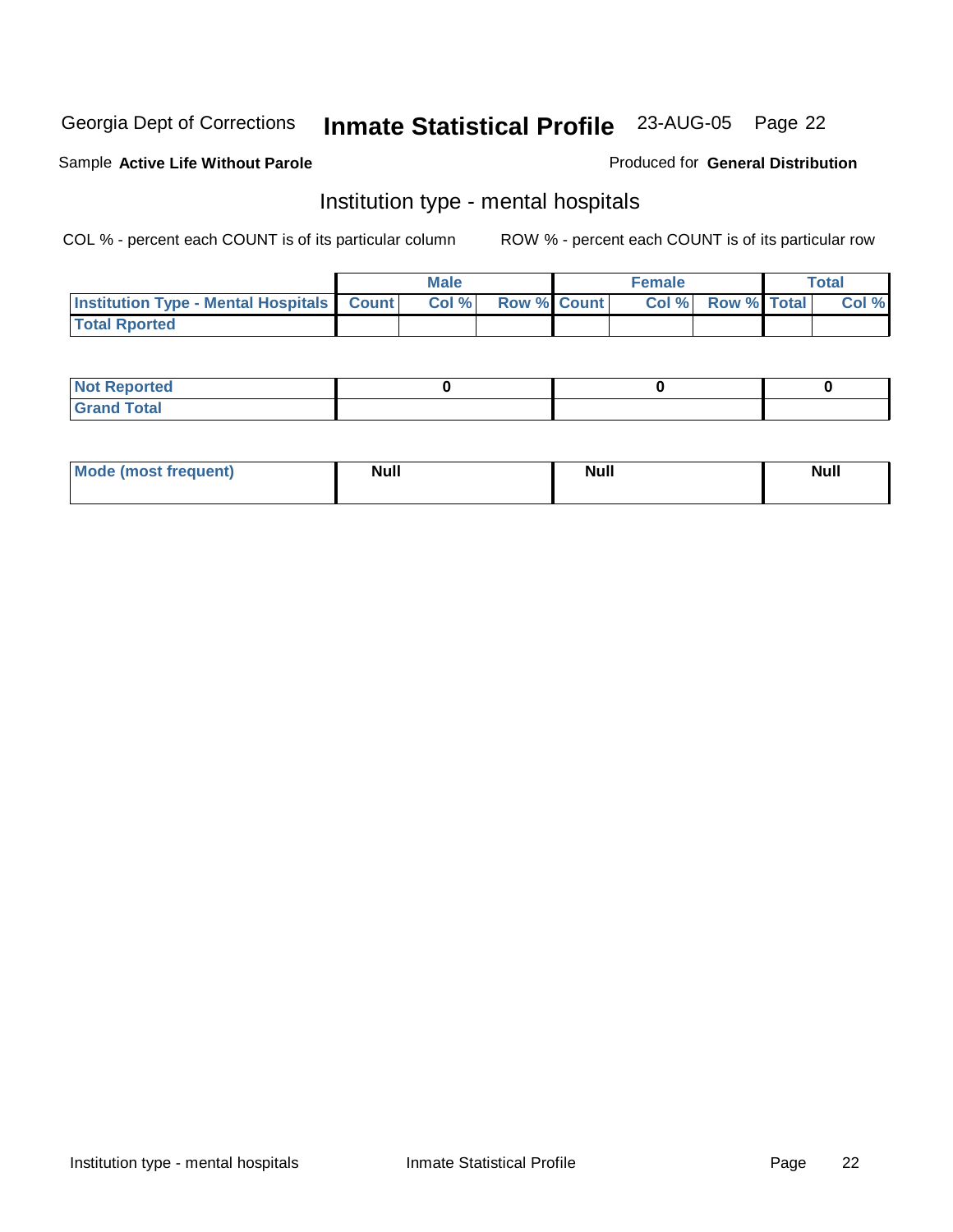Georgia Dept of Corrections **Inmate Statistical Profile** 23-AUG-05 Page 22

Sample **Active Life Without Parole**

Produced for **General Distribution**

## Institution type - mental hospitals

COL % - percent each COUNT is of its particular column

ROW % - percent each COUNT is of its particular row

| | Male | | | Female | | | Total | |
|---|---|---|---|---|---|---|---|---|
| **Institution Type - Mental Hospitals** | **Count** | **Col %** | **Row %** | **Count** | **Col %** | **Row %** | **Total** | **Col %** |
| **Total Rported** | | | | | | | | |

| | Male | Female | Total |
|---|---|---|---|
| **Not Reported** | 0 | 0 | 0 |
| **Grand Total** | | | |

| | Male | Female | Total |
|---|---|---|---|
| **Mode (most frequent)** | Null | Null | Null |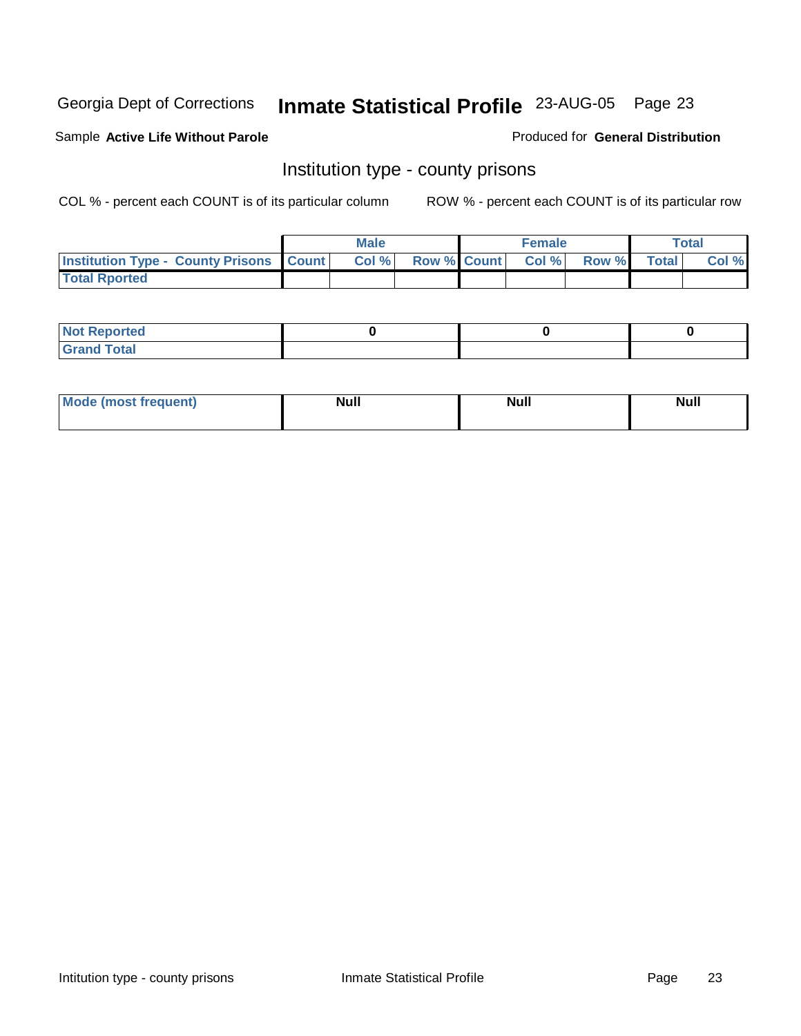Georgia Dept of Corrections **Inmate Statistical Profile** 23-AUG-05

Sample **Active Life Without Parole**

Produced for **General Distribution**

## Institution type - county prisons

COL % - percent each COUNT is of its particular column

ROW % - percent each COUNT is of its particular row

| | Male | | | Female | | | Total | |
|---|---|---|---|---|---|---|---|---|
| Institution Type - County Prisons | Count | Col % | Row % | Count | Col % | Row % | Total | Col % |
| Total Rported | | | | | | | | |

| | Male | Female | Total |
|---|---|---|---|
| Not Reported | 0 | 0 | 0 |
| Grand Total | | | |

| | Male | Female | Total |
|---|---|---|---|
| Mode (most frequent) | Null | Null | Null |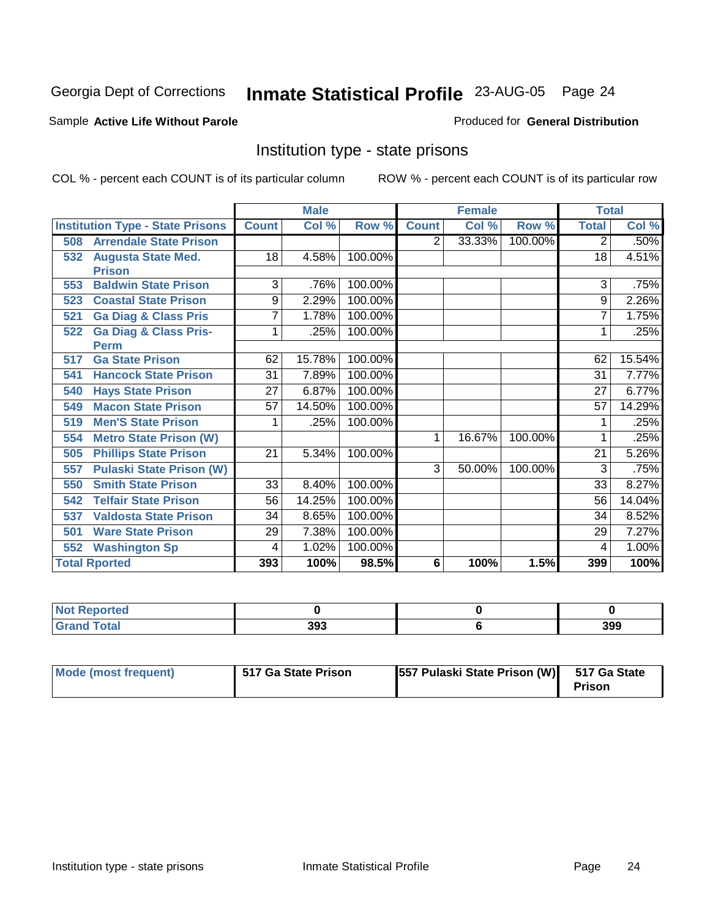Georgia Dept of Corrections **Inmate Statistical Profile** 23-AUG-05

Sample **Active Life Without Parole**

Produced for **General Distribution**

## Institution type - state prisons

COL % - percent each COUNT is of its particular column

ROW % - percent each COUNT is of its particular row

| | Male | | | Female | | | Total | |
|---|---|---|---|---|---|---|---|---|
| **Institution Type - State Prisons** | **Count** | **Col %** | **Row %** | **Count** | **Col %** | **Row %** | **Total** | **Col %** |
| **508 Arrendale State Prison** | | | | 2 | 33.33% | 100.00% | 2 | .50% |
| **532 Augusta State Med. Prison** | 18 | 4.58% | 100.00% | | | | 18 | 4.51% |
| **553 Baldwin State Prison** | 3 | .76% | 100.00% | | | | 3 | .75% |
| **523 Coastal State Prison** | 9 | 2.29% | 100.00% | | | | 9 | 2.26% |
| **521 Ga Diag & Class Pris** | 7 | 1.78% | 100.00% | | | | 7 | 1.75% |
| **522 Ga Diag & Class Pris-Perm** | 1 | .25% | 100.00% | | | | 1 | .25% |
| **517 Ga State Prison** | 62 | 15.78% | 100.00% | | | | 62 | 15.54% |
| **541 Hancock State Prison** | 31 | 7.89% | 100.00% | | | | 31 | 7.77% |
| **540 Hays State Prison** | 27 | 6.87% | 100.00% | | | | 27 | 6.77% |
| **549 Macon State Prison** | 57 | 14.50% | 100.00% | | | | 57 | 14.29% |
| **519 Men'S State Prison** | 1 | .25% | 100.00% | | | | 1 | .25% |
| **554 Metro State Prison (W)** | | | | 1 | 16.67% | 100.00% | 1 | .25% |
| **505 Phillips State Prison** | 21 | 5.34% | 100.00% | | | | 21 | 5.26% |
| **557 Pulaski State Prison (W)** | | | | 3 | 50.00% | 100.00% | 3 | .75% |
| **550 Smith State Prison** | 33 | 8.40% | 100.00% | | | | 33 | 8.27% |
| **542 Telfair State Prison** | 56 | 14.25% | 100.00% | | | | 56 | 14.04% |
| **537 Valdosta State Prison** | 34 | 8.65% | 100.00% | | | | 34 | 8.52% |
| **501 Ware State Prison** | 29 | 7.38% | 100.00% | | | | 29 | 7.27% |
| **552 Washington Sp** | 4 | 1.02% | 100.00% | | | | 4 | 1.00% |
| **Total Rported** | **393** | **100%** | **98.5%** | **6** | **100%** | **1.5%** | **399** | **100%** |

| | Male | Female | Total |
|---|---|---|---|
| **Not Reported** | **0** | **0** | **0** |
| **Grand Total** | **393** | **6** | **399** |

| | Male | Female | Total |
|---|---|---|---|
| **Mode (most frequent)** | **517 Ga State Prison** | **557 Pulaski State Prison (W)** | **517 Ga State Prison** |

Institution type - state prisons Inmate Statistical Profile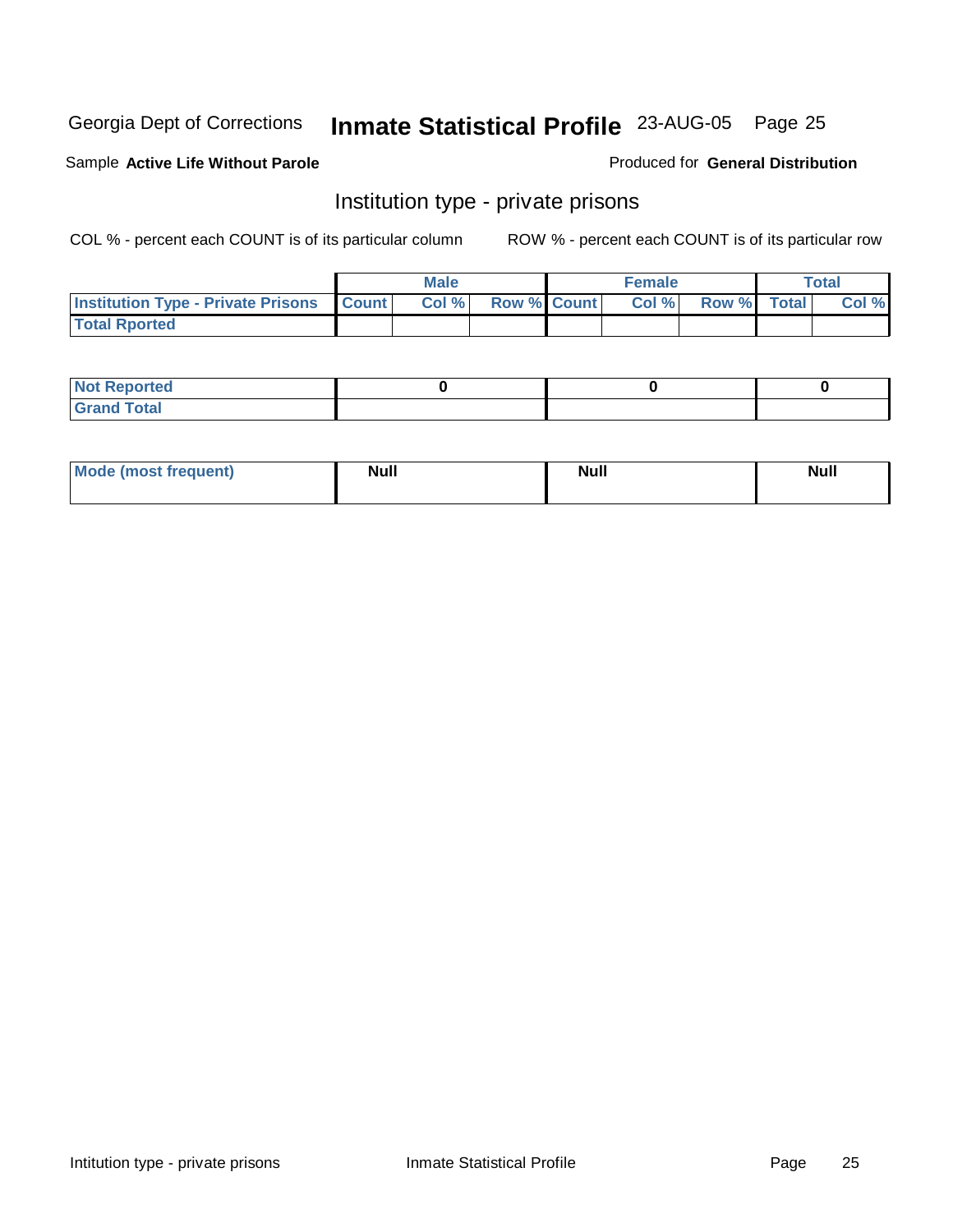Georgia Dept of Corrections **Inmate Statistical Profile** 23-AUG-05

Sample **Active Life Without Parole**

Produced for **General Distribution**

## Institution type - private prisons

COL % - percent each COUNT is of its particular column

ROW % - percent each COUNT is of its particular row

| | Male | | | Female | | | Total | |
|---|---|---|---|---|---|---|---|---|
| **Institution Type - Private Prisons** | **Count** | **Col %** | **Row %** | **Count** | **Col %** | **Row %** | **Total** | **Col %** |
| **Total Rported** | | | | | | | | |

| | Male | Female | Total |
|---|---|---|---|
| **Not Reported** | 0 | 0 | 0 |
| **Grand Total** | | | |

| | Male | Female | Total |
|---|---|---|---|
| **Mode (most frequent)** | Null | Null | Null |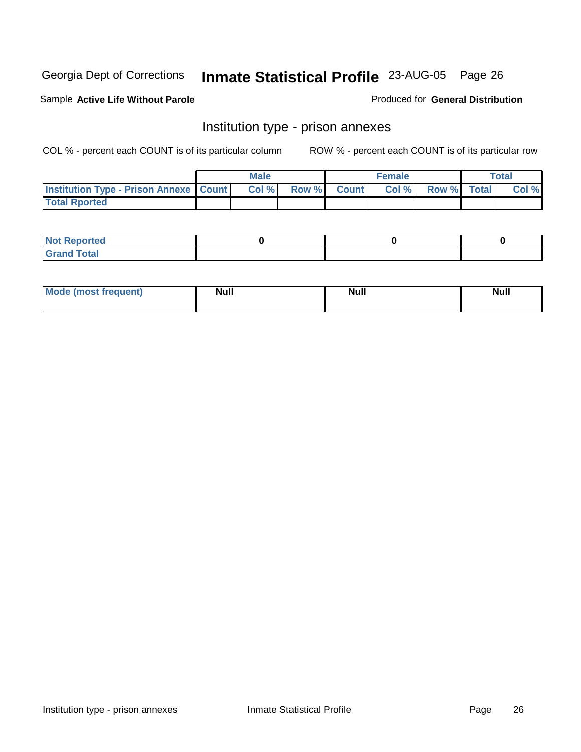Georgia Dept of Corrections **Inmate Statistical Profile** 23-AUG-05

Sample **Active Life Without Parole** Produced for **General Distribution**

## Institution type - prison annexes

COL % - percent each COUNT is of its particular column ROW % - percent each COUNT is of its particular row

| | Male | | | Female | | | Total | |
|---|---|---|---|---|---|---|---|---|
| Institution Type - Prison Annexe | Count | Col % | Row % | Count | Col % | Row % | Total | Col % |
| Total Rported | | | | | | | | |

| | Male | Female | Total |
|---|---|---|---|
| Not Reported | 0 | 0 | 0 |
| Grand Total | | | |

| | Male | Female | Total |
|---|---|---|---|
| Mode (most frequent) | Null | Null | Null |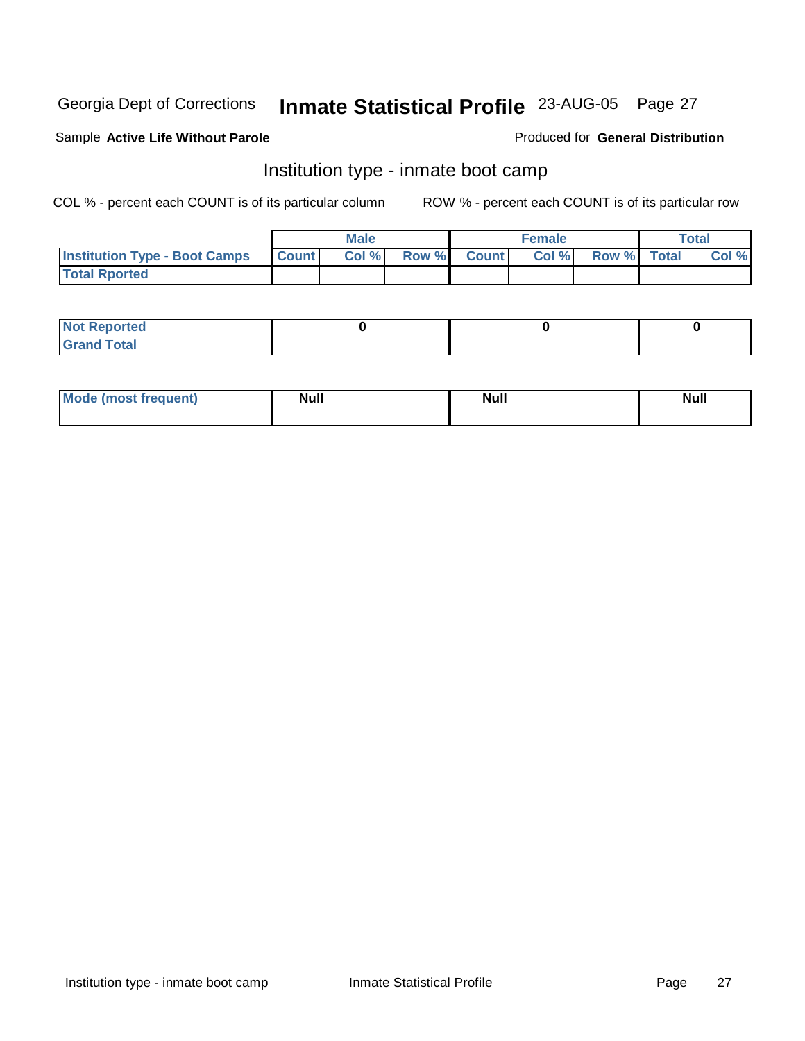Georgia Dept of Corrections **Inmate Statistical Profile** 23-AUG-05

Sample **Active Life Without Parole**

Produced for **General Distribution**

## Institution type - inmate boot camp

COL % - percent each COUNT is of its particular column

ROW % - percent each COUNT is of its particular row

| | Male | | | Female | | | Total | |
|---|---|---|---|---|---|---|---|---|
| **Institution Type - Boot Camps** | Count | Col % | Row % | Count | Col % | Row % | Total | Col % |
| **Total Rported** | | | | | | | | |

| | Male | Female | Total |
|---|---|---|---|
| **Not Reported** | 0 | 0 | 0 |
| **Grand Total** | | | |

| | Male | Female | Total |
|---|---|---|---|
| **Mode (most frequent)** | Null | Null | Null |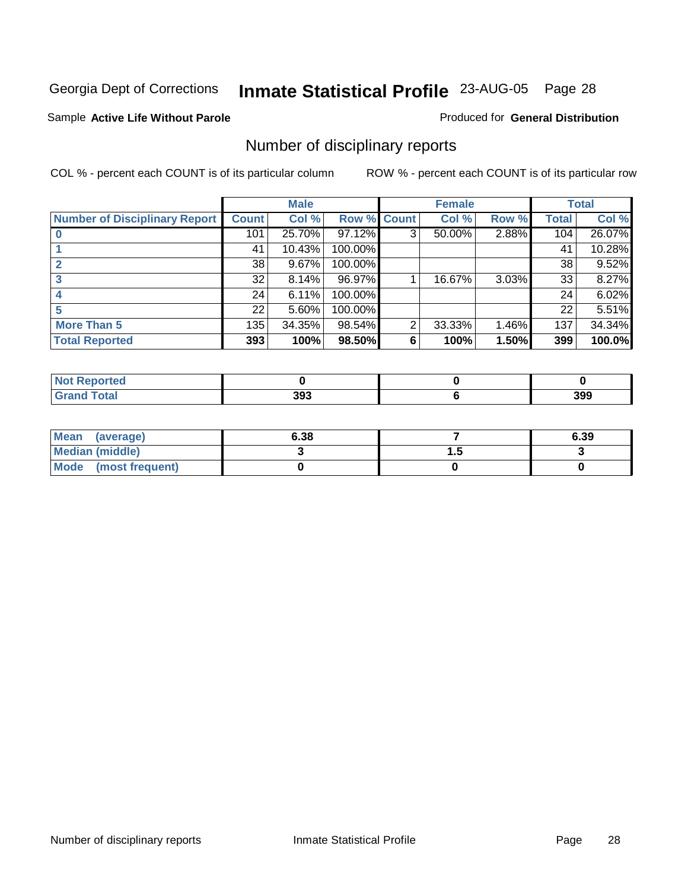Georgia Dept of Corrections **Inmate Statistical Profile** 23-AUG-05 Page 28

Sample **Active Life Without Parole**

Produced for **General Distribution**

## Number of disciplinary reports

COL % - percent each COUNT is of its particular column

ROW % - percent each COUNT is of its particular row

| | Male | | | Female | | | Total | |
|---|---|---|---|---|---|---|---|---|
| **Number of Disciplinary Report** | **Count** | **Col %** | **Row %** | **Count** | **Col %** | **Row %** | **Total** | **Col %** |
| **0** | 101 | 25.70% | 97.12% | 3 | 50.00% | 2.88% | 104 | 26.07% |
| **1** | 41 | 10.43% | 100.00% | | | | 41 | 10.28% |
| **2** | 38 | 9.67% | 100.00% | | | | 38 | 9.52% |
| **3** | 32 | 8.14% | 96.97% | 1 | 16.67% | 3.03% | 33 | 8.27% |
| **4** | 24 | 6.11% | 100.00% | | | | 24 | 6.02% |
| **5** | 22 | 5.60% | 100.00% | | | | 22 | 5.51% |
| **More Than 5** | 135 | 34.35% | 98.54% | 2 | 33.33% | 1.46% | 137 | 34.34% |
| **Total Reported** | **393** | **100%** | **98.50%** | **6** | **100%** | **1.50%** | **399** | **100.0%** |

| | Male | Female | Total |
|---|---|---|---|
| **Not Reported** | **0** | **0** | **0** |
| **Grand Total** | **393** | **6** | **399** |

| | Male | Female | Total |
|---|---|---|---|
| **Mean (average)** | **6.38** | **7** | **6.39** |
| **Median (middle)** | **3** | **1.5** | **3** |
| **Mode (most frequent)** | **0** | **0** | **0** |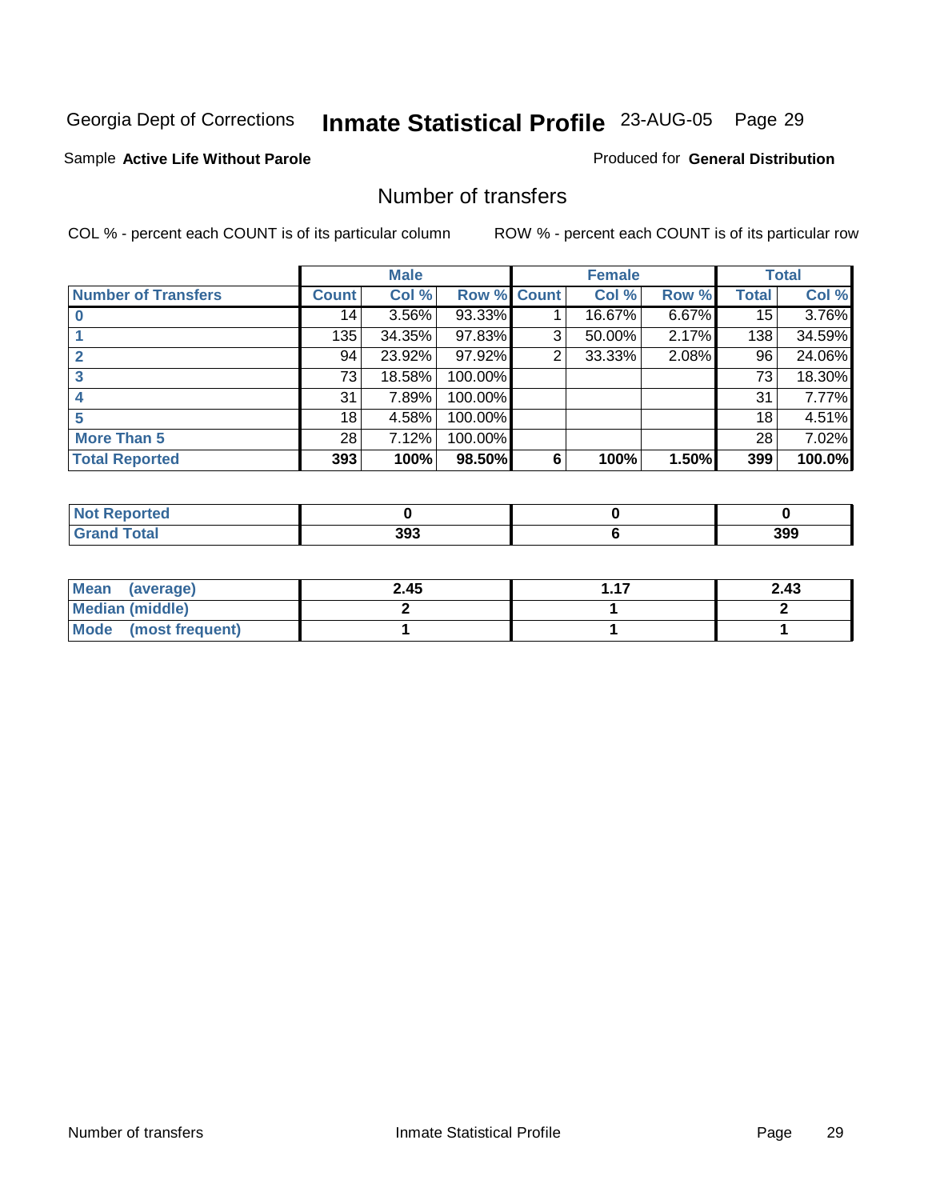Georgia Dept of Corrections **Inmate Statistical Profile** 23-AUG-05 Page 29

Sample **Active Life Without Parole**

Produced for **General Distribution**

## Number of transfers

COL % - percent each COUNT is of its particular column

ROW % - percent each COUNT is of its particular row

| | Male | | | Female | | | Total | |
|---|---|---|---|---|---|---|---|---|
| **Number of Transfers** | **Count** | **Col %** | **Row %** | **Count** | **Col %** | **Row %** | **Total** | **Col %** |
| **0** | 14 | 3.56% | 93.33% | 1 | 16.67% | 6.67% | 15 | 3.76% |
| **1** | 135 | 34.35% | 97.83% | 3 | 50.00% | 2.17% | 138 | 34.59% |
| **2** | 94 | 23.92% | 97.92% | 2 | 33.33% | 2.08% | 96 | 24.06% |
| **3** | 73 | 18.58% | 100.00% | | | | 73 | 18.30% |
| **4** | 31 | 7.89% | 100.00% | | | | 31 | 7.77% |
| **5** | 18 | 4.58% | 100.00% | | | | 18 | 4.51% |
| **More Than 5** | 28 | 7.12% | 100.00% | | | | 28 | 7.02% |
| **Total Reported** | **393** | **100%** | **98.50%** | **6** | **100%** | **1.50%** | **399** | **100.0%** |

| | Male | Female | Total |
|---|---|---|---|
| **Not Reported** | **0** | **0** | **0** |
| **Grand Total** | **393** | **6** | **399** |

| | Male | Female | Total |
|---|---|---|---|
| **Mean (average)** | **2.45** | **1.17** | **2.43** |
| **Median (middle)** | **2** | **1** | **2** |
| **Mode (most frequent)** | **1** | **1** | **1** |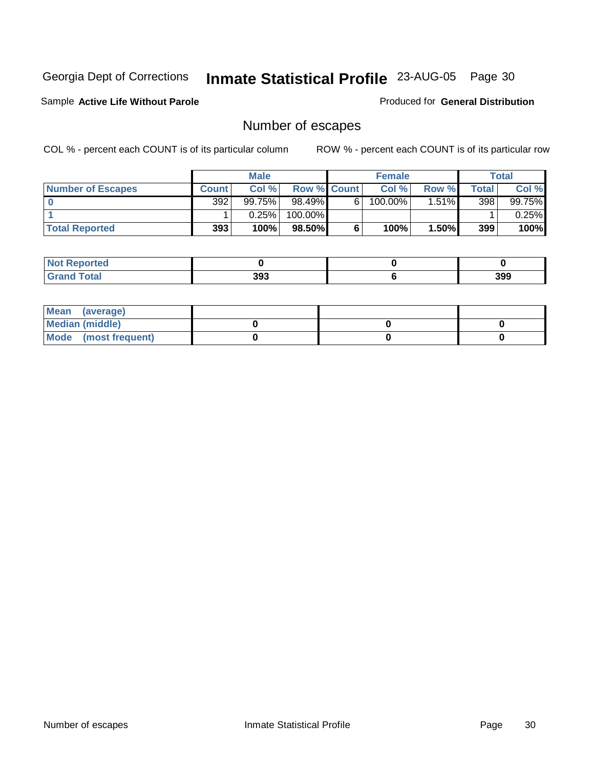Georgia Dept of Corrections **Inmate Statistical Profile** 23-AUG-05 Page 30

Sample **Active Life Without Parole** Produced for **General Distribution**

## Number of escapes

COL % - percent each COUNT is of its particular column ROW % - percent each COUNT is of its particular row

| | Male | | | Female | | | Total | |
|---|---|---|---|---|---|---|---|---|
| **Number of Escapes** | **Count** | **Col %** | **Row %** | **Count** | **Col %** | **Row %** | **Total** | **Col %** |
| **0** | 392 | 99.75% | 98.49% | 6 | 100.00% | 1.51% | 398 | 99.75% |
| **1** | 1 | 0.25% | 100.00% | | | | 1 | 0.25% |
| **Total Reported** | **393** | **100%** | **98.50%** | **6** | **100%** | **1.50%** | **399** | **100%** |

| | Male | Female | Total |
|---|---|---|---|
| **Not Reported** | **0** | **0** | **0** |
| **Grand Total** | **393** | **6** | **399** |

| | Male | Female | Total |
|---|---|---|---|
| **Mean (average)** | | | |
| **Median (middle)** | **0** | **0** | **0** |
| **Mode (most frequent)** | **0** | **0** | **0** |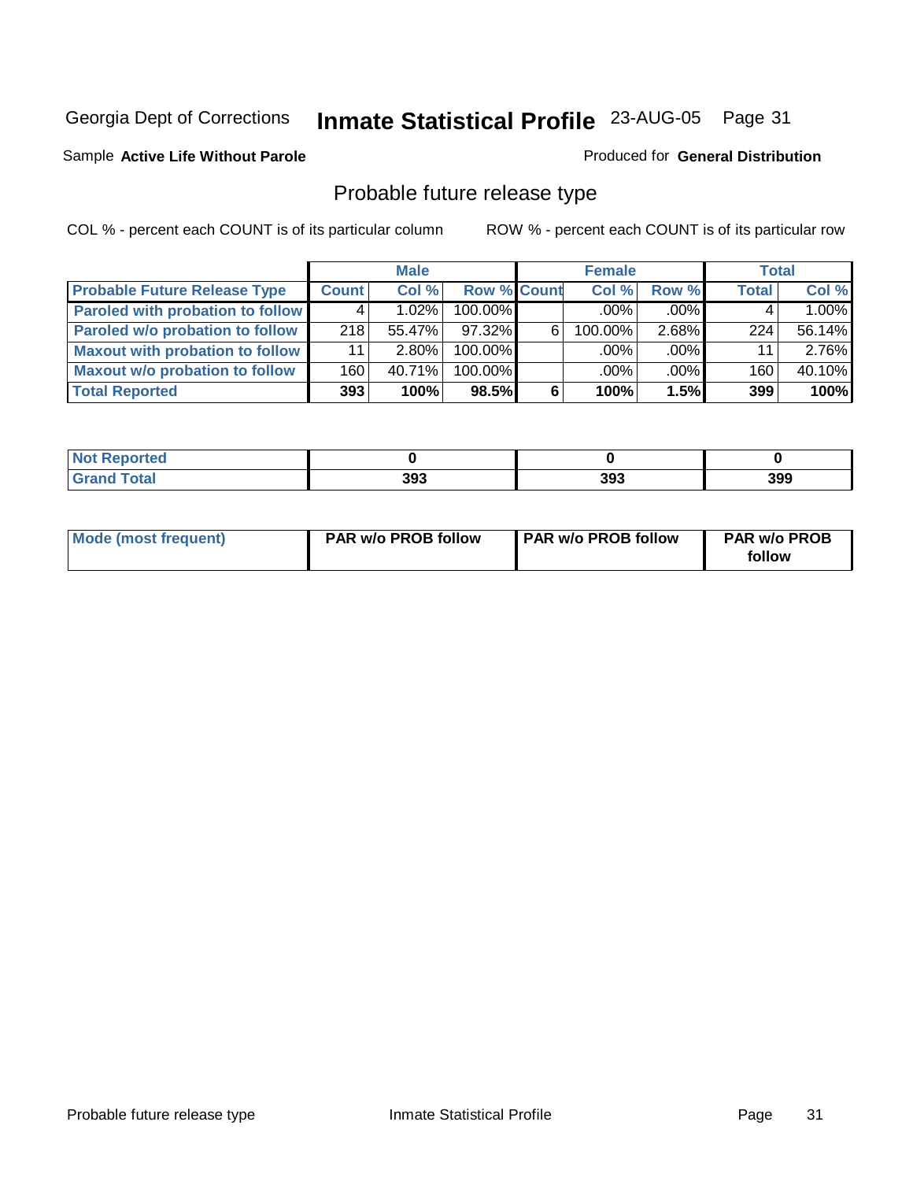Georgia Dept of Corrections **Inmate Statistical Profile** 23-AUG-05 Page 31

Sample **Active Life Without Parole**

Produced for **General Distribution**

## Probable future release type

COL % - percent each COUNT is of its particular column

ROW % - percent each COUNT is of its particular row

| | Male | | | Female | | | Total | |
|---|---|---|---|---|---|---|---|---|
| **Probable Future Release Type** | **Count** | **Col %** | **Row %** | **Count** | **Col %** | **Row %** | **Total** | **Col %** |
| **Paroled with probation to follow** | 4 | 1.02% | 100.00% | | .00% | .00% | 4 | 1.00% |
| **Paroled w/o probation to follow** | 218 | 55.47% | 97.32% | 6 | 100.00% | 2.68% | 224 | 56.14% |
| **Maxout with probation to follow** | 11 | 2.80% | 100.00% | | .00% | .00% | 11 | 2.76% |
| **Maxout w/o probation to follow** | 160 | 40.71% | 100.00% | | .00% | .00% | 160 | 40.10% |
| **Total Reported** | **393** | **100%** | **98.5%** | **6** | **100%** | **1.5%** | **399** | **100%** |

| | Male | Female | Total |
|---|---|---|---|
| **Not Reported** | **0** | **0** | **0** |
| **Grand Total** | **393** | **393** | **399** |

| | Male | Female | Total |
|---|---|---|---|
| **Mode (most frequent)** | **PAR w/o PROB follow** | **PAR w/o PROB follow** | **PAR w/o PROB follow** |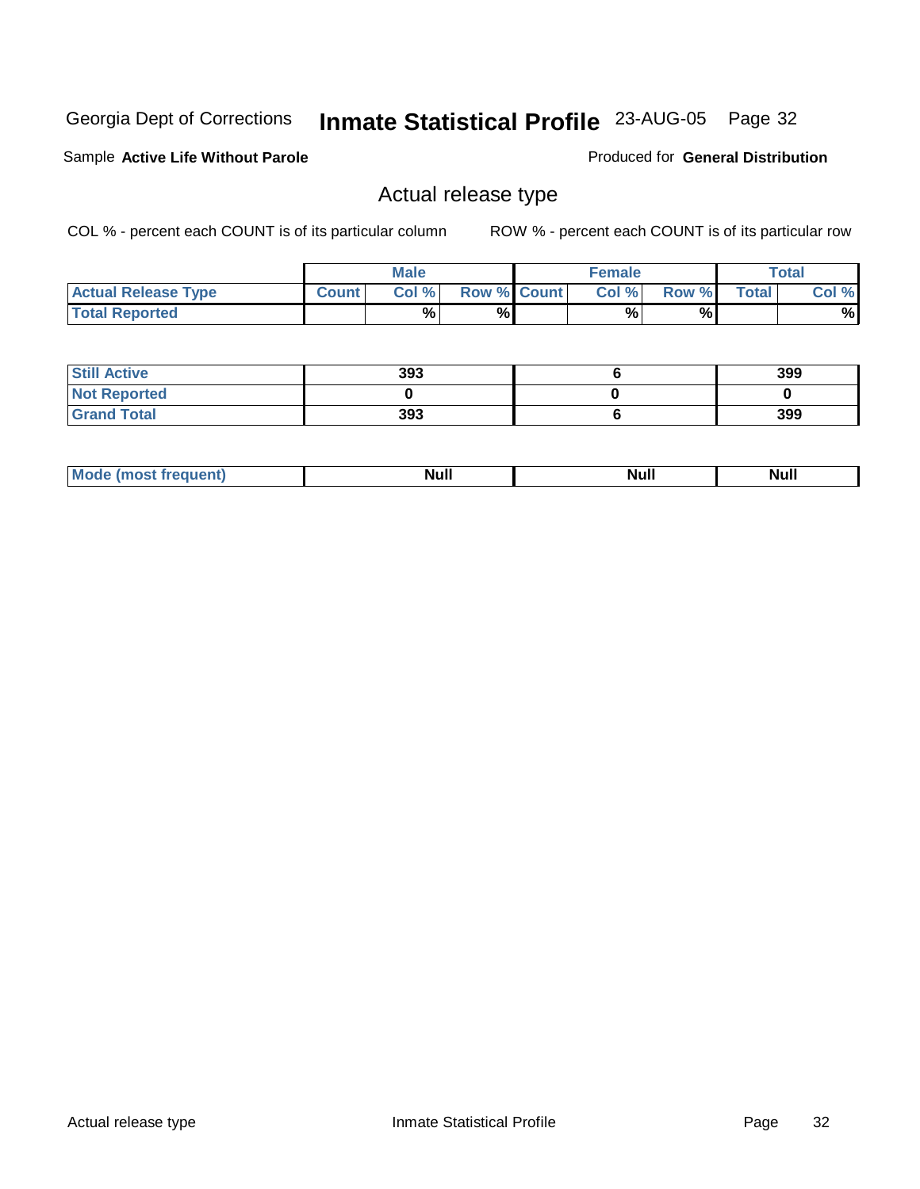Georgia Dept of Corrections **Inmate Statistical Profile** 23-AUG-05 Page 32

Sample **Active Life Without Parole**

Produced for **General Distribution**

## Actual release type

COL % - percent each COUNT is of its particular column ROW % - percent each COUNT is of its particular row

| | Male | | | Female | | | Total | |
|---|---|---|---|---|---|---|---|---|
| **Actual Release Type** | **Count** | **Col %** | **Row %** | **Count** | **Col %** | **Row %** | **Total** | **Col %** |
| **Total Reported** | | % | % | | % | % | | % |
| **Still Active** | 393 | | | 6 | | | 399 | |
| **Not Reported** | 0 | | | 0 | | | 0 | |
| **Grand Total** | 393 | | | 6 | | | 399 | |
| **Mode (most frequent)** | Null | | | Null | | | Null | |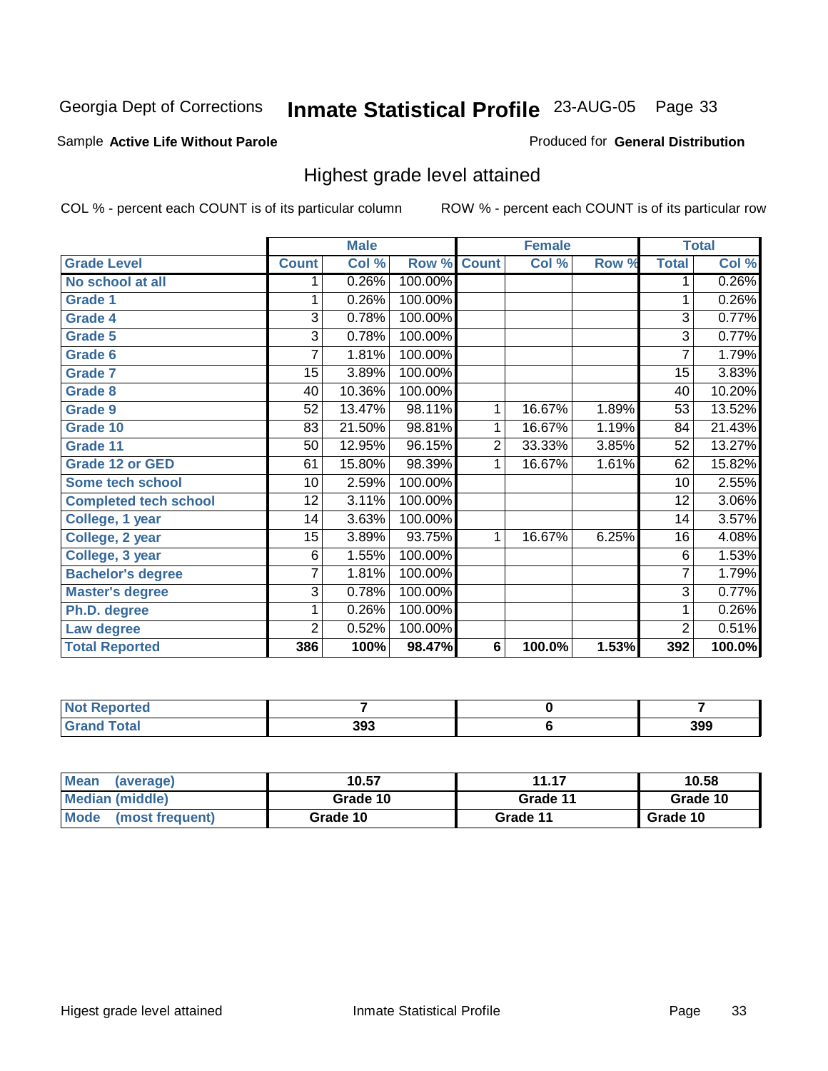Georgia Dept of Corrections **Inmate Statistical Profile** 23-AUG-05

Sample **Active Life Without Parole**

Produced for **General Distribution**

## Highest grade level attained

COL % - percent each COUNT is of its particular column

ROW % - percent each COUNT is of its particular row

| | Male | | | Female | | | Total | |
|---|---|---|---|---|---|---|---|---|
| **Grade Level** | **Count** | **Col %** | **Row %** | **Count** | **Col %** | **Row %** | **Total** | **Col %** |
| No school at all | 1 | 0.26% | 100.00% | | | | 1 | 0.26% |
| Grade 1 | 1 | 0.26% | 100.00% | | | | 1 | 0.26% |
| Grade 4 | 3 | 0.78% | 100.00% | | | | 3 | 0.77% |
| Grade 5 | 3 | 0.78% | 100.00% | | | | 3 | 0.77% |
| Grade 6 | 7 | 1.81% | 100.00% | | | | 7 | 1.79% |
| Grade 7 | 15 | 3.89% | 100.00% | | | | 15 | 3.83% |
| Grade 8 | 40 | 10.36% | 100.00% | | | | 40 | 10.20% |
| Grade 9 | 52 | 13.47% | 98.11% | 1 | 16.67% | 1.89% | 53 | 13.52% |
| Grade 10 | 83 | 21.50% | 98.81% | 1 | 16.67% | 1.19% | 84 | 21.43% |
| Grade 11 | 50 | 12.95% | 96.15% | 2 | 33.33% | 3.85% | 52 | 13.27% |
| Grade 12 or GED | 61 | 15.80% | 98.39% | 1 | 16.67% | 1.61% | 62 | 15.82% |
| Some tech school | 10 | 2.59% | 100.00% | | | | 10 | 2.55% |
| Completed tech school | 12 | 3.11% | 100.00% | | | | 12 | 3.06% |
| College, 1 year | 14 | 3.63% | 100.00% | | | | 14 | 3.57% |
| College, 2 year | 15 | 3.89% | 93.75% | 1 | 16.67% | 6.25% | 16 | 4.08% |
| College, 3 year | 6 | 1.55% | 100.00% | | | | 6 | 1.53% |
| Bachelor's degree | 7 | 1.81% | 100.00% | | | | 7 | 1.79% |
| Master's degree | 3 | 0.78% | 100.00% | | | | 3 | 0.77% |
| Ph.D. degree | 1 | 0.26% | 100.00% | | | | 1 | 0.26% |
| Law degree | 2 | 0.52% | 100.00% | | | | 2 | 0.51% |
| **Total Reported** | **386** | **100%** | **98.47%** | **6** | **100.0%** | **1.53%** | **392** | **100.0%** |

| | Male | Female | Total |
|---|---|---|---|
| Not Reported | 7 | 0 | 7 |
| Grand Total | 393 | 6 | 399 |

| | Male | Female | Total |
|---|---|---|---|
| Mean (average) | 10.57 | 11.17 | 10.58 |
| Median (middle) | Grade 10 | Grade 11 | Grade 10 |
| Mode (most frequent) | Grade 10 | Grade 11 | Grade 10 |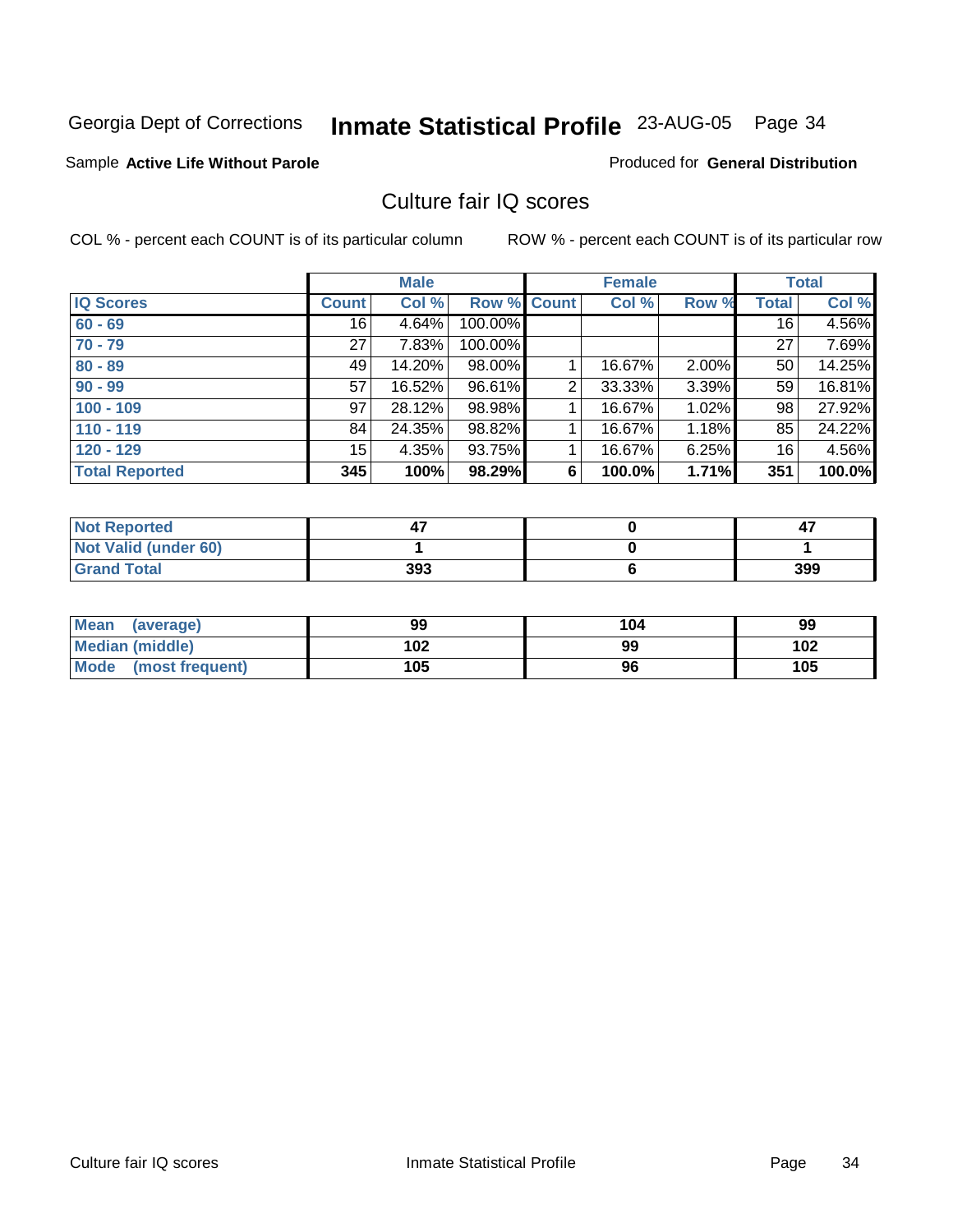Georgia Dept of Corrections **Inmate Statistical Profile** 23-AUG-05

Sample **Active Life Without Parole**

Produced for **General Distribution**

## Culture fair IQ scores

COL % - percent each COUNT is of its particular column

ROW % - percent each COUNT is of its particular row

| | Male | | | Female | | | Total | |
|---|---|---|---|---|---|---|---|---|
| **IQ Scores** | **Count** | **Col %** | **Row %** | **Count** | **Col %** | **Row %** | **Total** | **Col %** |
| **60 - 69** | 16 | 4.64% | 100.00% | | | | 16 | 4.56% |
| **70 - 79** | 27 | 7.83% | 100.00% | | | | 27 | 7.69% |
| **80 - 89** | 49 | 14.20% | 98.00% | 1 | 16.67% | 2.00% | 50 | 14.25% |
| **90 - 99** | 57 | 16.52% | 96.61% | 2 | 33.33% | 3.39% | 59 | 16.81% |
| **100 - 109** | 97 | 28.12% | 98.98% | 1 | 16.67% | 1.02% | 98 | 27.92% |
| **110 - 119** | 84 | 24.35% | 98.82% | 1 | 16.67% | 1.18% | 85 | 24.22% |
| **120 - 129** | 15 | 4.35% | 93.75% | 1 | 16.67% | 6.25% | 16 | 4.56% |
| **Total Reported** | **345** | **100%** | **98.29%** | **6** | **100.0%** | **1.71%** | **351** | **100.0%** |

| | Male | Female | Total |
|---|---|---|---|
| **Not Reported** | **47** | **0** | **47** |
| **Not Valid (under 60)** | **1** | **0** | **1** |
| **Grand Total** | **393** | **6** | **399** |

| | Male | Female | Total |
|---|---|---|---|
| **Mean (average)** | **99** | **104** | **99** |
| **Median (middle)** | **102** | **99** | **102** |
| **Mode (most frequent)** | **105** | **96** | **105** |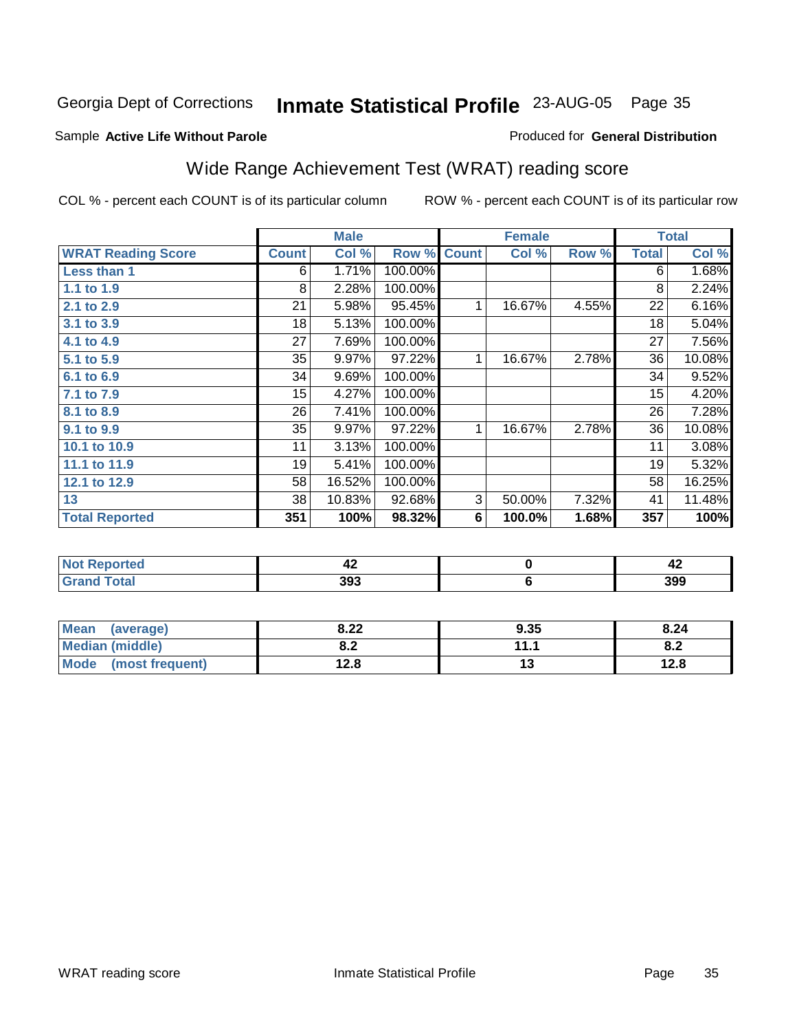Georgia Dept of Corrections **Inmate Statistical Profile** 23-AUG-05

Sample **Active Life Without Parole**

Produced for **General Distribution**

## Wide Range Achievement Test (WRAT) reading score

COL % - percent each COUNT is of its particular column

ROW % - percent each COUNT is of its particular row

| | Male | | | Female | | | Total | |
|---|---|---|---|---|---|---|---|---|
| **WRAT Reading Score** | **Count** | **Col %** | **Row %** | **Count** | **Col %** | **Row %** | **Total** | **Col %** |
| **Less than 1** | 6 | 1.71% | 100.00% | | | | 6 | 1.68% |
| **1.1 to 1.9** | 8 | 2.28% | 100.00% | | | | 8 | 2.24% |
| **2.1 to 2.9** | 21 | 5.98% | 95.45% | 1 | 16.67% | 4.55% | 22 | 6.16% |
| **3.1 to 3.9** | 18 | 5.13% | 100.00% | | | | 18 | 5.04% |
| **4.1 to 4.9** | 27 | 7.69% | 100.00% | | | | 27 | 7.56% |
| **5.1 to 5.9** | 35 | 9.97% | 97.22% | 1 | 16.67% | 2.78% | 36 | 10.08% |
| **6.1 to 6.9** | 34 | 9.69% | 100.00% | | | | 34 | 9.52% |
| **7.1 to 7.9** | 15 | 4.27% | 100.00% | | | | 15 | 4.20% |
| **8.1 to 8.9** | 26 | 7.41% | 100.00% | | | | 26 | 7.28% |
| **9.1 to 9.9** | 35 | 9.97% | 97.22% | 1 | 16.67% | 2.78% | 36 | 10.08% |
| **10.1 to 10.9** | 11 | 3.13% | 100.00% | | | | 11 | 3.08% |
| **11.1 to 11.9** | 19 | 5.41% | 100.00% | | | | 19 | 5.32% |
| **12.1 to 12.9** | 58 | 16.52% | 100.00% | | | | 58 | 16.25% |
| **13** | 38 | 10.83% | 92.68% | 3 | 50.00% | 7.32% | 41 | 11.48% |
| **Total Reported** | **351** | **100%** | **98.32%** | **6** | **100.0%** | **1.68%** | **357** | **100%** |

| | Male | Female | Total |
|---|---|---|---|
| **Not Reported** | **42** | **0** | **42** |
| **Grand Total** | **393** | **6** | **399** |

| | Male | Female | Total |
|---|---|---|---|
| **Mean (average)** | **8.22** | **9.35** | **8.24** |
| **Median (middle)** | **8.2** | **11.1** | **8.2** |
| **Mode (most frequent)** | **12.8** | **13** | **12.8** |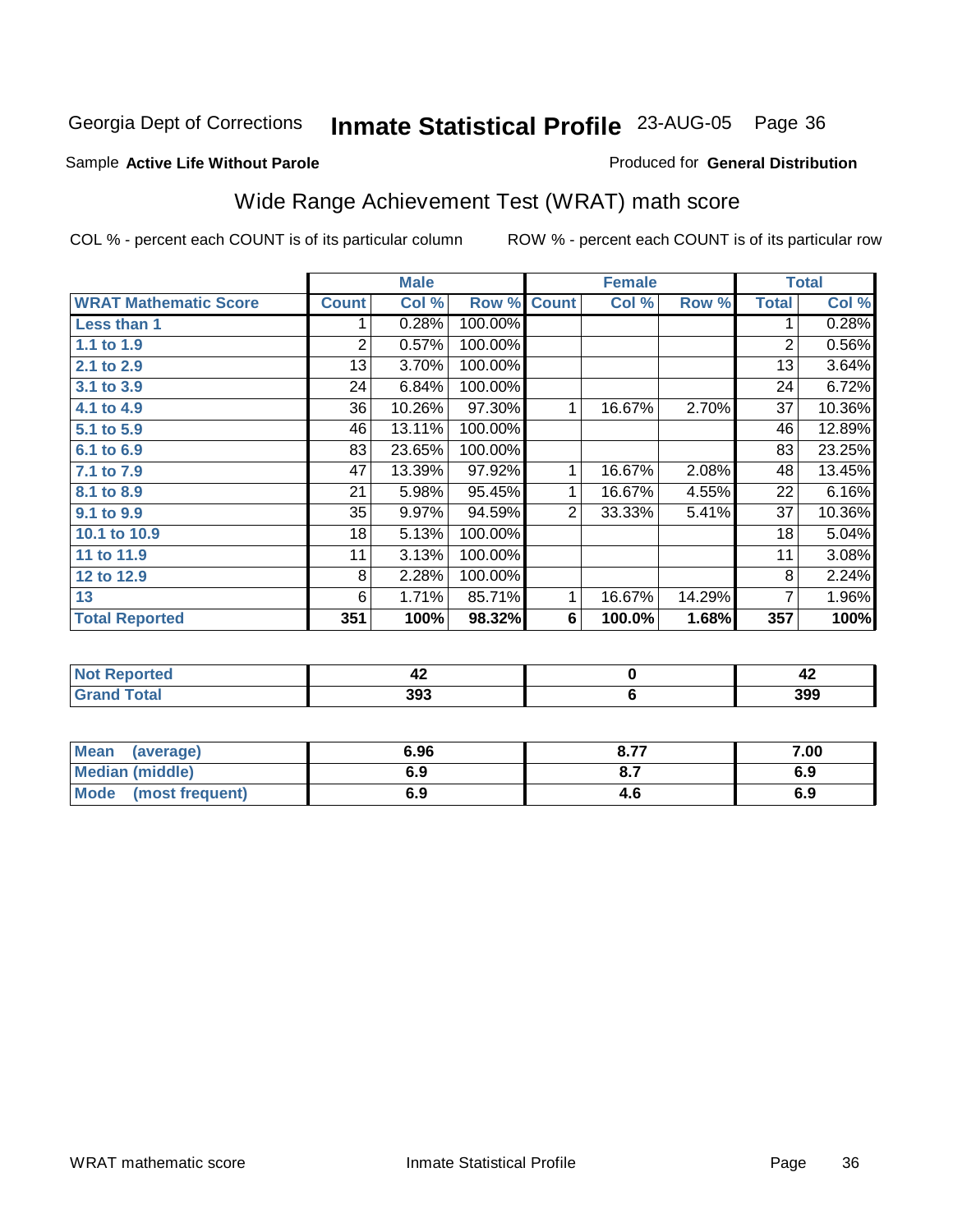Georgia Dept of Corrections **Inmate Statistical Profile** 23-AUG-05

Sample **Active Life Without Parole**

Produced for **General Distribution**

## Wide Range Achievement Test (WRAT) math score

COL % - percent each COUNT is of its particular column

ROW % - percent each COUNT is of its particular row

| | Male | | | Female | | | Total | |
|---|---|---|---|---|---|---|---|---|
| **WRAT Mathematic Score** | **Count** | **Col %** | **Row %** | **Count** | **Col %** | **Row %** | **Total** | **Col %** |
| **Less than 1** | 1 | 0.28% | 100.00% | | | | 1 | 0.28% |
| **1.1 to 1.9** | 2 | 0.57% | 100.00% | | | | 2 | 0.56% |
| **2.1 to 2.9** | 13 | 3.70% | 100.00% | | | | 13 | 3.64% |
| **3.1 to 3.9** | 24 | 6.84% | 100.00% | | | | 24 | 6.72% |
| **4.1 to 4.9** | 36 | 10.26% | 97.30% | 1 | 16.67% | 2.70% | 37 | 10.36% |
| **5.1 to 5.9** | 46 | 13.11% | 100.00% | | | | 46 | 12.89% |
| **6.1 to 6.9** | 83 | 23.65% | 100.00% | | | | 83 | 23.25% |
| **7.1 to 7.9** | 47 | 13.39% | 97.92% | 1 | 16.67% | 2.08% | 48 | 13.45% |
| **8.1 to 8.9** | 21 | 5.98% | 95.45% | 1 | 16.67% | 4.55% | 22 | 6.16% |
| **9.1 to 9.9** | 35 | 9.97% | 94.59% | 2 | 33.33% | 5.41% | 37 | 10.36% |
| **10.1 to 10.9** | 18 | 5.13% | 100.00% | | | | 18 | 5.04% |
| **11 to 11.9** | 11 | 3.13% | 100.00% | | | | 11 | 3.08% |
| **12 to 12.9** | 8 | 2.28% | 100.00% | | | | 8 | 2.24% |
| **13** | 6 | 1.71% | 85.71% | 1 | 16.67% | 14.29% | 7 | 1.96% |
| **Total Reported** | **351** | **100%** | **98.32%** | **6** | **100.0%** | **1.68%** | **357** | **100%** |

| | Male | Female | Total |
|---|---|---|---|
| **Not Reported** | **42** | **0** | **42** |
| **Grand Total** | **393** | **6** | **399** |

| | Male | Female | Total |
|---|---|---|---|
| **Mean (average)** | **6.96** | **8.77** | **7.00** |
| **Median (middle)** | **6.9** | **8.7** | **6.9** |
| **Mode (most frequent)** | **6.9** | **4.6** | **6.9** |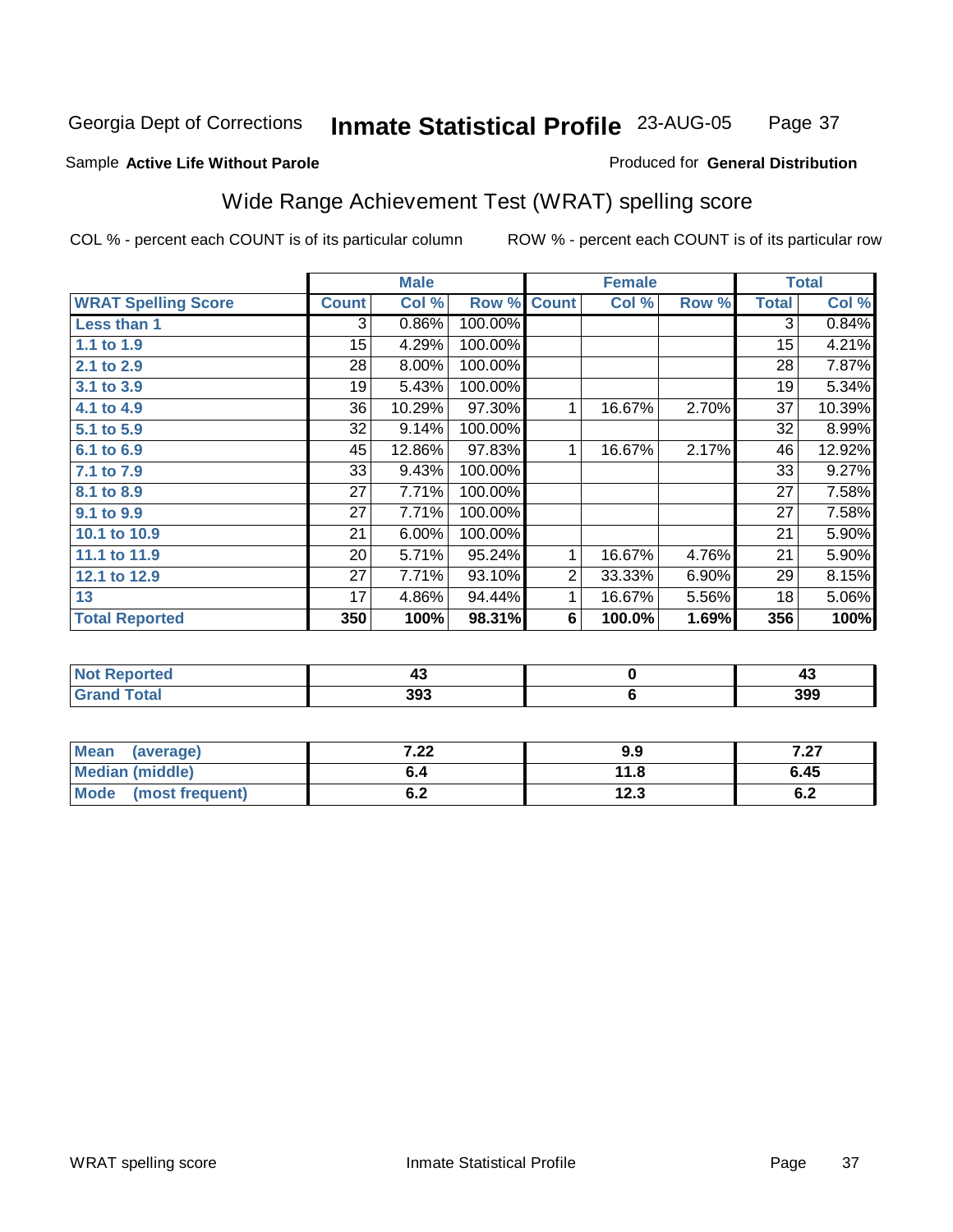Georgia Dept of Corrections **Inmate Statistical Profile** 23-AUG-05

Sample **Active Life Without Parole** Produced for **General Distribution**

## Wide Range Achievement Test (WRAT) spelling score

COL % - percent each COUNT is of its particular column ROW % - percent each COUNT is of its particular row

| | Male | | | Female | | | Total | |
|---|---|---|---|---|---|---|---|---|
| **WRAT Spelling Score** | **Count** | **Col %** | **Row %** | **Count** | **Col %** | **Row %** | **Total** | **Col %** |
| **Less than 1** | 3 | 0.86% | 100.00% | | | | 3 | 0.84% |
| **1.1 to 1.9** | 15 | 4.29% | 100.00% | | | | 15 | 4.21% |
| **2.1 to 2.9** | 28 | 8.00% | 100.00% | | | | 28 | 7.87% |
| **3.1 to 3.9** | 19 | 5.43% | 100.00% | | | | 19 | 5.34% |
| **4.1 to 4.9** | 36 | 10.29% | 97.30% | 1 | 16.67% | 2.70% | 37 | 10.39% |
| **5.1 to 5.9** | 32 | 9.14% | 100.00% | | | | 32 | 8.99% |
| **6.1 to 6.9** | 45 | 12.86% | 97.83% | 1 | 16.67% | 2.17% | 46 | 12.92% |
| **7.1 to 7.9** | 33 | 9.43% | 100.00% | | | | 33 | 9.27% |
| **8.1 to 8.9** | 27 | 7.71% | 100.00% | | | | 27 | 7.58% |
| **9.1 to 9.9** | 27 | 7.71% | 100.00% | | | | 27 | 7.58% |
| **10.1 to 10.9** | 21 | 6.00% | 100.00% | | | | 21 | 5.90% |
| **11.1 to 11.9** | 20 | 5.71% | 95.24% | 1 | 16.67% | 4.76% | 21 | 5.90% |
| **12.1 to 12.9** | 27 | 7.71% | 93.10% | 2 | 33.33% | 6.90% | 29 | 8.15% |
| **13** | 17 | 4.86% | 94.44% | 1 | 16.67% | 5.56% | 18 | 5.06% |
| **Total Reported** | **350** | **100%** | **98.31%** | **6** | **100.0%** | **1.69%** | **356** | **100%** |

| | Male | Female | Total |
|---|---|---|---|
| **Not Reported** | **43** | **0** | **43** |
| **Grand Total** | **393** | **6** | **399** |

| | Male | Female | Total |
|---|---|---|---|
| **Mean (average)** | **7.22** | **9.9** | **7.27** |
| **Median (middle)** | **6.4** | **11.8** | **6.45** |
| **Mode (most frequent)** | **6.2** | **12.3** | **6.2** |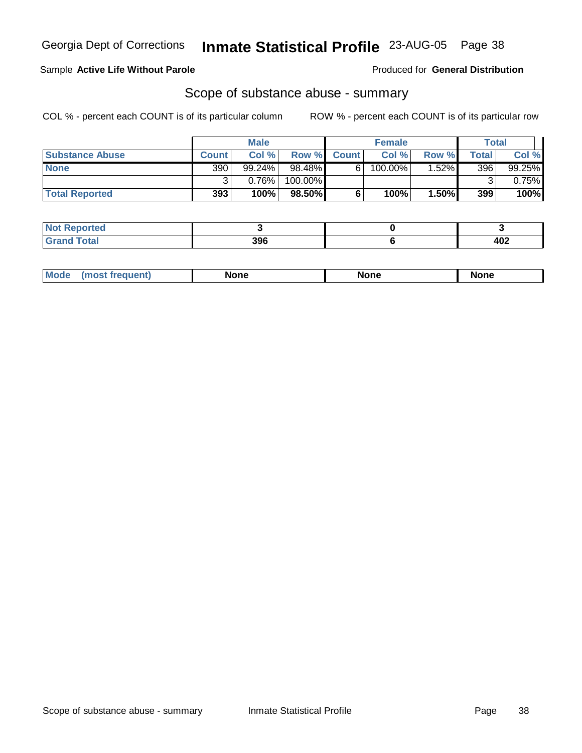Georgia Dept of Corrections **Inmate Statistical Profile** 23-AUG-05

Sample **Active Life Without Parole**

Produced for **General Distribution**

## Scope of substance abuse - summary

COL % - percent each COUNT is of its particular column

ROW % - percent each COUNT is of its particular row

| | Male | | | Female | | | Total | |
|---|---|---|---|---|---|---|---|---|
| **Substance Abuse** | **Count** | **Col %** | **Row %** | **Count** | **Col %** | **Row %** | **Total** | **Col %** |
| **None** | 390 | 99.24% | 98.48% | 6 | 100.00% | 1.52% | 396 | 99.25% |
| | 3 | 0.76% | 100.00% | | | | 3 | 0.75% |
| **Total Reported** | **393** | **100%** | **98.50%** | **6** | **100%** | **1.50%** | **399** | **100%** |

| | Male | Female | Total |
|---|---|---|---|
| **Not Reported** | **3** | **0** | **3** |
| **Grand Total** | **396** | **6** | **402** |

| | Male | Female | Total |
|---|---|---|---|
| **Mode (most frequent)** | **None** | **None** | **None** |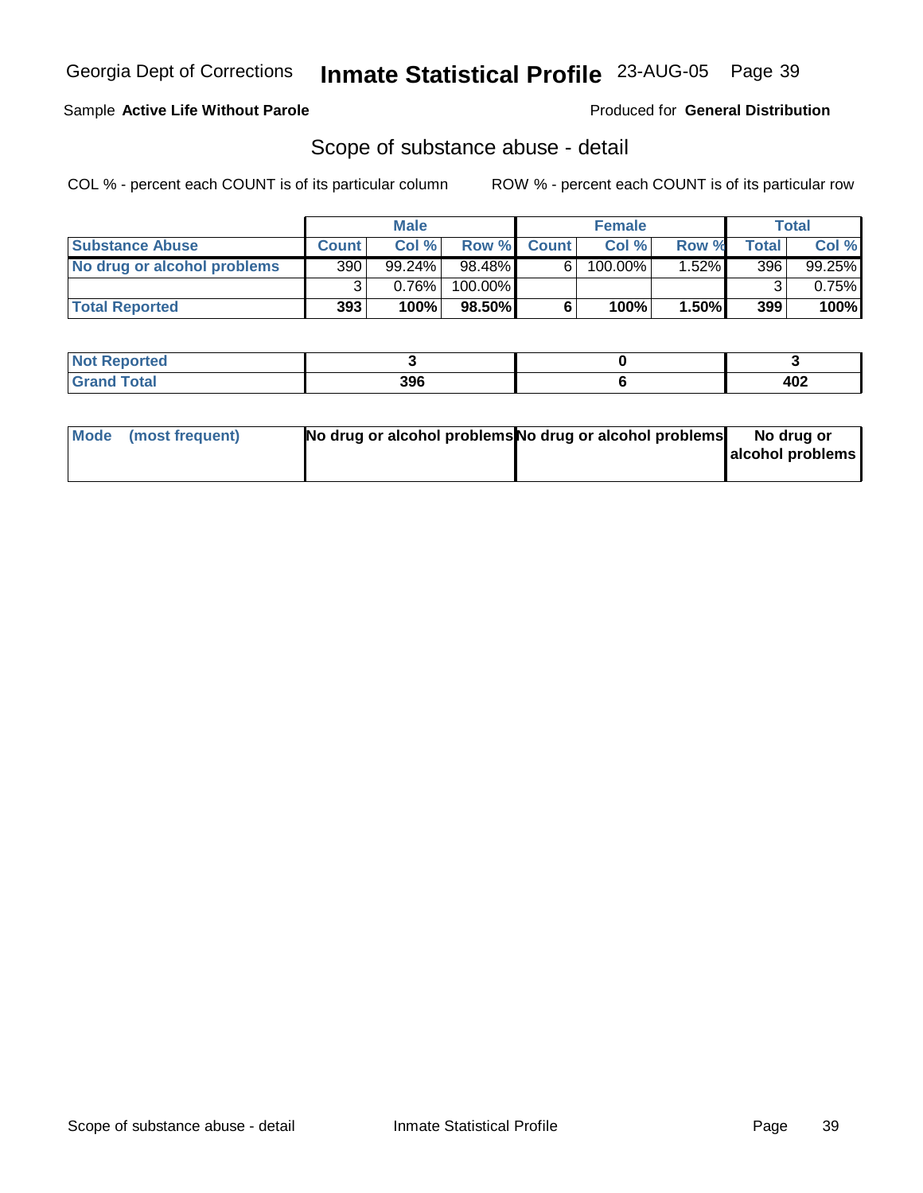Georgia Dept of Corrections **Inmate Statistical Profile** 23-AUG-05

Sample **Active Life Without Parole**

Produced for **General Distribution**

## Scope of substance abuse - detail

COL % - percent each COUNT is of its particular column

ROW % - percent each COUNT is of its particular row

| | Male | | | Female | | | Total | |
|---|---|---|---|---|---|---|---|---|
| **Substance Abuse** | **Count** | **Col %** | **Row %** | **Count** | **Col %** | **Row %** | **Total** | **Col %** |
| **No drug or alcohol problems** | 390 | 99.24% | 98.48% | 6 | 100.00% | 1.52% | 396 | 99.25% |
| | 3 | 0.76% | 100.00% | | | | 3 | 0.75% |
| **Total Reported** | **393** | **100%** | **98.50%** | **6** | **100%** | **1.50%** | **399** | **100%** |

| | Male | Female | Total |
|---|---|---|---|
| **Not Reported** | **3** | **0** | **3** |
| **Grand Total** | **396** | **6** | **402** |

| | Male | Female | Total |
|---|---|---|---|
| **Mode (most frequent)** | **No drug or alcohol problems** | **No drug or alcohol problems** | **No drug or alcohol problems** |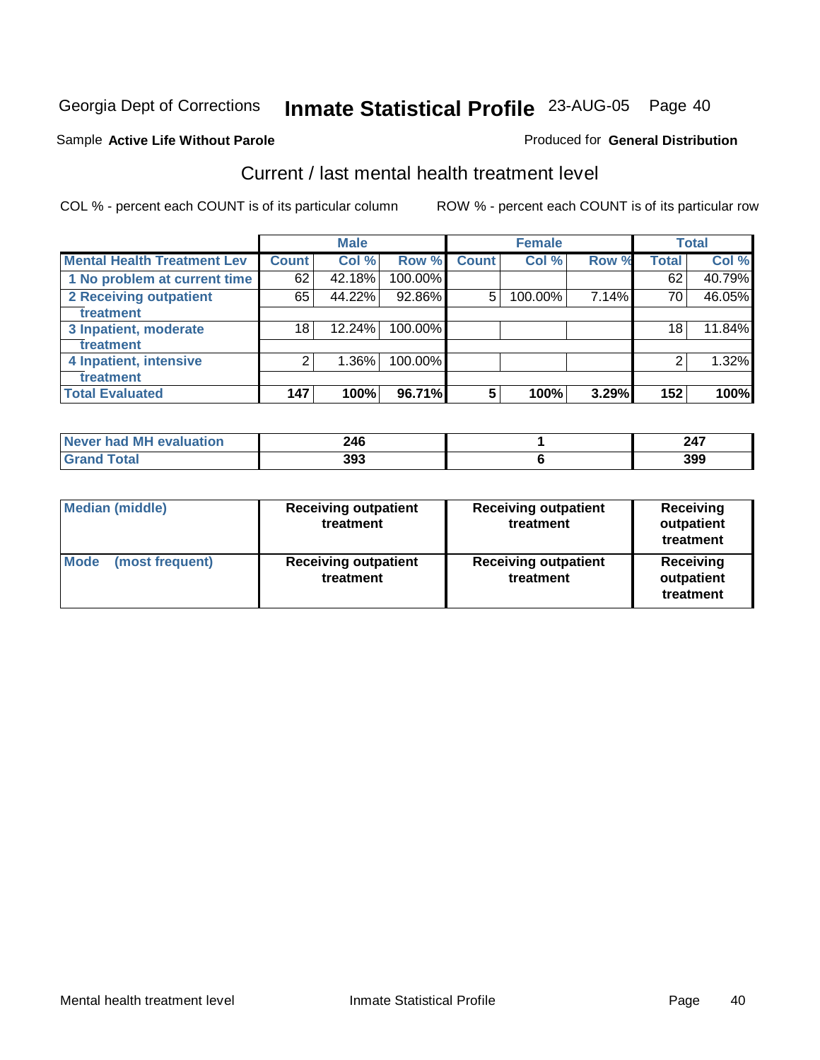Georgia Dept of Corrections **Inmate Statistical Profile** 23-AUG-05 Page 40

Sample **Active Life Without Parole** Produced for **General Distribution**

## Current / last mental health treatment level

COL % - percent each COUNT is of its particular column ROW % - percent each COUNT is of its particular row

| | Male | | | Female | | | Total | |
|---|---|---|---|---|---|---|---|---|
| Mental Health Treatment Lev | Count | Col % | Row % | Count | Col % | Row % | Total | Col % |
| 1 No problem at current time | 62 | 42.18% | 100.00% | | | | 62 | 40.79% |
| 2 Receiving outpatient treatment | 65 | 44.22% | 92.86% | 5 | 100.00% | 7.14% | 70 | 46.05% |
| 3 Inpatient, moderate treatment | 18 | 12.24% | 100.00% | | | | 18 | 11.84% |
| 4 Inpatient, intensive treatment | 2 | 1.36% | 100.00% | | | | 2 | 1.32% |
| **Total Evaluated** | **147** | **100%** | **96.71%** | **5** | **100%** | **3.29%** | **152** | **100%** |

| | Male | Female | Total |
|---|---|---|---|
| Never had MH evaluation | 246 | 1 | 247 |
| Grand Total | 393 | 6 | 399 |

| | Male | Female | Total |
|---|---|---|---|
| Median (middle) | Receiving outpatient treatment | Receiving outpatient treatment | Receiving outpatient treatment |
| Mode (most frequent) | Receiving outpatient treatment | Receiving outpatient treatment | Receiving outpatient treatment |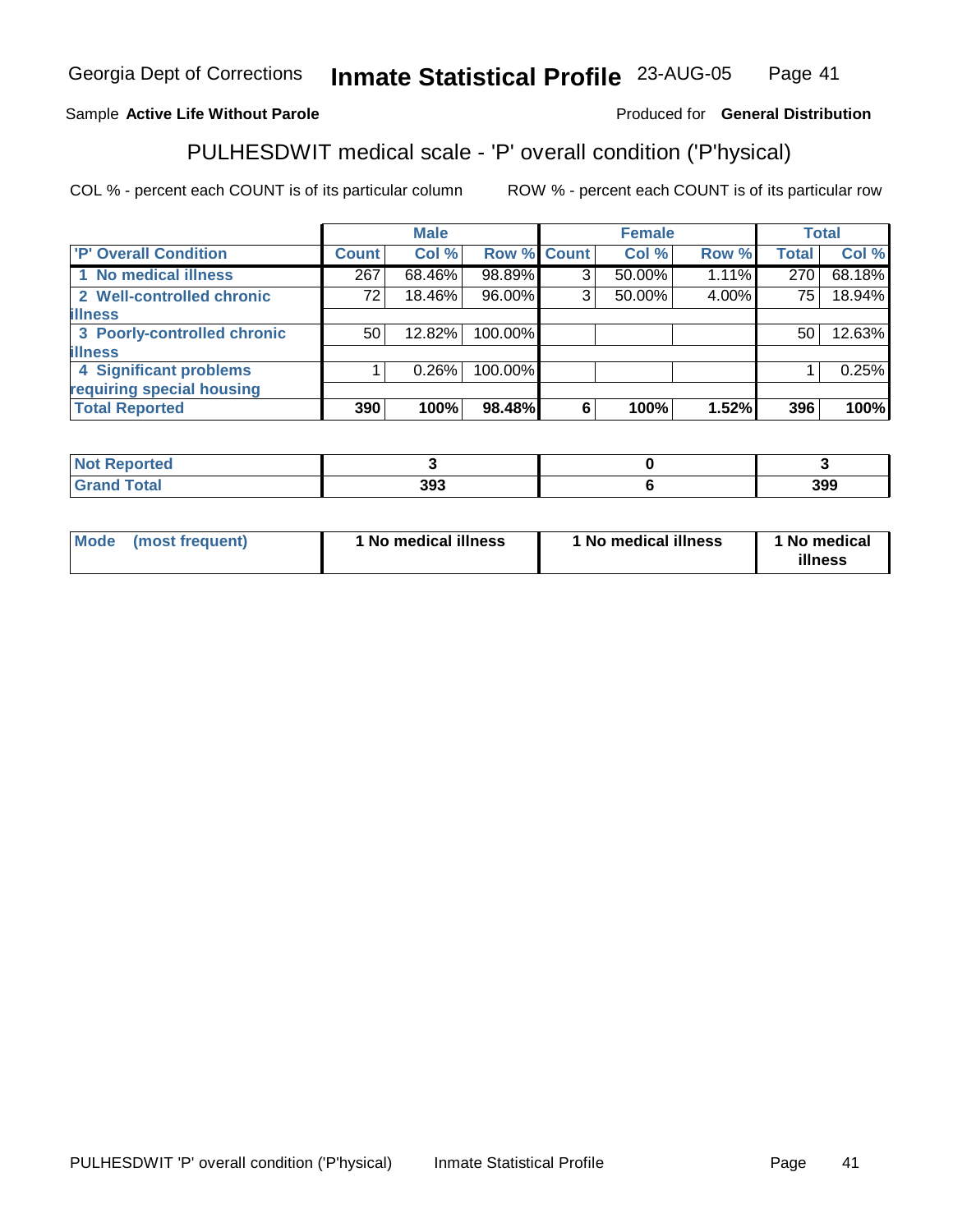Sample **Active Life Without Parole**

Produced for **General Distribution**

## PULHESDWIT medical scale - 'P' overall condition ('P'hysical)

COL % - percent each COUNT is of its particular column

ROW % - percent each COUNT is of its particular row

| | Male | | | Female | | | Total | |
|---|---|---|---|---|---|---|---|---|
| 'P' Overall Condition | Count | Col % | Row % | Count | Col % | Row % | Total | Col % |
| 1 No medical illness | 267 | 68.46% | 98.89% | 3 | 50.00% | 1.11% | 270 | 68.18% |
| 2 Well-controlled chronic illness | 72 | 18.46% | 96.00% | 3 | 50.00% | 4.00% | 75 | 18.94% |
| 3 Poorly-controlled chronic illness | 50 | 12.82% | 100.00% | | | | 50 | 12.63% |
| 4 Significant problems requiring special housing | 1 | 0.26% | 100.00% | | | | 1 | 0.25% |
| **Total Reported** | **390** | **100%** | **98.48%** | **6** | **100%** | **1.52%** | **396** | **100%** |

| | Male | Female | Total |
|---|---|---|---|
| Not Reported | 3 | 0 | 3 |
| Grand Total | 393 | 6 | 399 |

| | Male | Female | Total |
|---|---|---|---|
| Mode (most frequent) | 1 No medical illness | 1 No medical illness | 1 No medical illness |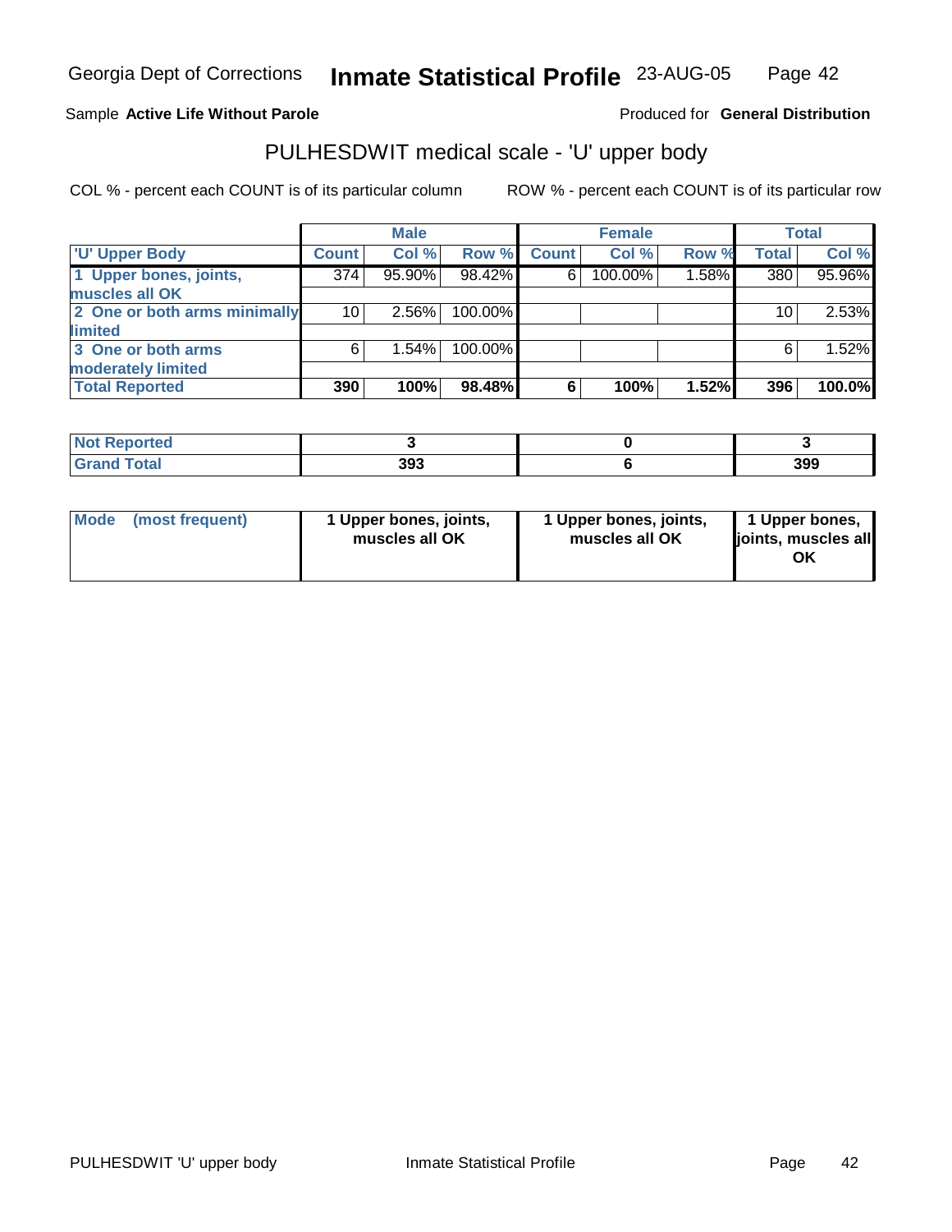Georgia Dept of Corrections **Inmate Statistical Profile** 23-AUG-05

Sample **Active Life Without Parole** Produced for **General Distribution**

## PULHESDWIT medical scale - 'U' upper body

COL % - percent each COUNT is of its particular column ROW % - percent each COUNT is of its particular row

| | Male | | | Female | | | Total | |
|---|---|---|---|---|---|---|---|---|
| **'U' Upper Body** | **Count** | **Col %** | **Row %** | **Count** | **Col %** | **Row %** | **Total** | **Col %** |
| **1 Upper bones, joints, muscles all OK** | 374 | 95.90% | 98.42% | 6 | 100.00% | 1.58% | 380 | 95.96% |
| **2 One or both arms minimally limited** | 10 | 2.56% | 100.00% | | | | 10 | 2.53% |
| **3 One or both arms moderately limited** | 6 | 1.54% | 100.00% | | | | 6 | 1.52% |
| **Total Reported** | **390** | **100%** | **98.48%** | **6** | **100%** | **1.52%** | **396** | **100.0%** |

| | Male | Female | Total |
|---|---|---|---|
| **Not Reported** | **3** | **0** | **3** |
| **Grand Total** | **393** | **6** | **399** |

| | Male | Female | Total |
|---|---|---|---|
| **Mode (most frequent)** | **1 Upper bones, joints, muscles all OK** | **1 Upper bones, joints, muscles all OK** | **1 Upper bones, joints, muscles all OK** |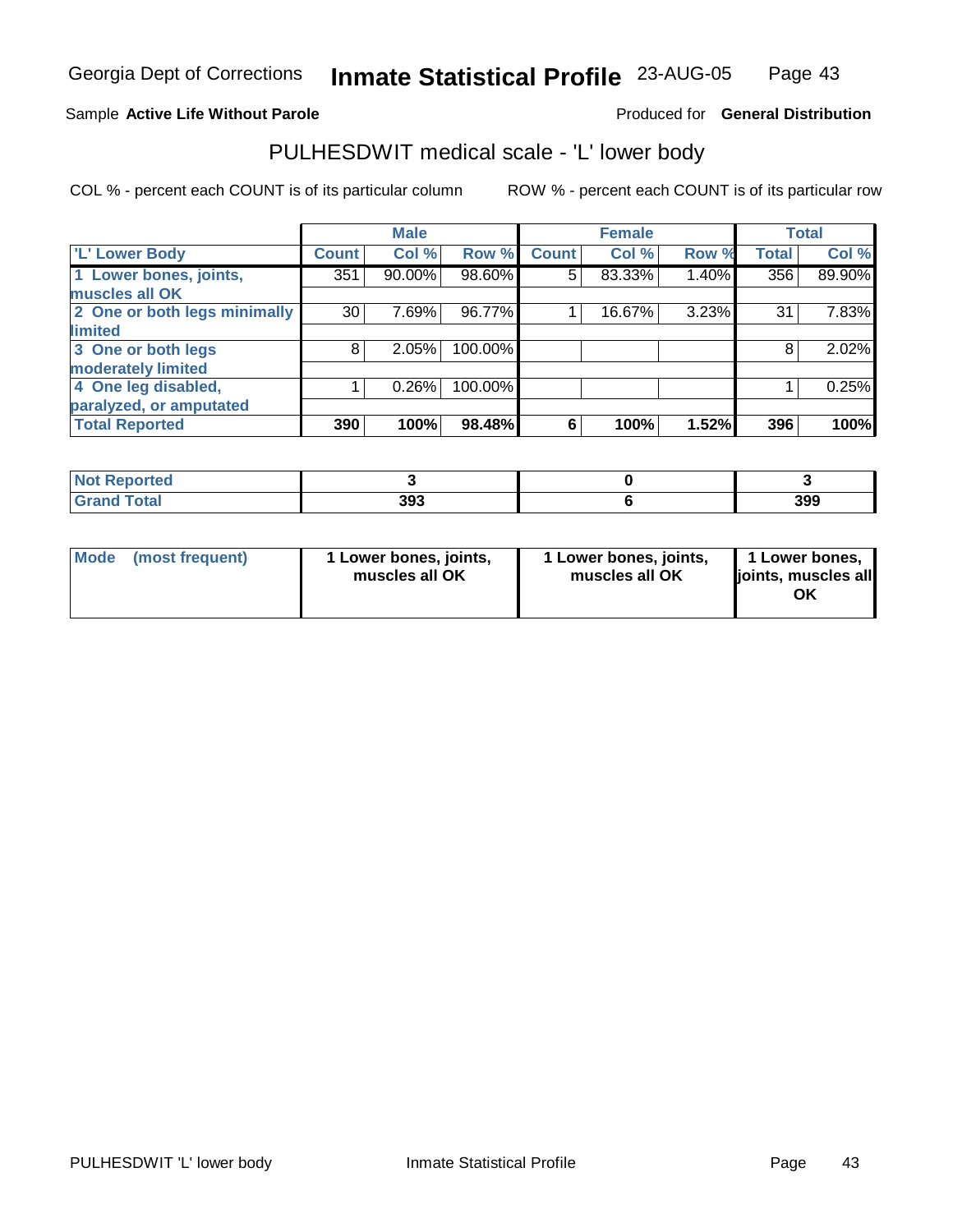Georgia Dept of Corrections **Inmate Statistical Profile** 23-AUG-05

Sample **Active Life Without Parole** Produced for **General Distribution**

## PULHESDWIT medical scale - 'L' lower body

COL % - percent each COUNT is of its particular column ROW % - percent each COUNT is of its particular row

| | Male | | | Female | | | Total | |
|---|---|---|---|---|---|---|---|---|
| 'L' Lower Body | Count | Col % | Row % | Count | Col % | Row % | Total | Col % |
| 1 Lower bones, joints, muscles all OK | 351 | 90.00% | 98.60% | 5 | 83.33% | 1.40% | 356 | 89.90% |
| 2 One or both legs minimally limited | 30 | 7.69% | 96.77% | 1 | 16.67% | 3.23% | 31 | 7.83% |
| 3 One or both legs moderately limited | 8 | 2.05% | 100.00% | | | | 8 | 2.02% |
| 4 One leg disabled, paralyzed, or amputated | 1 | 0.26% | 100.00% | | | | 1 | 0.25% |
| **Total Reported** | **390** | **100%** | **98.48%** | **6** | **100%** | **1.52%** | **396** | **100%** |

| | Male | Female | Total |
|---|---|---|---|
| Not Reported | 3 | 0 | 3 |
| Grand Total | 393 | 6 | 399 |

| | Male | Female | Total |
|---|---|---|---|
| Mode (most frequent) | 1 Lower bones, joints, muscles all OK | 1 Lower bones, joints, muscles all OK | 1 Lower bones, joints, muscles all OK |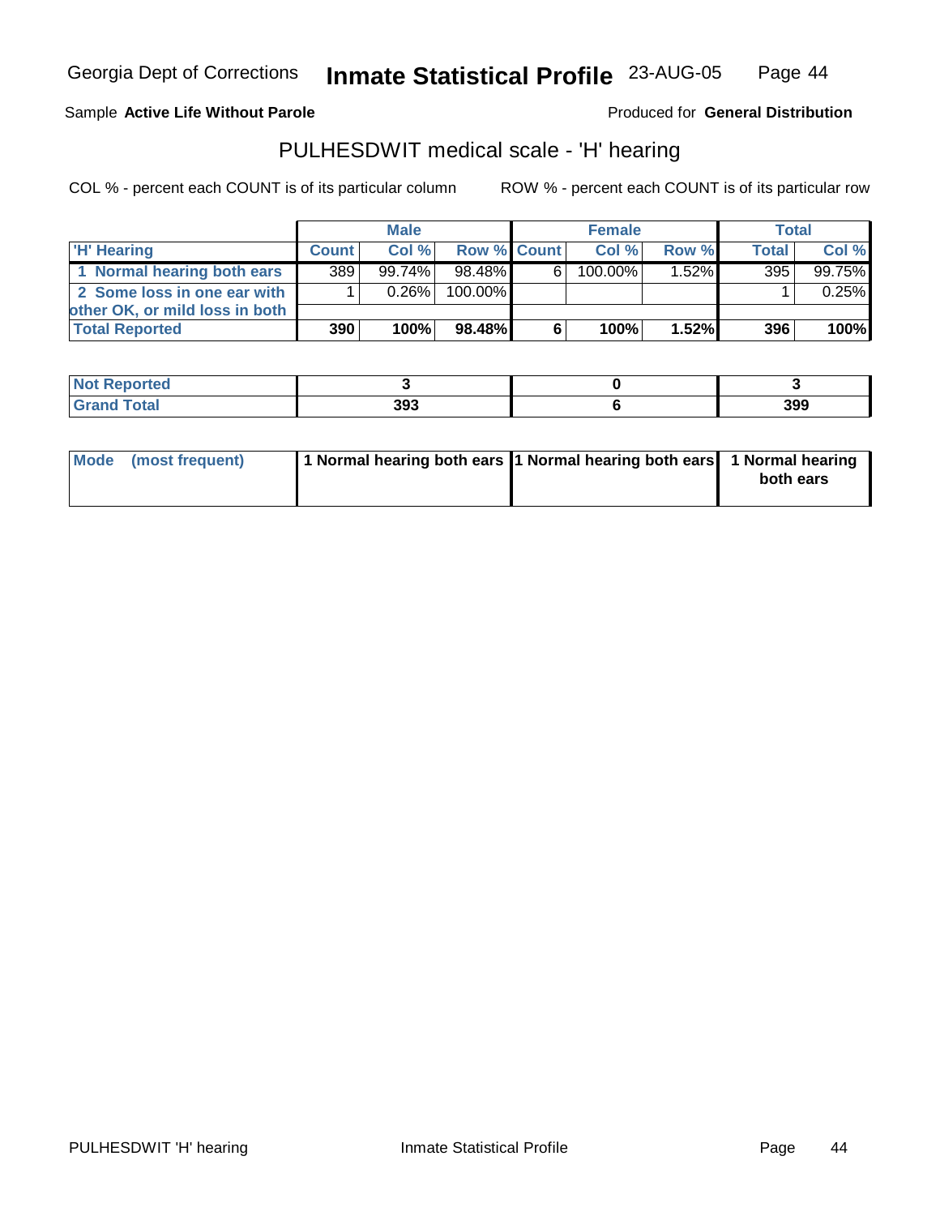Georgia Dept of Corrections **Inmate Statistical Profile** 23-AUG-05 Page 44

Sample **Active Life Without Parole**

Produced for **General Distribution**

## PULHESDWIT medical scale - 'H' hearing

COL % - percent each COUNT is of its particular column

ROW % - percent each COUNT is of its particular row

| | Male | | | Female | | | Total | |
|---|---|---|---|---|---|---|---|---|
| 'H' Hearing | Count | Col % | Row % | Count | Col % | Row % | Total | Col % |
| 1 Normal hearing both ears | 389 | 99.74% | 98.48% | 6 | 100.00% | 1.52% | 395 | 99.75% |
| 2 Some loss in one ear with other OK, or mild loss in both | 1 | 0.26% | 100.00% | | | | 1 | 0.25% |
| **Total Reported** | **390** | **100%** | **98.48%** | **6** | **100%** | **1.52%** | **396** | **100%** |

| | Male | Female | Total |
|---|---|---|---|
| Not Reported | 3 | 0 | 3 |
| Grand Total | 393 | 6 | 399 |

| | Male | Female | Total |
|---|---|---|---|
| Mode (most frequent) | 1 Normal hearing both ears | 1 Normal hearing both ears | 1 Normal hearing both ears |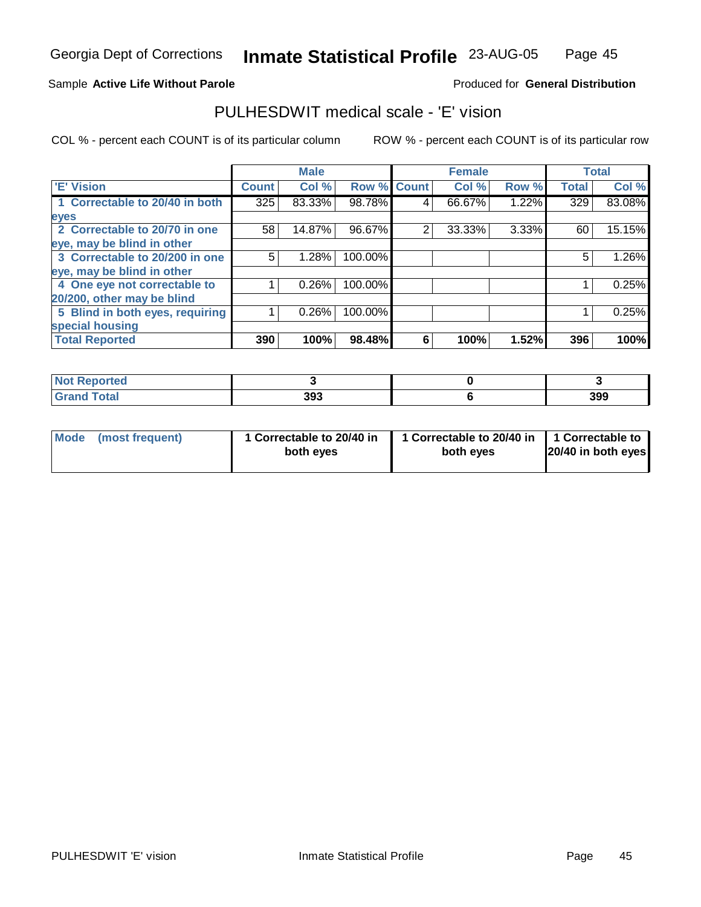Georgia Dept of Corrections **Inmate Statistical Profile** 23-AUG-05

Sample **Active Life Without Parole**

Produced for **General Distribution**

## PULHESDWIT medical scale - 'E' vision

COL % - percent each COUNT is of its particular column

ROW % - percent each COUNT is of its particular row

| | Male | | | Female | | | Total | |
|---|---|---|---|---|---|---|---|---|
| 'E' Vision | Count | Col % | Row % | Count | Col % | Row % | Total | Col % |
| 1 Correctable to 20/40 in both eyes | 325 | 83.33% | 98.78% | 4 | 66.67% | 1.22% | 329 | 83.08% |
| 2 Correctable to 20/70 in one eye, may be blind in other | 58 | 14.87% | 96.67% | 2 | 33.33% | 3.33% | 60 | 15.15% |
| 3 Correctable to 20/200 in one eye, may be blind in other | 5 | 1.28% | 100.00% | | | | 5 | 1.26% |
| 4 One eye not correctable to 20/200, other may be blind | 1 | 0.26% | 100.00% | | | | 1 | 0.25% |
| 5 Blind in both eyes, requiring special housing | 1 | 0.26% | 100.00% | | | | 1 | 0.25% |
| **Total Reported** | **390** | **100%** | **98.48%** | **6** | **100%** | **1.52%** | **396** | **100%** |

| | Male | Female | Total |
|---|---|---|---|
| Not Reported | 3 | 0 | 3 |
| Grand Total | 393 | 6 | 399 |

| | Male | Female | Total |
|---|---|---|---|
| Mode (most frequent) | 1 Correctable to 20/40 in both eyes | 1 Correctable to 20/40 in both eyes | 1 Correctable to 20/40 in both eyes |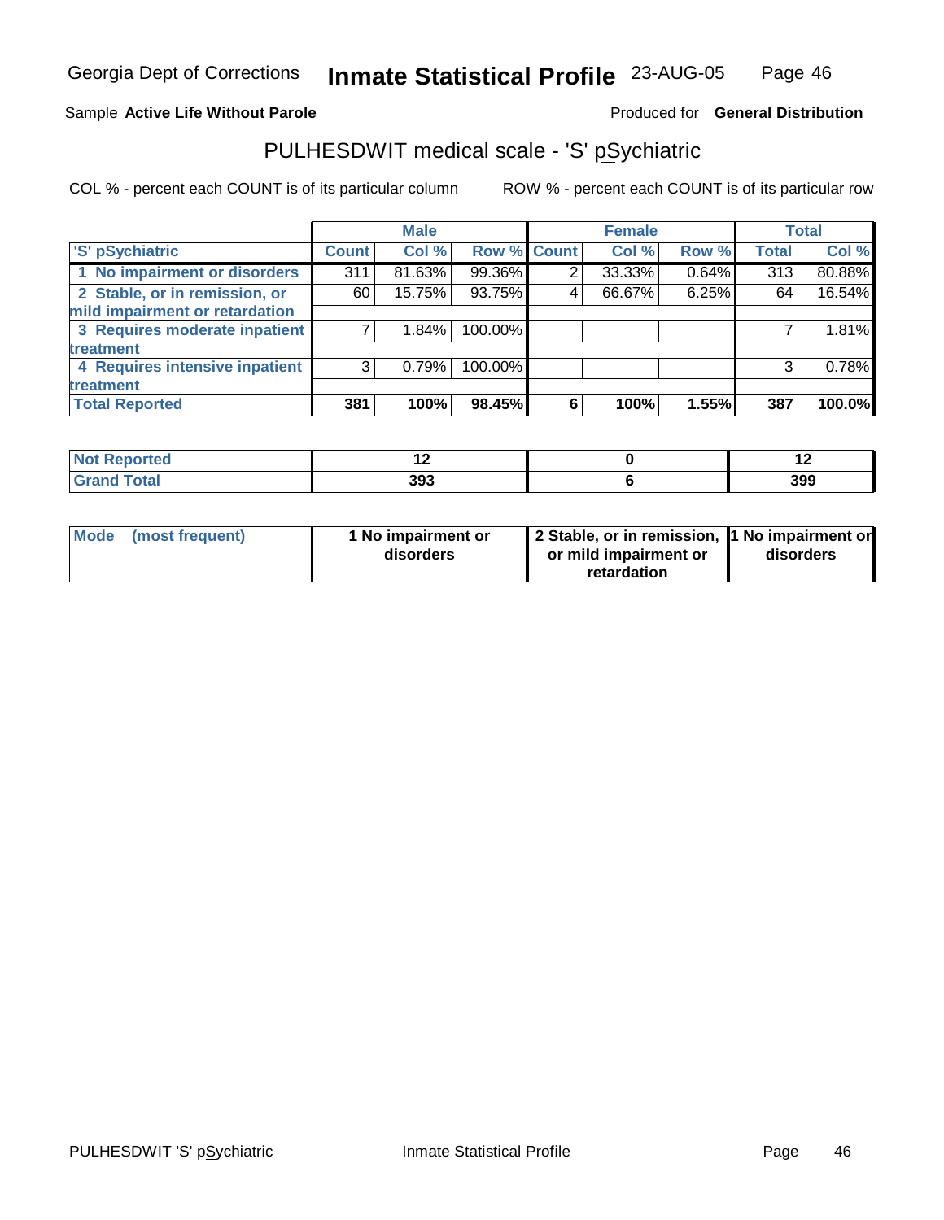Sample **Active Life Without Parole**

Produced for **General Distribution**

## PULHESDWIT medical scale - 'S' pSychiatric

COL % - percent each COUNT is of its particular column

ROW % - percent each COUNT is of its particular row

| | Male | | | Female | | | Total | |
|---|---|---|---|---|---|---|---|---|
| 'S' pSychiatric | Count | Col % | Row % | Count | Col % | Row % | Total | Col % |
| 1 No impairment or disorders | 311 | 81.63% | 99.36% | 2 | 33.33% | 0.64% | 313 | 80.88% |
| 2 Stable, or in remission, or mild impairment or retardation | 60 | 15.75% | 93.75% | 4 | 66.67% | 6.25% | 64 | 16.54% |
| 3 Requires moderate inpatient treatment | 7 | 1.84% | 100.00% | | | | 7 | 1.81% |
| 4 Requires intensive inpatient treatment | 3 | 0.79% | 100.00% | | | | 3 | 0.78% |
| **Total Reported** | **381** | **100%** | **98.45%** | **6** | **100%** | **1.55%** | **387** | **100.0%** |

| | Male | Female | Total |
|---|---|---|---|
| **Not Reported** | **12** | **0** | **12** |
| **Grand Total** | **393** | **6** | **399** |

| | Male | Female | Total |
|---|---|---|---|
| **Mode (most frequent)** | **1 No impairment or disorders** | **2 Stable, or in remission, or mild impairment or retardation** | **1 No impairment or disorders** |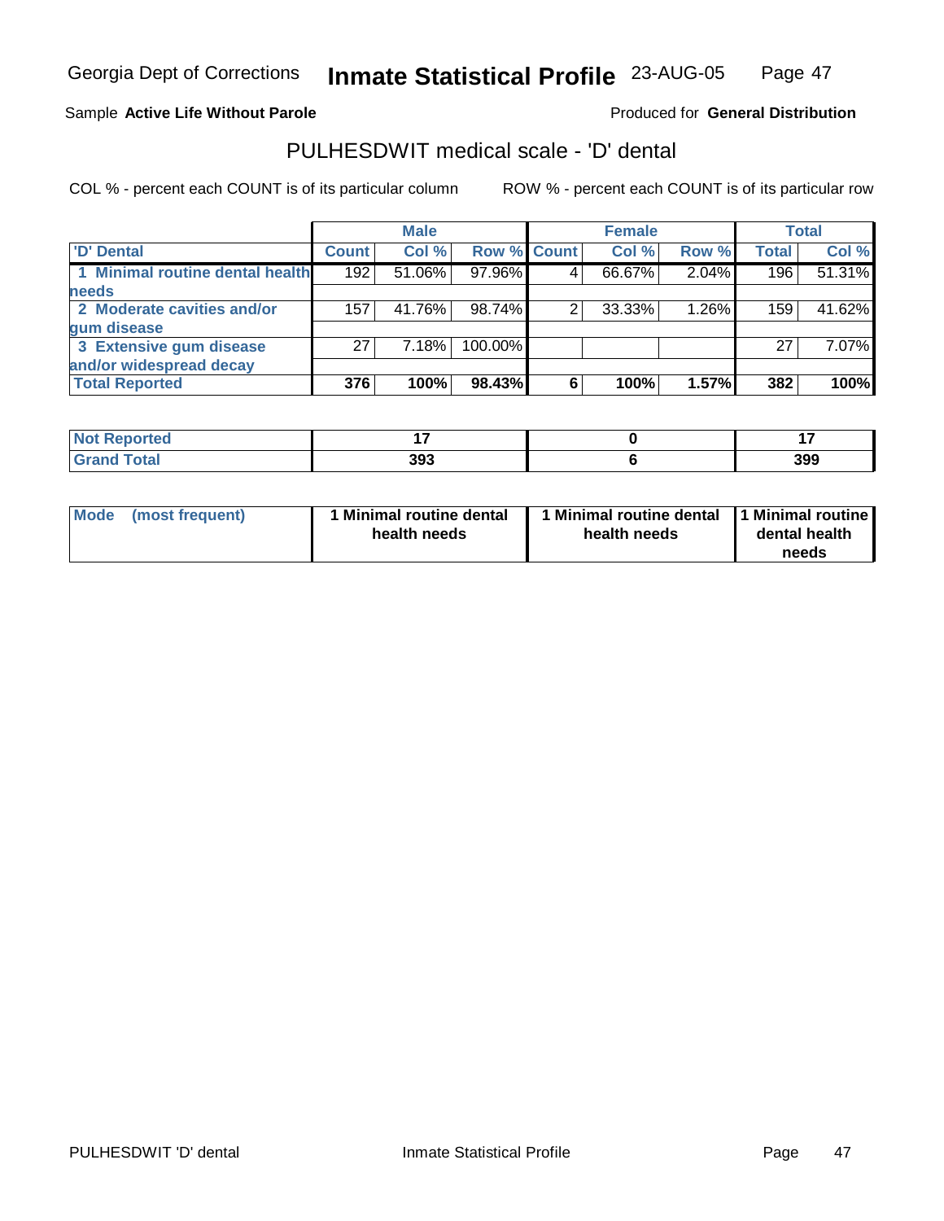Sample **Active Life Without Parole**

Produced for **General Distribution**

## PULHESDWIT medical scale - 'D' dental

COL % - percent each COUNT is of its particular column

ROW % - percent each COUNT is of its particular row

| | Male | | | Female | | | Total | |
|---|---|---|---|---|---|---|---|---|
| 'D' Dental | Count | Col % | Row % | Count | Col % | Row % | Total | Col % |
| 1 Minimal routine dental health needs | 192 | 51.06% | 97.96% | 4 | 66.67% | 2.04% | 196 | 51.31% |
| 2 Moderate cavities and/or gum disease | 157 | 41.76% | 98.74% | 2 | 33.33% | 1.26% | 159 | 41.62% |
| 3 Extensive gum disease and/or widespread decay | 27 | 7.18% | 100.00% | | | | 27 | 7.07% |
| **Total Reported** | **376** | **100%** | **98.43%** | **6** | **100%** | **1.57%** | **382** | **100%** |

| | Male | Female | Total |
|---|---|---|---|
| Not Reported | 17 | 0 | 17 |
| Grand Total | 393 | 6 | 399 |

| | Male | Female | Total |
|---|---|---|---|
| Mode (most frequent) | 1 Minimal routine dental health needs | 1 Minimal routine dental health needs | 1 Minimal routine dental health needs |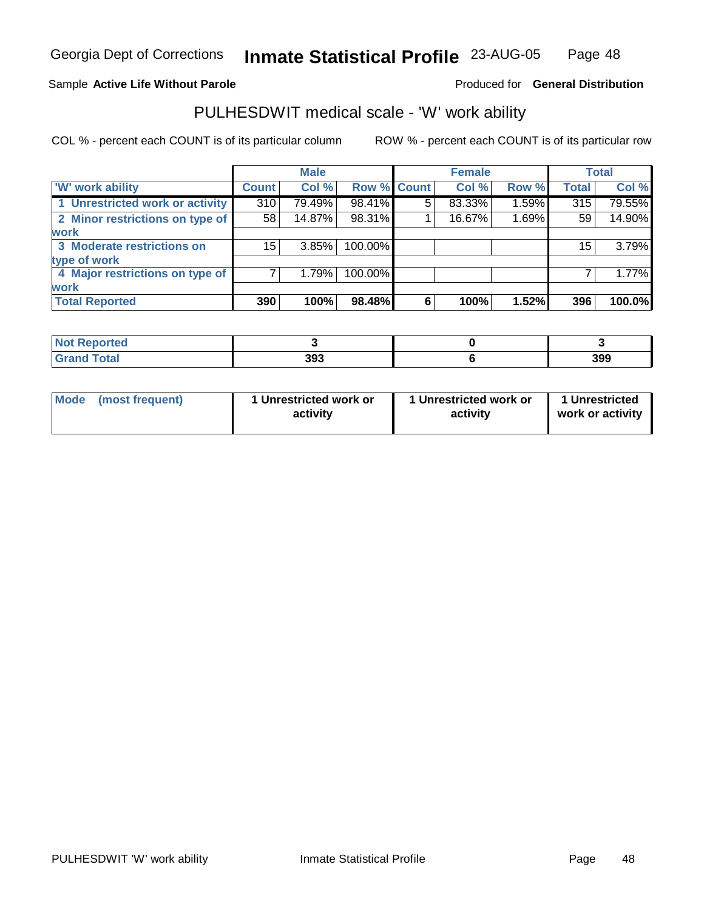Georgia Dept of Corrections **Inmate Statistical Profile** 23-AUG-05

Sample **Active Life Without Parole**

Produced for **General Distribution**

## PULHESDWIT medical scale - 'W' work ability

COL % - percent each COUNT is of its particular column

ROW % - percent each COUNT is of its particular row

| | Male | | | Female | | | Total | |
|---|---|---|---|---|---|---|---|---|
| 'W' work ability | Count | Col % | Row % | Count | Col % | Row % | Total | Col % |
| 1 Unrestricted work or activity | 310 | 79.49% | 98.41% | 5 | 83.33% | 1.59% | 315 | 79.55% |
| 2 Minor restrictions on type of work | 58 | 14.87% | 98.31% | 1 | 16.67% | 1.69% | 59 | 14.90% |
| 3 Moderate restrictions on type of work | 15 | 3.85% | 100.00% | | | | 15 | 3.79% |
| 4 Major restrictions on type of work | 7 | 1.79% | 100.00% | | | | 7 | 1.77% |
| **Total Reported** | **390** | **100%** | **98.48%** | **6** | **100%** | **1.52%** | **396** | **100.0%** |

| | Male | Female | Total |
|---|---|---|---|
| Not Reported | 3 | 0 | 3 |
| Grand Total | 393 | 6 | 399 |

| | Male | Female | Total |
|---|---|---|---|
| Mode (most frequent) | 1 Unrestricted work or activity | 1 Unrestricted work or activity | 1 Unrestricted work or activity |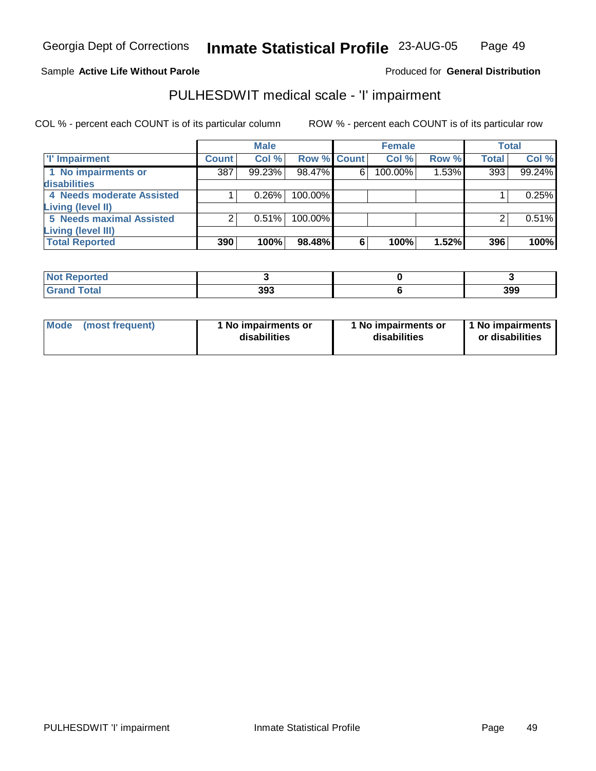Georgia Dept of Corrections **Inmate Statistical Profile** 23-AUG-05

Sample **Active Life Without Parole**

Produced for **General Distribution**

## PULHESDWIT medical scale - 'I' impairment

COL % - percent each COUNT is of its particular column

ROW % - percent each COUNT is of its particular row

| | Male | | | Female | | | Total | |
|---|---|---|---|---|---|---|---|---|
| 'I' Impairment | Count | Col % | Row % | Count | Col % | Row % | Total | Col % |
| 1 No impairments or disabilities | 387 | 99.23% | 98.47% | 6 | 100.00% | 1.53% | 393 | 99.24% |
| 4 Needs moderate Assisted Living (level II) | 1 | 0.26% | 100.00% | | | | 1 | 0.25% |
| 5 Needs maximal Assisted Living (level III) | 2 | 0.51% | 100.00% | | | | 2 | 0.51% |
| **Total Reported** | **390** | **100%** | **98.48%** | **6** | **100%** | **1.52%** | **396** | **100%** |

| | Male | Female | Total |
|---|---|---|---|
| Not Reported | 3 | 0 | 3 |
| Grand Total | 393 | 6 | 399 |

| | Male | Female | Total |
|---|---|---|---|
| Mode (most frequent) | 1 No impairments or disabilities | 1 No impairments or disabilities | 1 No impairments or disabilities |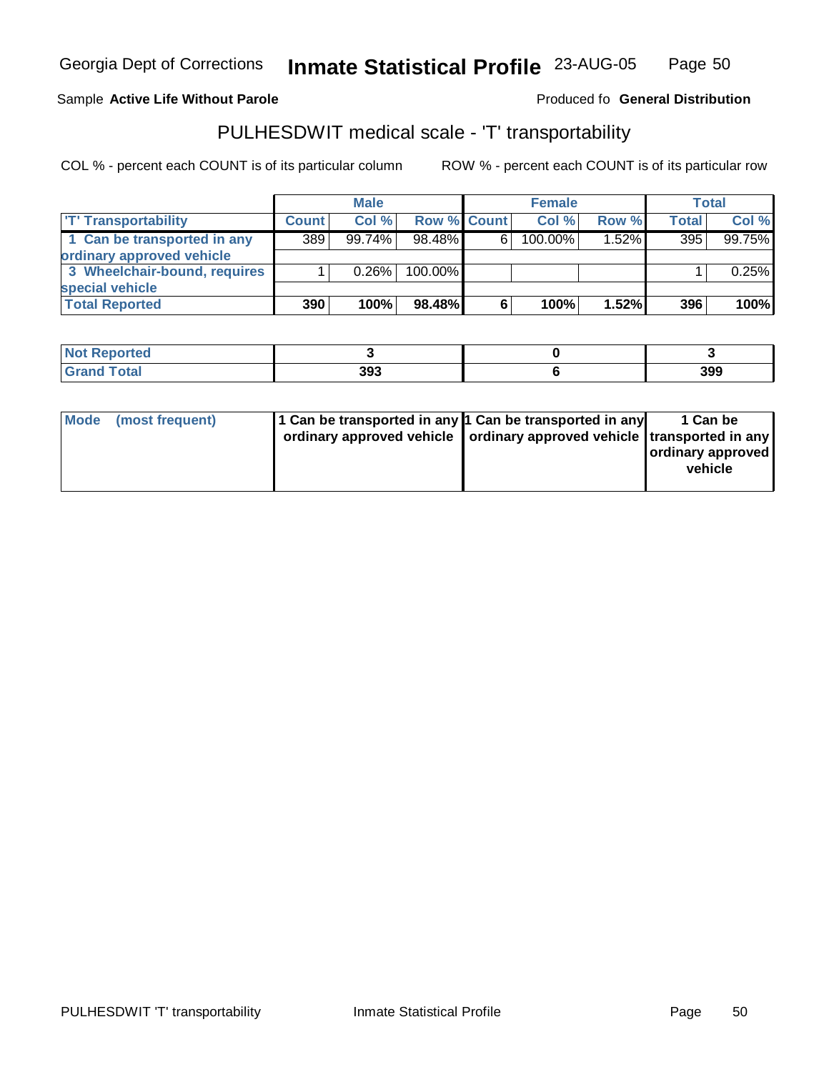Sample **Active Life Without Parole**

Produced fo **General Distribution**

# PULHESDWIT medical scale - 'T' transportability

COL % - percent each COUNT is of its particular column

ROW % - percent each COUNT is of its particular row

| | Male | | | Female | | | Total | |
|---|---|---|---|---|---|---|---|---|
| 'T' Transportability | Count | Col % | Row % | Count | Col % | Row % | Total | Col % |
| 1 Can be transported in any ordinary approved vehicle | 389 | 99.74% | 98.48% | 6 | 100.00% | 1.52% | 395 | 99.75% |
| 3 Wheelchair-bound, requires special vehicle | 1 | 0.26% | 100.00% | | | | 1 | 0.25% |
| **Total Reported** | **390** | **100%** | **98.48%** | **6** | **100%** | **1.52%** | **396** | **100%** |

| | Male | Female | Total |
|---|---|---|---|
| Not Reported | 3 | 0 | 3 |
| Grand Total | 393 | 6 | 399 |

| | Male | Female | Total |
|---|---|---|---|
| Mode (most frequent) | 1 Can be transported in any ordinary approved vehicle | 1 Can be transported in any ordinary approved vehicle | 1 Can be transported in any ordinary approved vehicle |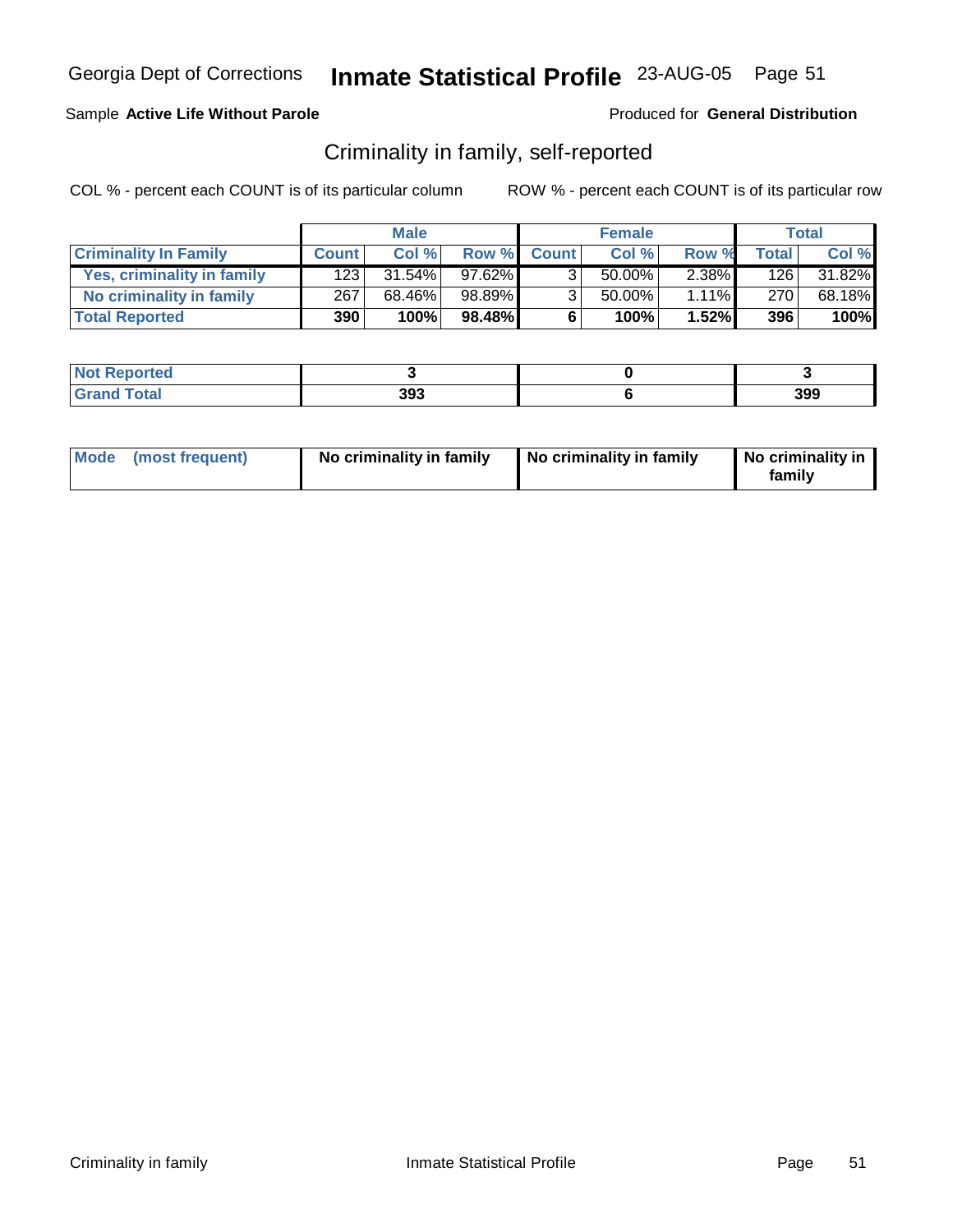Georgia Dept of Corrections **Inmate Statistical Profile** 23-AUG-05

Sample **Active Life Without Parole** Produced for **General Distribution**

## Criminality in family, self-reported

COL % - percent each COUNT is of its particular column ROW % - percent each COUNT is of its particular row

| | Male | | | Female | | | Total | |
|---|---|---|---|---|---|---|---|---|
| **Criminality In Family** | **Count** | **Col %** | **Row %** | **Count** | **Col %** | **Row %** | **Total** | **Col %** |
| Yes, criminality in family | 123 | 31.54% | 97.62% | 3 | 50.00% | 2.38% | 126 | 31.82% |
| No criminality in family | 267 | 68.46% | 98.89% | 3 | 50.00% | 1.11% | 270 | 68.18% |
| **Total Reported** | **390** | **100%** | **98.48%** | **6** | **100%** | **1.52%** | **396** | **100%** |

| | Male | Female | Total |
|---|---|---|---|
| **Not Reported** | **3** | **0** | **3** |
| **Grand Total** | **393** | **6** | **399** |

| | Male | Female | Total |
|---|---|---|---|
| **Mode (most frequent)** | **No criminality in family** | **No criminality in family** | **No criminality in family** |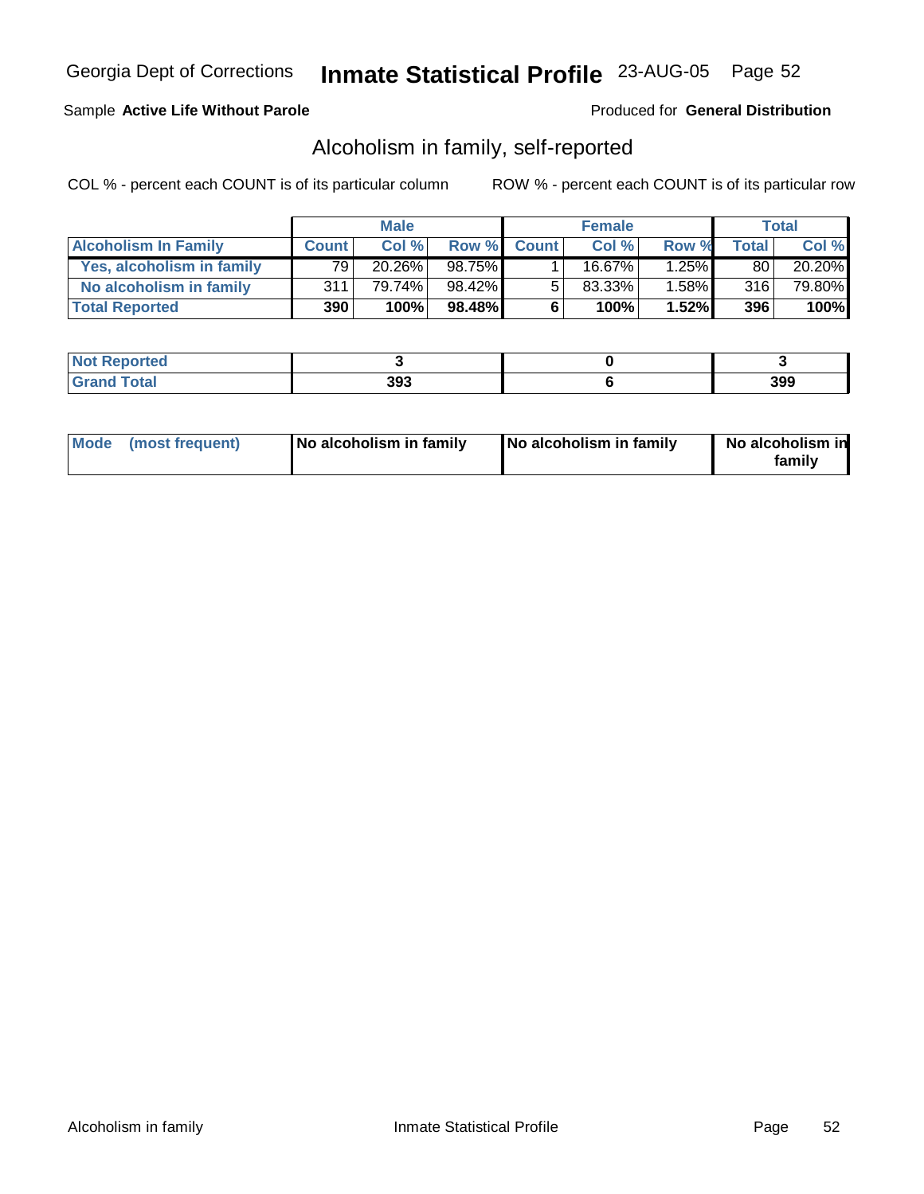Sample **Active Life Without Parole**

Produced for **General Distribution**

## Alcoholism in family, self-reported

COL % - percent each COUNT is of its particular column

ROW % - percent each COUNT is of its particular row

| | Male | | | Female | | | Total | |
|---|---|---|---|---|---|---|---|---|
| **Alcoholism In Family** | **Count** | **Col %** | **Row %** | **Count** | **Col %** | **Row %** | **Total** | **Col %** |
| **Yes, alcoholism in family** | 79 | 20.26% | 98.75% | 1 | 16.67% | 1.25% | 80 | 20.20% |
| **No alcoholism in family** | 311 | 79.74% | 98.42% | 5 | 83.33% | 1.58% | 316 | 79.80% |
| **Total Reported** | **390** | **100%** | **98.48%** | **6** | **100%** | **1.52%** | **396** | **100%** |

| | Male | Female | Total |
|---|---|---|---|
| **Not Reported** | **3** | **0** | **3** |
| **Grand Total** | **393** | **6** | **399** |

| | Male | Female | Total |
|---|---|---|---|
| **Mode (most frequent)** | **No alcoholism in family** | **No alcoholism in family** | **No alcoholism in family** |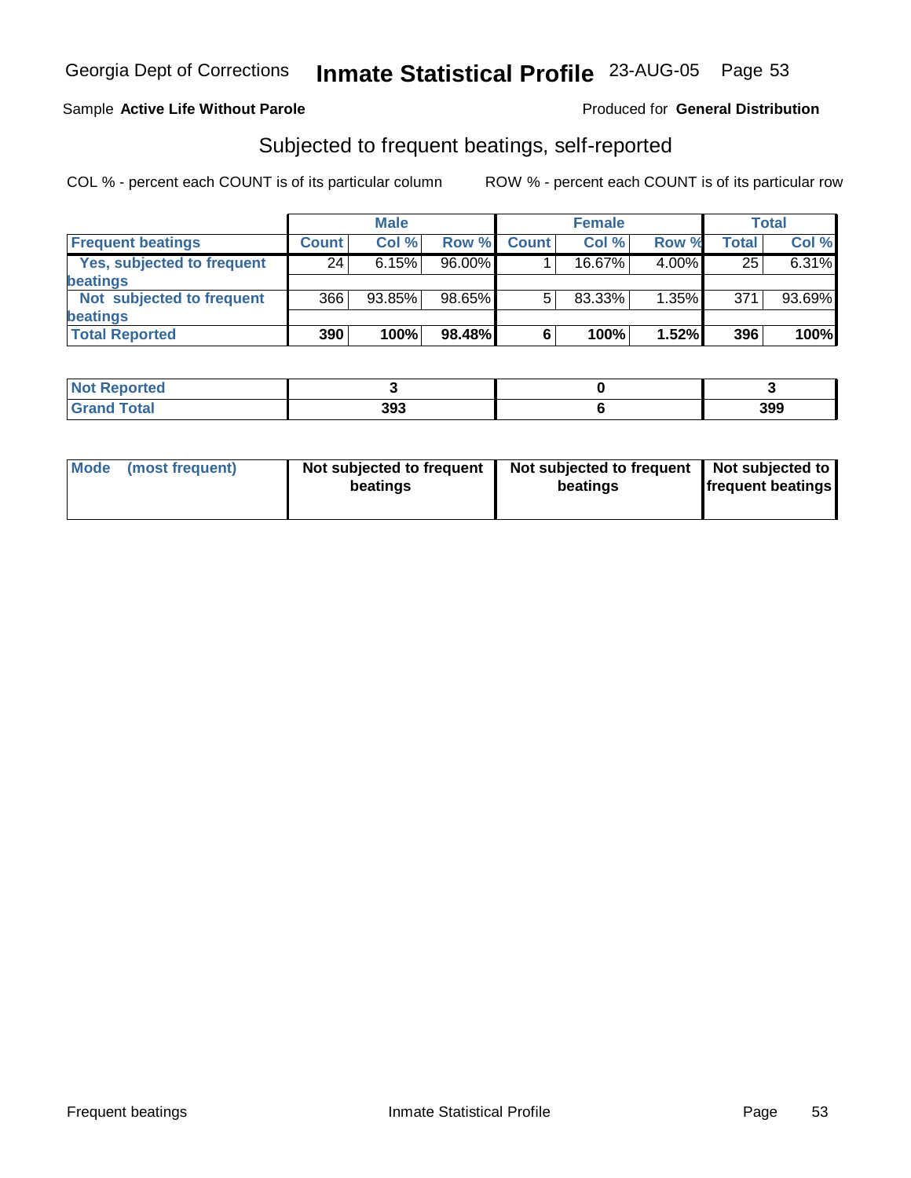Georgia Dept of Corrections **Inmate Statistical Profile** 23-AUG-05

Sample **Active Life Without Parole**

Produced for **General Distribution**

## Subjected to frequent beatings, self-reported

COL % - percent each COUNT is of its particular column

ROW % - percent each COUNT is of its particular row

| | Male | | | Female | | | Total | |
|---|---|---|---|---|---|---|---|---|
| **Frequent beatings** | **Count** | **Col %** | **Row %** | **Count** | **Col %** | **Row %** | **Total** | **Col %** |
| Yes, subjected to frequent beatings | 24 | 6.15% | 96.00% | 1 | 16.67% | 4.00% | 25 | 6.31% |
| Not subjected to frequent beatings | 366 | 93.85% | 98.65% | 5 | 83.33% | 1.35% | 371 | 93.69% |
| **Total Reported** | **390** | **100%** | **98.48%** | **6** | **100%** | **1.52%** | **396** | **100%** |

| | Male | Female | Total |
|---|---|---|---|
| **Not Reported** | **3** | **0** | **3** |
| **Grand Total** | **393** | **6** | **399** |

| | Male | Female | Total |
|---|---|---|---|
| **Mode (most frequent)** | **Not subjected to frequent beatings** | **Not subjected to frequent beatings** | **Not subjected to frequent beatings** |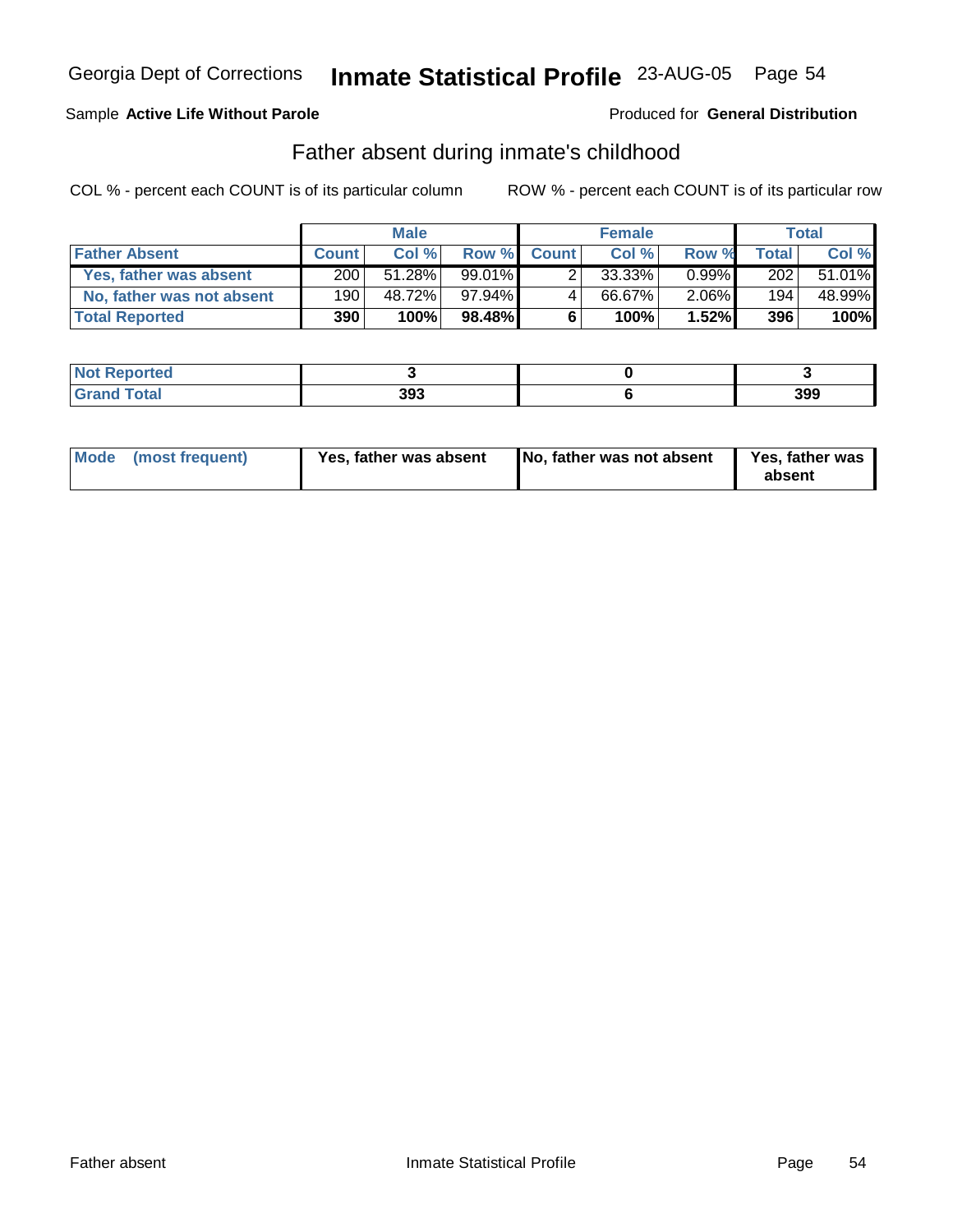Georgia Dept of Corrections **Inmate Statistical Profile** 23-AUG-05

Sample **Active Life Without Parole**

Produced for **General Distribution**

## Father absent during inmate's childhood

COL % - percent each COUNT is of its particular column

ROW % - percent each COUNT is of its particular row

| | Male | | | Female | | | Total | |
|---|---|---|---|---|---|---|---|---|
| **Father Absent** | **Count** | **Col %** | **Row %** | **Count** | **Col %** | **Row %** | **Total** | **Col %** |
| **Yes, father was absent** | 200 | 51.28% | 99.01% | 2 | 33.33% | 0.99% | 202 | 51.01% |
| **No, father was not absent** | 190 | 48.72% | 97.94% | 4 | 66.67% | 2.06% | 194 | 48.99% |
| **Total Reported** | **390** | **100%** | **98.48%** | **6** | **100%** | **1.52%** | **396** | **100%** |

| | Male | Female | Total |
|---|---|---|---|
| **Not Reported** | **3** | **0** | **3** |
| **Grand Total** | **393** | **6** | **399** |

| | Male | Female | Total |
|---|---|---|---|
| **Mode (most frequent)** | **Yes, father was absent** | **No, father was not absent** | **Yes, father was absent** |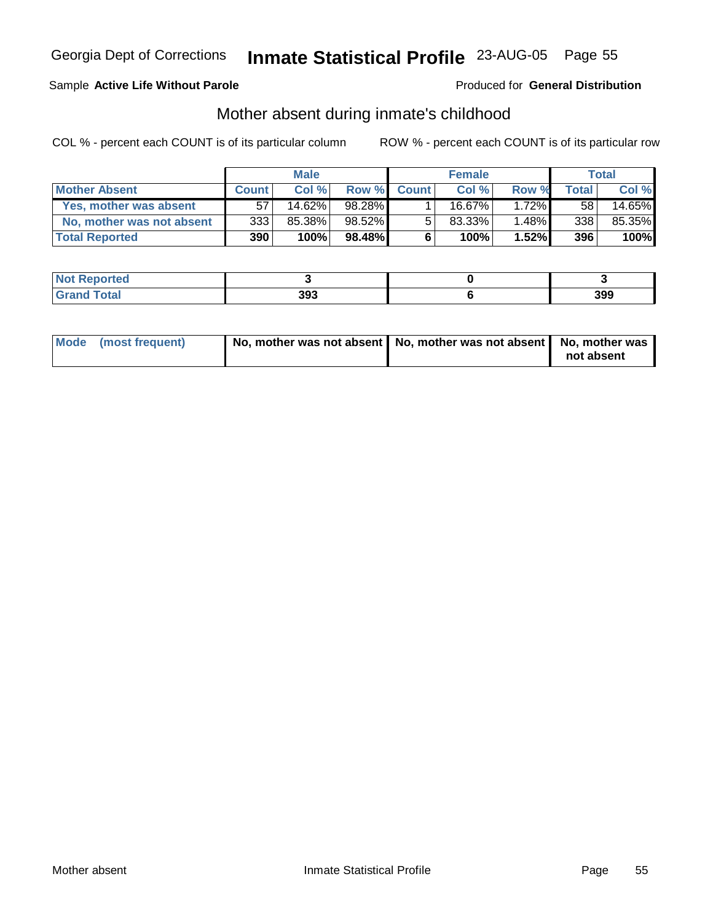Georgia Dept of Corrections **Inmate Statistical Profile** 23-AUG-05 Page 55

Sample **Active Life Without Parole**

Produced for **General Distribution**

## Mother absent during inmate's childhood

COL % - percent each COUNT is of its particular column

ROW % - percent each COUNT is of its particular row

| | Male | | | Female | | | Total | |
|---|---|---|---|---|---|---|---|---|
| **Mother Absent** | **Count** | **Col %** | **Row %** | **Count** | **Col %** | **Row %** | **Total** | **Col %** |
| **Yes, mother was absent** | 57 | 14.62% | 98.28% | 1 | 16.67% | 1.72% | 58 | 14.65% |
| **No, mother was not absent** | 333 | 85.38% | 98.52% | 5 | 83.33% | 1.48% | 338 | 85.35% |
| **Total Reported** | **390** | **100%** | **98.48%** | **6** | **100%** | **1.52%** | **396** | **100%** |

| | Male | Female | Total |
|---|---|---|---|
| **Not Reported** | **3** | **0** | **3** |
| **Grand Total** | **393** | **6** | **399** |

| | Male | Female | Total |
|---|---|---|---|
| **Mode (most frequent)** | **No, mother was not absent** | **No, mother was not absent** | **No, mother was not absent** |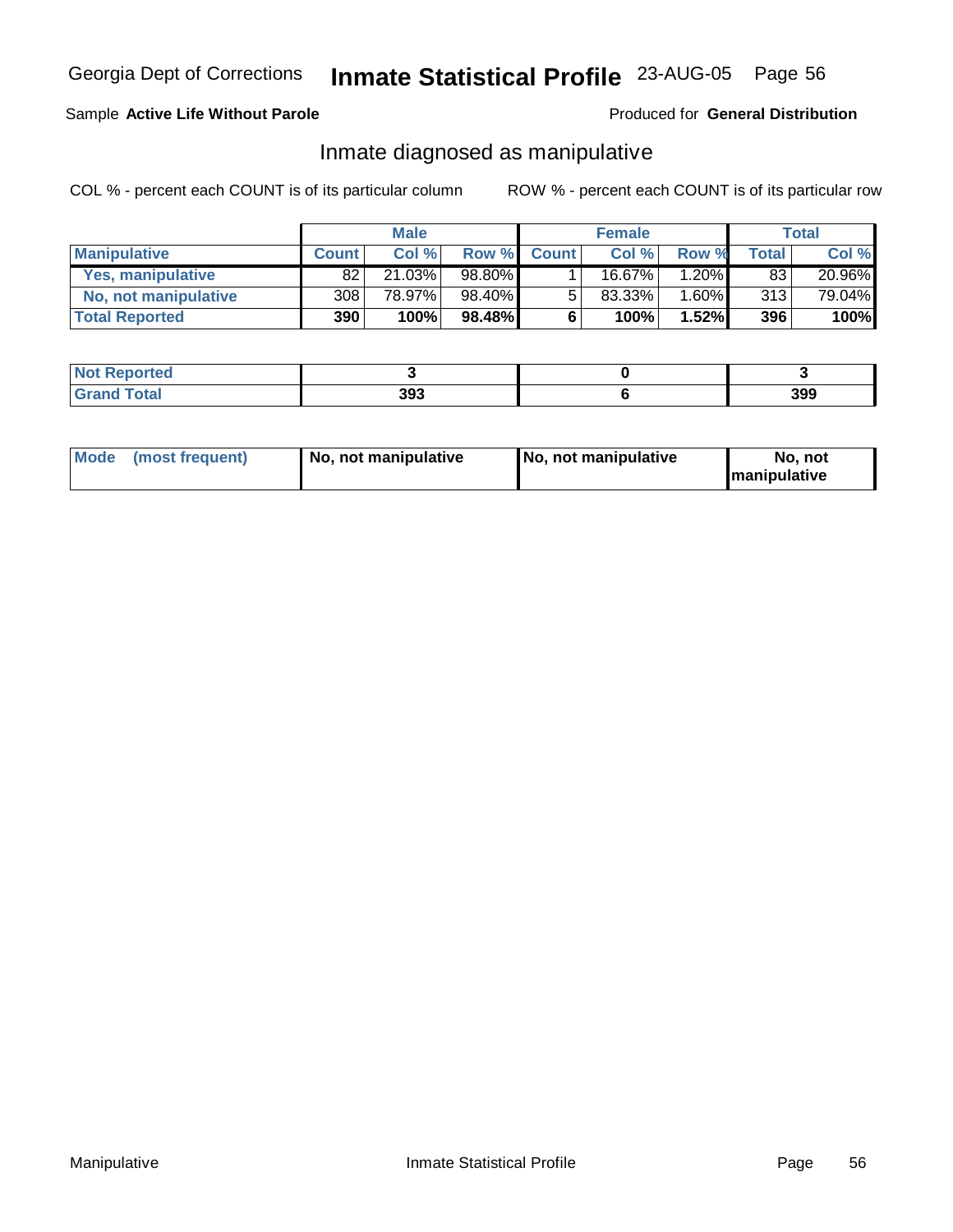Georgia Dept of Corrections **Inmate Statistical Profile** 23-AUG-05 Page 56

Sample **Active Life Without Parole**

Produced for **General Distribution**

## Inmate diagnosed as manipulative

COL % - percent each COUNT is of its particular column

ROW % - percent each COUNT is of its particular row

| | Male | | | Female | | | Total | |
|---|---|---|---|---|---|---|---|---|
| **Manipulative** | **Count** | **Col %** | **Row %** | **Count** | **Col %** | **Row %** | **Total** | **Col %** |
| **Yes, manipulative** | 82 | 21.03% | 98.80% | 1 | 16.67% | 1.20% | 83 | 20.96% |
| **No, not manipulative** | 308 | 78.97% | 98.40% | 5 | 83.33% | 1.60% | 313 | 79.04% |
| **Total Reported** | **390** | **100%** | **98.48%** | **6** | **100%** | **1.52%** | **396** | **100%** |

| | Male | Female | Total |
|---|---|---|---|
| **Not Reported** | **3** | **0** | **3** |
| **Grand Total** | **393** | **6** | **399** |

| | Male | Female | Total |
|---|---|---|---|
| **Mode (most frequent)** | **No, not manipulative** | **No, not manipulative** | **No, not manipulative** |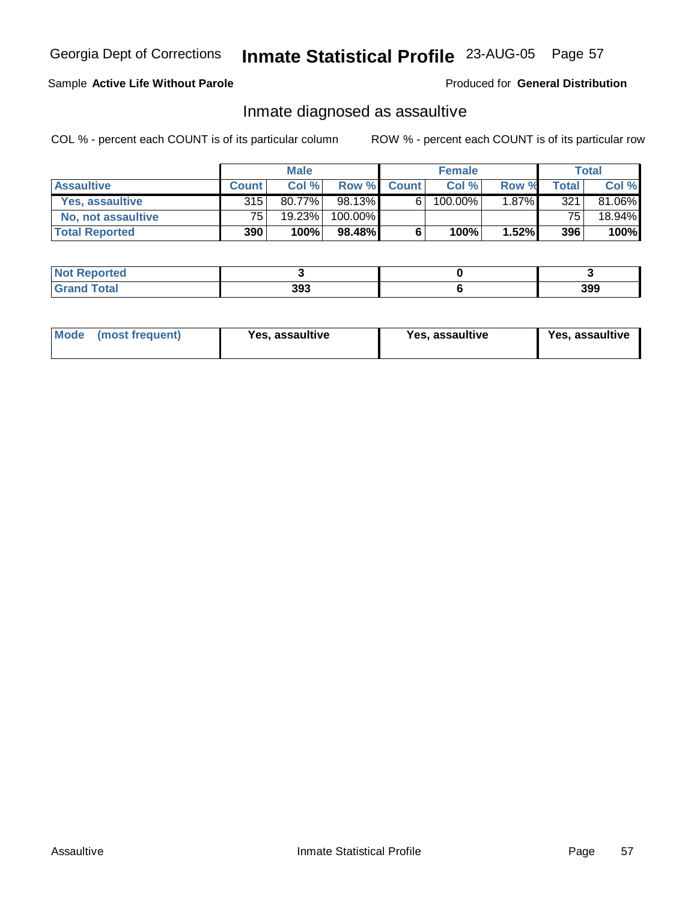Sample **Active Life Without Parole**

Produced for **General Distribution**

## Inmate diagnosed as assaultive

COL % - percent each COUNT is of its particular column

ROW % - percent each COUNT is of its particular row

| | Male | | | Female | | | Total | |
|---|---|---|---|---|---|---|---|---|
| **Assaultive** | **Count** | **Col %** | **Row %** | **Count** | **Col %** | **Row %** | **Total** | **Col %** |
| **Yes, assaultive** | 315 | 80.77% | 98.13% | 6 | 100.00% | 1.87% | 321 | 81.06% |
| **No, not assaultive** | 75 | 19.23% | 100.00% | | | | 75 | 18.94% |
| **Total Reported** | **390** | **100%** | **98.48%** | **6** | **100%** | **1.52%** | **396** | **100%** |

| | Male | Female | Total |
|---|---|---|---|
| **Not Reported** | **3** | **0** | **3** |
| **Grand Total** | **393** | **6** | **399** |

| | Male | Female | Total |
|---|---|---|---|
| **Mode (most frequent)** | **Yes, assaultive** | **Yes, assaultive** | **Yes, assaultive** |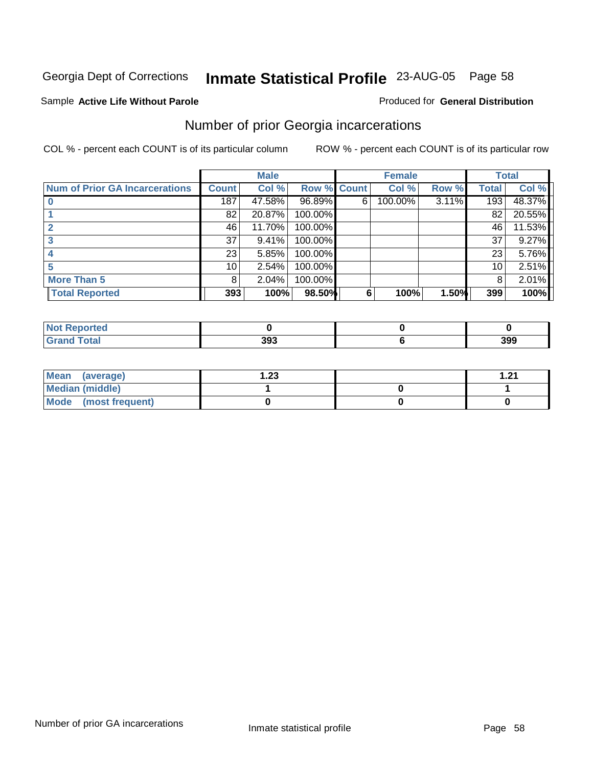Georgia Dept of Corrections **Inmate Statistical Profile** 23-AUG-05 Page 58

Sample **Active Life Without Parole**

Produced for **General Distribution**

## Number of prior Georgia incarcerations

COL % - percent each COUNT is of its particular column

ROW % - percent each COUNT is of its particular row

| | Male | | | Female | | | Total | |
|---|---|---|---|---|---|---|---|---|
| Num of Prior GA Incarcerations | Count | Col % | Row % | Count | Col % | Row % | Total | Col % |
| 0 | 187 | 47.58% | 96.89% | 6 | 100.00% | 3.11% | 193 | 48.37% |
| 1 | 82 | 20.87% | 100.00% | | | | 82 | 20.55% |
| 2 | 46 | 11.70% | 100.00% | | | | 46 | 11.53% |
| 3 | 37 | 9.41% | 100.00% | | | | 37 | 9.27% |
| 4 | 23 | 5.85% | 100.00% | | | | 23 | 5.76% |
| 5 | 10 | 2.54% | 100.00% | | | | 10 | 2.51% |
| More Than 5 | 8 | 2.04% | 100.00% | | | | 8 | 2.01% |
| Total Reported | 393 | 100% | 98.50% | 6 | 100% | 1.50% | 399 | 100% |

| | Male | Female | Total |
|---|---|---|---|
| Not Reported | 0 | 0 | 0 |
| Grand Total | 393 | 6 | 399 |

| | Male | Female | Total |
|---|---|---|---|
| Mean (average) | 1.23 | | 1.21 |
| Median (middle) | 1 | 0 | 1 |
| Mode (most frequent) | 0 | 0 | 0 |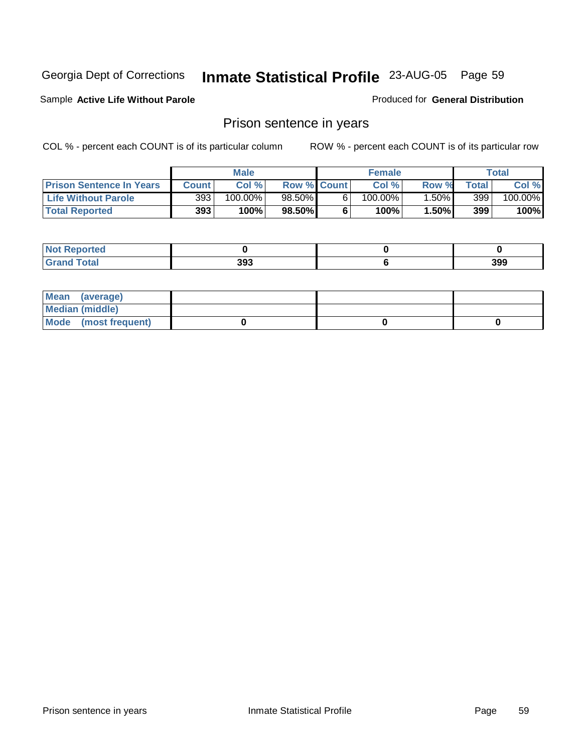Georgia Dept of Corrections **Inmate Statistical Profile** 23-AUG-05

Sample **Active Life Without Parole**

Produced for **General Distribution**

## Prison sentence in years

COL % - percent each COUNT is of its particular column

ROW % - percent each COUNT is of its particular row

| | Male | | | Female | | | Total | |
|---|---|---|---|---|---|---|---|---|
| **Prison Sentence In Years** | **Count** | **Col %** | **Row %** | **Count** | **Col %** | **Row %** | **Total** | **Col %** |
| **Life Without Parole** | 393 | 100.00% | 98.50% | 6 | 100.00% | 1.50% | 399 | 100.00% |
| **Total Reported** | **393** | **100%** | **98.50%** | **6** | **100%** | **1.50%** | **399** | **100%** |

| | Male | Female | Total |
|---|---|---|---|
| **Not Reported** | **0** | **0** | **0** |
| **Grand Total** | **393** | **6** | **399** |

| | Male | Female | Total |
|---|---|---|---|
| **Mean (average)** | | | |
| **Median (middle)** | | | |
| **Mode (most frequent)** | **0** | **0** | **0** |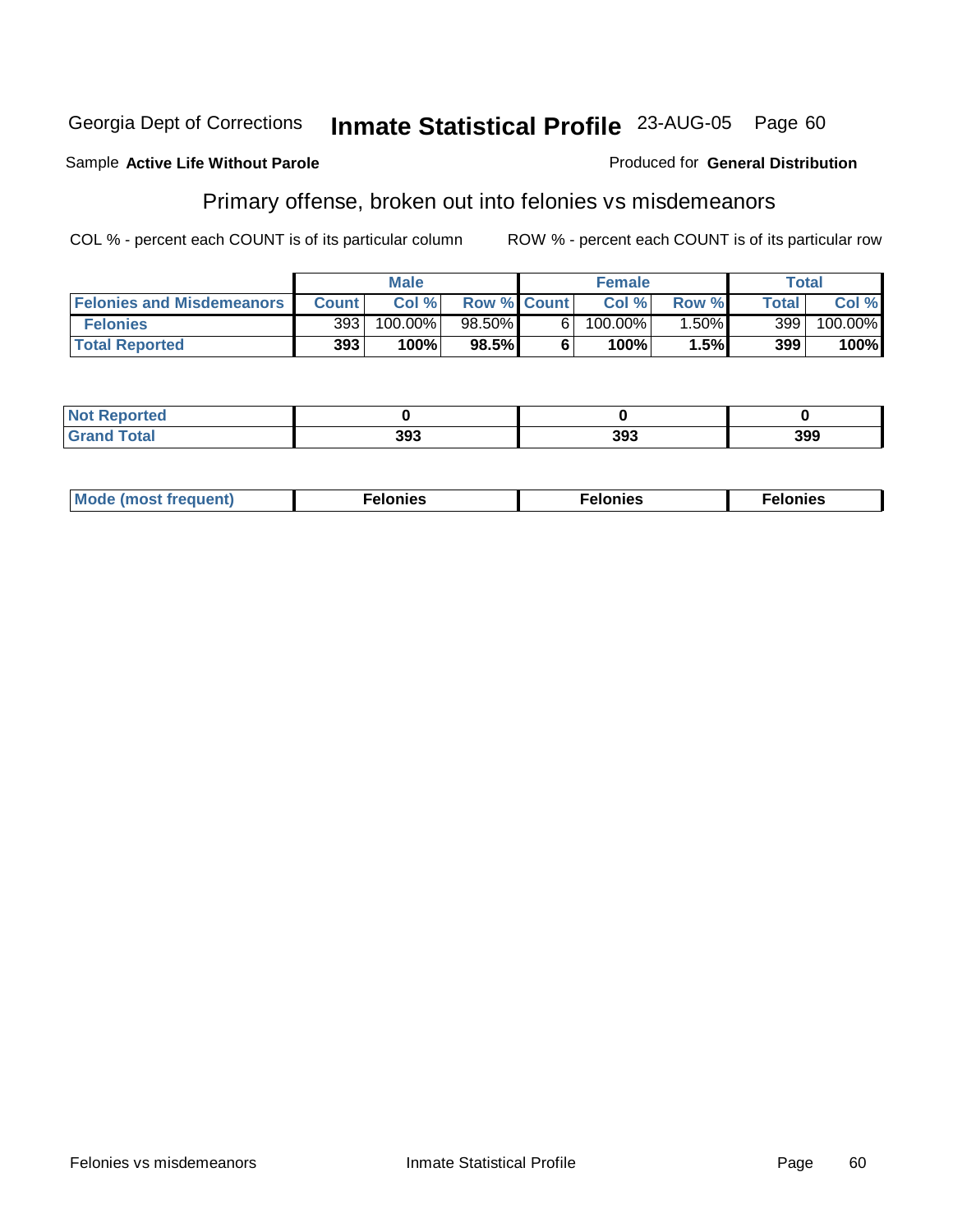Georgia Dept of Corrections **Inmate Statistical Profile** 23-AUG-05

Sample **Active Life Without Parole**

Produced for **General Distribution**

## Primary offense, broken out into felonies vs misdemeanors

COL % - percent each COUNT is of its particular column

ROW % - percent each COUNT is of its particular row

| | Male | | | Female | | | Total | |
|---|---|---|---|---|---|---|---|---|
| Felonies and Misdemeanors | Count | Col % | Row % | Count | Col % | Row % | Total | Col % |
| Felonies | 393 | 100.00% | 98.50% | 6 | 100.00% | 1.50% | 399 | 100.00% |
| **Total Reported** | **393** | **100%** | **98.5%** | **6** | **100%** | **1.5%** | **399** | **100%** |

| | Male | Female | Total |
|---|---|---|---|
| Not Reported | **0** | **0** | **0** |
| Grand Total | **393** | **393** | **399** |

| | Male | Female | Total |
|---|---|---|---|
| Mode (most frequent) | **Felonies** | **Felonies** | **Felonies** |

Felonies vs misdemeanors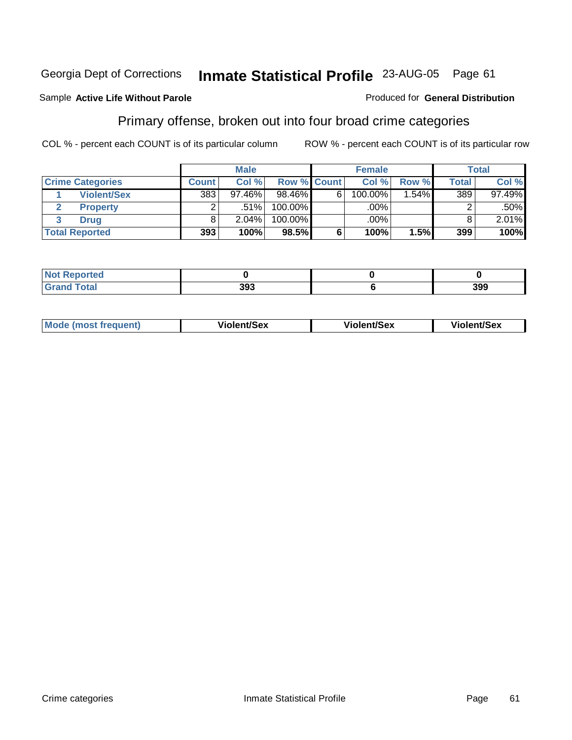Georgia Dept of Corrections **Inmate Statistical Profile** 23-AUG-05

Sample **Active Life Without Parole**

Produced for **General Distribution**

## Primary offense, broken out into four broad crime categories

COL % - percent each COUNT is of its particular column

ROW % - percent each COUNT is of its particular row

| | Male | | | Female | | | Total | |
|---|---|---|---|---|---|---|---|---|
| **Crime Categories** | **Count** | **Col %** | **Row %** | **Count** | **Col %** | **Row %** | **Total** | **Col %** |
| 1 **Violent/Sex** | 383 | 97.46% | 98.46% | 6 | 100.00% | 1.54% | 389 | 97.49% |
| 2 **Property** | 2 | .51% | 100.00% | | .00% | | 2 | .50% |
| 3 **Drug** | 8 | 2.04% | 100.00% | | .00% | | 8 | 2.01% |
| **Total Reported** | **393** | **100%** | **98.5%** | **6** | **100%** | **1.5%** | **399** | **100%** |

| | Male | Female | Total |
|---|---|---|---|
| **Not Reported** | **0** | **0** | **0** |
| **Grand Total** | **393** | **6** | **399** |

| | Male | Female | Total |
|---|---|---|---|
| **Mode (most frequent)** | **Violent/Sex** | **Violent/Sex** | **Violent/Sex** |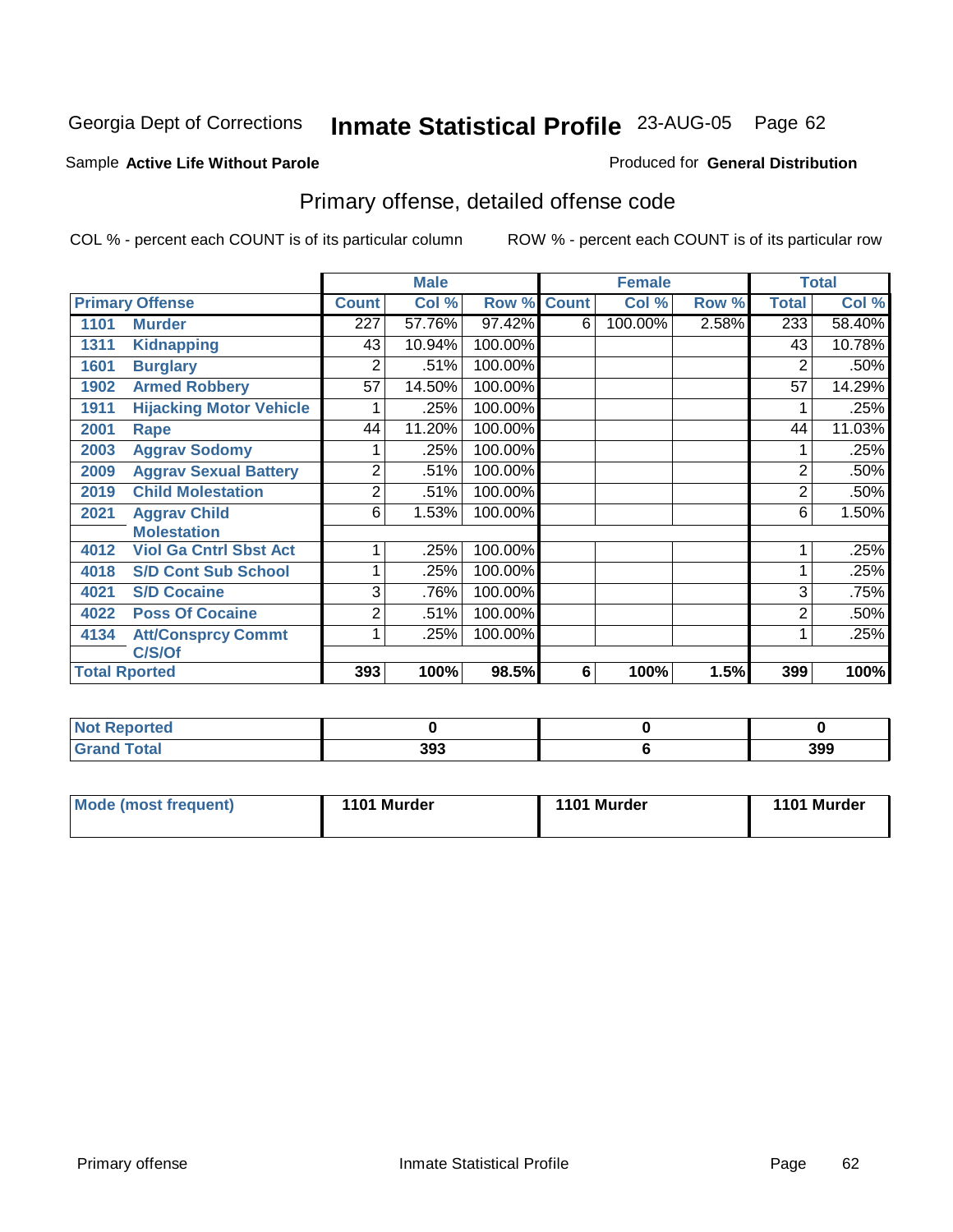Georgia Dept of Corrections **Inmate Statistical Profile** 23-AUG-05 Page 62

Sample **Active Life Without Parole**

Produced for **General Distribution**

## Primary offense, detailed offense code

COL % - percent each COUNT is of its particular column

ROW % - percent each COUNT is of its particular row

| Primary Offense | | Male | | | Female | | | Total | |
|---|---|---|---|---|---|---|---|---|---|
| | | Count | Col % | Row % | Count | Col % | Row % | Total | Col % |
| 1101 | Murder | 227 | 57.76% | 97.42% | 6 | 100.00% | 2.58% | 233 | 58.40% |
| 1311 | Kidnapping | 43 | 10.94% | 100.00% | | | | 43 | 10.78% |
| 1601 | Burglary | 2 | .51% | 100.00% | | | | 2 | .50% |
| 1902 | Armed Robbery | 57 | 14.50% | 100.00% | | | | 57 | 14.29% |
| 1911 | Hijacking Motor Vehicle | 1 | .25% | 100.00% | | | | 1 | .25% |
| 2001 | Rape | 44 | 11.20% | 100.00% | | | | 44 | 11.03% |
| 2003 | Aggrav Sodomy | 1 | .25% | 100.00% | | | | 1 | .25% |
| 2009 | Aggrav Sexual Battery | 2 | .51% | 100.00% | | | | 2 | .50% |
| 2019 | Child Molestation | 2 | .51% | 100.00% | | | | 2 | .50% |
| 2021 | Aggrav Child Molestation | 6 | 1.53% | 100.00% | | | | 6 | 1.50% |
| 4012 | Viol Ga Cntrl Sbst Act | 1 | .25% | 100.00% | | | | 1 | .25% |
| 4018 | S/D Cont Sub School | 1 | .25% | 100.00% | | | | 1 | .25% |
| 4021 | S/D Cocaine | 3 | .76% | 100.00% | | | | 3 | .75% |
| 4022 | Poss Of Cocaine | 2 | .51% | 100.00% | | | | 2 | .50% |
| 4134 | Att/Consprcy Commt C/S/Of | 1 | .25% | 100.00% | | | | 1 | .25% |
| Total Rported | | 393 | 100% | 98.5% | 6 | 100% | 1.5% | 399 | 100% |

| | Male | Female | Total |
|---|---|---|---|
| Not Reported | 0 | 0 | 0 |
| Grand Total | 393 | 6 | 399 |

| | Male | Female | Total |
|---|---|---|---|
| Mode (most frequent) | 1101 Murder | 1101 Murder | 1101 Murder |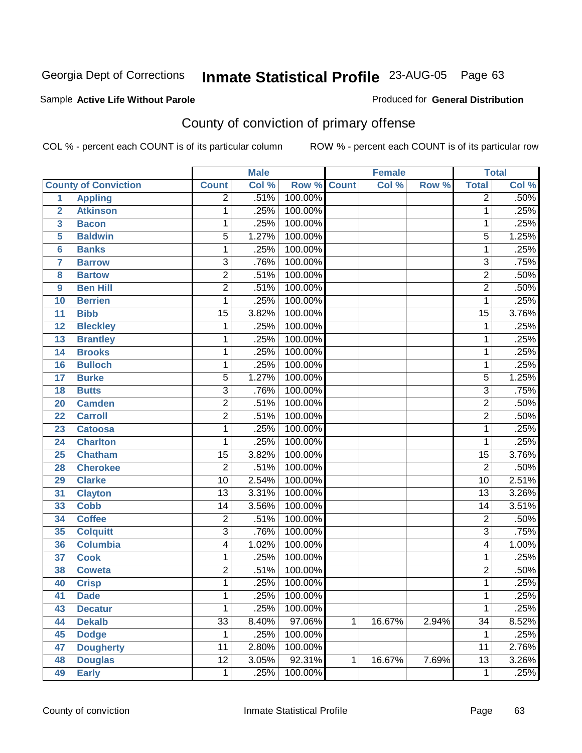Georgia Dept of Corrections **Inmate Statistical Profile** 23-AUG-05

Sample **Active Life Without Parole**

Produced for **General Distribution**

## County of conviction of primary offense

COL % - percent each COUNT is of its particular column

ROW % - percent each COUNT is of its particular row

| | | Male | | | Female | | | Total | |
|---|---|---|---|---|---|---|---|---|---|
| | County of Conviction | Count | Col % | Row % | Count | Col % | Row % | Total | Col % |
| 1 | Appling | 2 | .51% | 100.00% | | | | 2 | .50% |
| 2 | Atkinson | 1 | .25% | 100.00% | | | | 1 | .25% |
| 3 | Bacon | 1 | .25% | 100.00% | | | | 1 | .25% |
| 5 | Baldwin | 5 | 1.27% | 100.00% | | | | 5 | 1.25% |
| 6 | Banks | 1 | .25% | 100.00% | | | | 1 | .25% |
| 7 | Barrow | 3 | .76% | 100.00% | | | | 3 | .75% |
| 8 | Bartow | 2 | .51% | 100.00% | | | | 2 | .50% |
| 9 | Ben Hill | 2 | .51% | 100.00% | | | | 2 | .50% |
| 10 | Berrien | 1 | .25% | 100.00% | | | | 1 | .25% |
| 11 | Bibb | 15 | 3.82% | 100.00% | | | | 15 | 3.76% |
| 12 | Bleckley | 1 | .25% | 100.00% | | | | 1 | .25% |
| 13 | Brantley | 1 | .25% | 100.00% | | | | 1 | .25% |
| 14 | Brooks | 1 | .25% | 100.00% | | | | 1 | .25% |
| 16 | Bulloch | 1 | .25% | 100.00% | | | | 1 | .25% |
| 17 | Burke | 5 | 1.27% | 100.00% | | | | 5 | 1.25% |
| 18 | Butts | 3 | .76% | 100.00% | | | | 3 | .75% |
| 20 | Camden | 2 | .51% | 100.00% | | | | 2 | .50% |
| 22 | Carroll | 2 | .51% | 100.00% | | | | 2 | .50% |
| 23 | Catoosa | 1 | .25% | 100.00% | | | | 1 | .25% |
| 24 | Charlton | 1 | .25% | 100.00% | | | | 1 | .25% |
| 25 | Chatham | 15 | 3.82% | 100.00% | | | | 15 | 3.76% |
| 28 | Cherokee | 2 | .51% | 100.00% | | | | 2 | .50% |
| 29 | Clarke | 10 | 2.54% | 100.00% | | | | 10 | 2.51% |
| 31 | Clayton | 13 | 3.31% | 100.00% | | | | 13 | 3.26% |
| 33 | Cobb | 14 | 3.56% | 100.00% | | | | 14 | 3.51% |
| 34 | Coffee | 2 | .51% | 100.00% | | | | 2 | .50% |
| 35 | Colquitt | 3 | .76% | 100.00% | | | | 3 | .75% |
| 36 | Columbia | 4 | 1.02% | 100.00% | | | | 4 | 1.00% |
| 37 | Cook | 1 | .25% | 100.00% | | | | 1 | .25% |
| 38 | Coweta | 2 | .51% | 100.00% | | | | 2 | .50% |
| 40 | Crisp | 1 | .25% | 100.00% | | | | 1 | .25% |
| 41 | Dade | 1 | .25% | 100.00% | | | | 1 | .25% |
| 43 | Decatur | 1 | .25% | 100.00% | | | | 1 | .25% |
| 44 | Dekalb | 33 | 8.40% | 97.06% | 1 | 16.67% | 2.94% | 34 | 8.52% |
| 45 | Dodge | 1 | .25% | 100.00% | | | | 1 | .25% |
| 47 | Dougherty | 11 | 2.80% | 100.00% | | | | 11 | 2.76% |
| 48 | Douglas | 12 | 3.05% | 92.31% | 1 | 16.67% | 7.69% | 13 | 3.26% |
| 49 | Early | 1 | .25% | 100.00% | | | | 1 | .25% |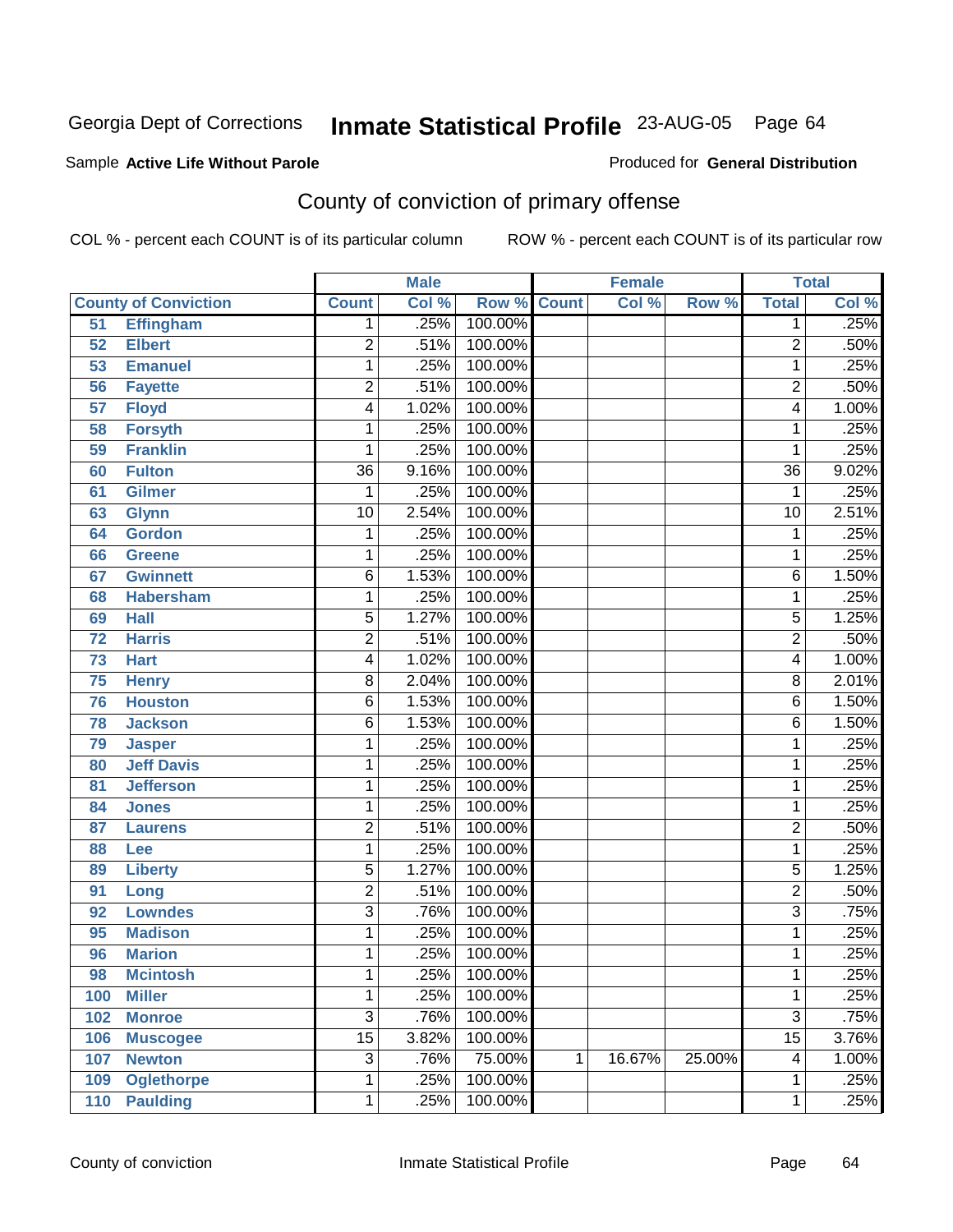Georgia Dept of Corrections **Inmate Statistical Profile** 23-AUG-05

Sample **Active Life Without Parole**

Produced for **General Distribution**

## County of conviction of primary offense

COL % - percent each COUNT is of its particular column

ROW % - percent each COUNT is of its particular row

| | | Male | | | Female | | | Total | |
|---|---|---|---|---|---|---|---|---|---|
| County of Conviction | | Count | Col % | Row % | Count | Col % | Row % | Total | Col % |
| 51 | Effingham | 1 | .25% | 100.00% | | | | 1 | .25% |
| 52 | Elbert | 2 | .51% | 100.00% | | | | 2 | .50% |
| 53 | Emanuel | 1 | .25% | 100.00% | | | | 1 | .25% |
| 56 | Fayette | 2 | .51% | 100.00% | | | | 2 | .50% |
| 57 | Floyd | 4 | 1.02% | 100.00% | | | | 4 | 1.00% |
| 58 | Forsyth | 1 | .25% | 100.00% | | | | 1 | .25% |
| 59 | Franklin | 1 | .25% | 100.00% | | | | 1 | .25% |
| 60 | Fulton | 36 | 9.16% | 100.00% | | | | 36 | 9.02% |
| 61 | Gilmer | 1 | .25% | 100.00% | | | | 1 | .25% |
| 63 | Glynn | 10 | 2.54% | 100.00% | | | | 10 | 2.51% |
| 64 | Gordon | 1 | .25% | 100.00% | | | | 1 | .25% |
| 66 | Greene | 1 | .25% | 100.00% | | | | 1 | .25% |
| 67 | Gwinnett | 6 | 1.53% | 100.00% | | | | 6 | 1.50% |
| 68 | Habersham | 1 | .25% | 100.00% | | | | 1 | .25% |
| 69 | Hall | 5 | 1.27% | 100.00% | | | | 5 | 1.25% |
| 72 | Harris | 2 | .51% | 100.00% | | | | 2 | .50% |
| 73 | Hart | 4 | 1.02% | 100.00% | | | | 4 | 1.00% |
| 75 | Henry | 8 | 2.04% | 100.00% | | | | 8 | 2.01% |
| 76 | Houston | 6 | 1.53% | 100.00% | | | | 6 | 1.50% |
| 78 | Jackson | 6 | 1.53% | 100.00% | | | | 6 | 1.50% |
| 79 | Jasper | 1 | .25% | 100.00% | | | | 1 | .25% |
| 80 | Jeff Davis | 1 | .25% | 100.00% | | | | 1 | .25% |
| 81 | Jefferson | 1 | .25% | 100.00% | | | | 1 | .25% |
| 84 | Jones | 1 | .25% | 100.00% | | | | 1 | .25% |
| 87 | Laurens | 2 | .51% | 100.00% | | | | 2 | .50% |
| 88 | Lee | 1 | .25% | 100.00% | | | | 1 | .25% |
| 89 | Liberty | 5 | 1.27% | 100.00% | | | | 5 | 1.25% |
| 91 | Long | 2 | .51% | 100.00% | | | | 2 | .50% |
| 92 | Lowndes | 3 | .76% | 100.00% | | | | 3 | .75% |
| 95 | Madison | 1 | .25% | 100.00% | | | | 1 | .25% |
| 96 | Marion | 1 | .25% | 100.00% | | | | 1 | .25% |
| 98 | Mcintosh | 1 | .25% | 100.00% | | | | 1 | .25% |
| 100 | Miller | 1 | .25% | 100.00% | | | | 1 | .25% |
| 102 | Monroe | 3 | .76% | 100.00% | | | | 3 | .75% |
| 106 | Muscogee | 15 | 3.82% | 100.00% | | | | 15 | 3.76% |
| 107 | Newton | 3 | .76% | 75.00% | 1 | 16.67% | 25.00% | 4 | 1.00% |
| 109 | Oglethorpe | 1 | .25% | 100.00% | | | | 1 | .25% |
| 110 | Paulding | 1 | .25% | 100.00% | | | | 1 | .25% |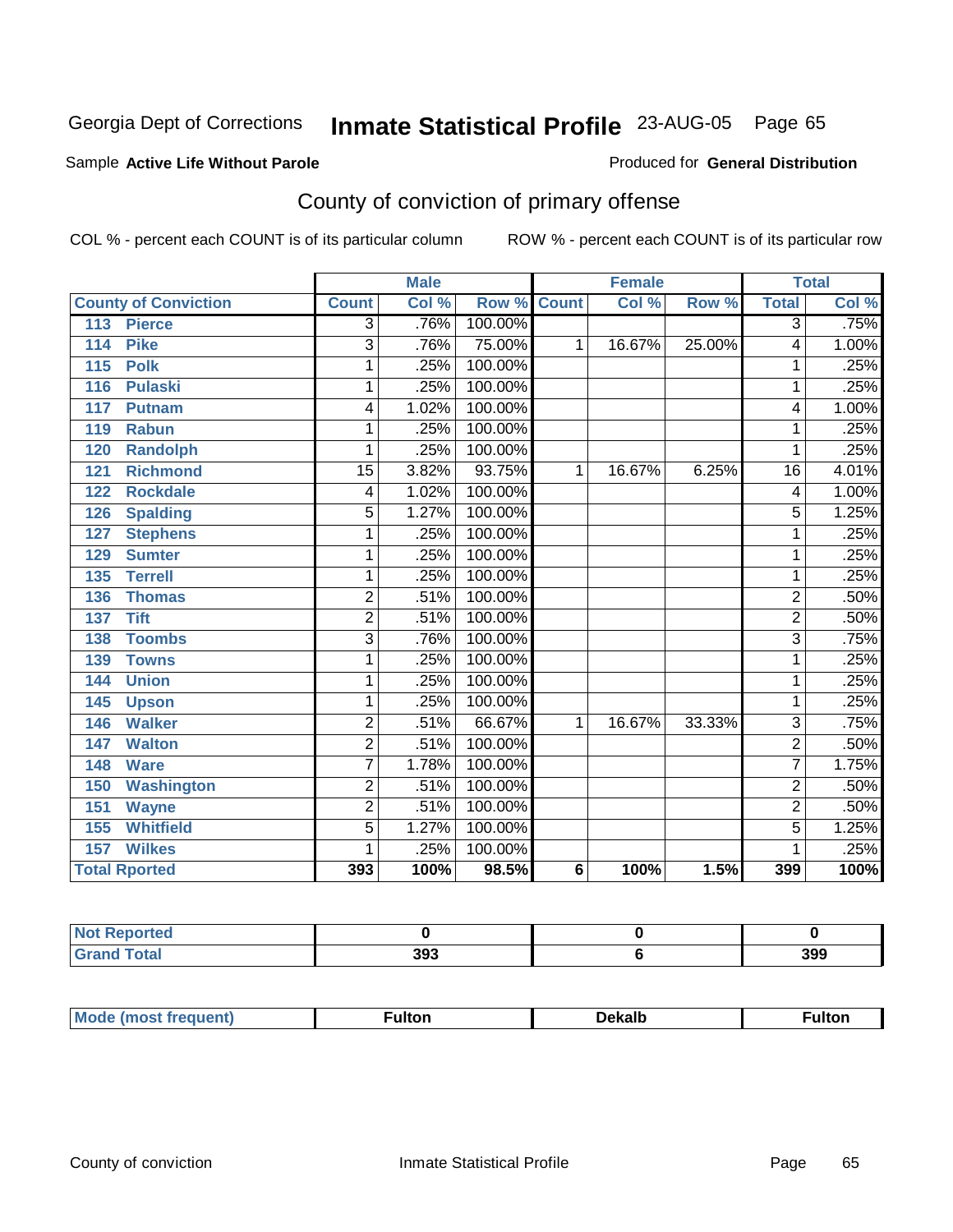Georgia Dept of Corrections **Inmate Statistical Profile** 23-AUG-05

Sample **Active Life Without Parole**

Produced for **General Distribution**

## County of conviction of primary offense

COL % - percent each COUNT is of its particular column

ROW % - percent each COUNT is of its particular row

| County of Conviction | Male | | | Female | | | Total | |
|---|---|---|---|---|---|---|---|---|
| | Count | Col % | Row % | Count | Col % | Row % | Total | Col % |
| 113 Pierce | 3 | .76% | 100.00% | | | | 3 | .75% |
| 114 Pike | 3 | .76% | 75.00% | 1 | 16.67% | 25.00% | 4 | 1.00% |
| 115 Polk | 1 | .25% | 100.00% | | | | 1 | .25% |
| 116 Pulaski | 1 | .25% | 100.00% | | | | 1 | .25% |
| 117 Putnam | 4 | 1.02% | 100.00% | | | | 4 | 1.00% |
| 119 Rabun | 1 | .25% | 100.00% | | | | 1 | .25% |
| 120 Randolph | 1 | .25% | 100.00% | | | | 1 | .25% |
| 121 Richmond | 15 | 3.82% | 93.75% | 1 | 16.67% | 6.25% | 16 | 4.01% |
| 122 Rockdale | 4 | 1.02% | 100.00% | | | | 4 | 1.00% |
| 126 Spalding | 5 | 1.27% | 100.00% | | | | 5 | 1.25% |
| 127 Stephens | 1 | .25% | 100.00% | | | | 1 | .25% |
| 129 Sumter | 1 | .25% | 100.00% | | | | 1 | .25% |
| 135 Terrell | 1 | .25% | 100.00% | | | | 1 | .25% |
| 136 Thomas | 2 | .51% | 100.00% | | | | 2 | .50% |
| 137 Tift | 2 | .51% | 100.00% | | | | 2 | .50% |
| 138 Toombs | 3 | .76% | 100.00% | | | | 3 | .75% |
| 139 Towns | 1 | .25% | 100.00% | | | | 1 | .25% |
| 144 Union | 1 | .25% | 100.00% | | | | 1 | .25% |
| 145 Upson | 1 | .25% | 100.00% | | | | 1 | .25% |
| 146 Walker | 2 | .51% | 66.67% | 1 | 16.67% | 33.33% | 3 | .75% |
| 147 Walton | 2 | .51% | 100.00% | | | | 2 | .50% |
| 148 Ware | 7 | 1.78% | 100.00% | | | | 7 | 1.75% |
| 150 Washington | 2 | .51% | 100.00% | | | | 2 | .50% |
| 151 Wayne | 2 | .51% | 100.00% | | | | 2 | .50% |
| 155 Whitfield | 5 | 1.27% | 100.00% | | | | 5 | 1.25% |
| 157 Wilkes | 1 | .25% | 100.00% | | | | 1 | .25% |
| **Total Rported** | **393** | **100%** | **98.5%** | **6** | **100%** | **1.5%** | **399** | **100%** |

| | Male | Female | Total |
|---|---|---|---|
| Not Reported | 0 | 0 | 0 |
| Grand Total | 393 | 6 | 399 |

| | Male | Female | Total |
|---|---|---|---|
| Mode (most frequent) | Fulton | Dekalb | Fulton |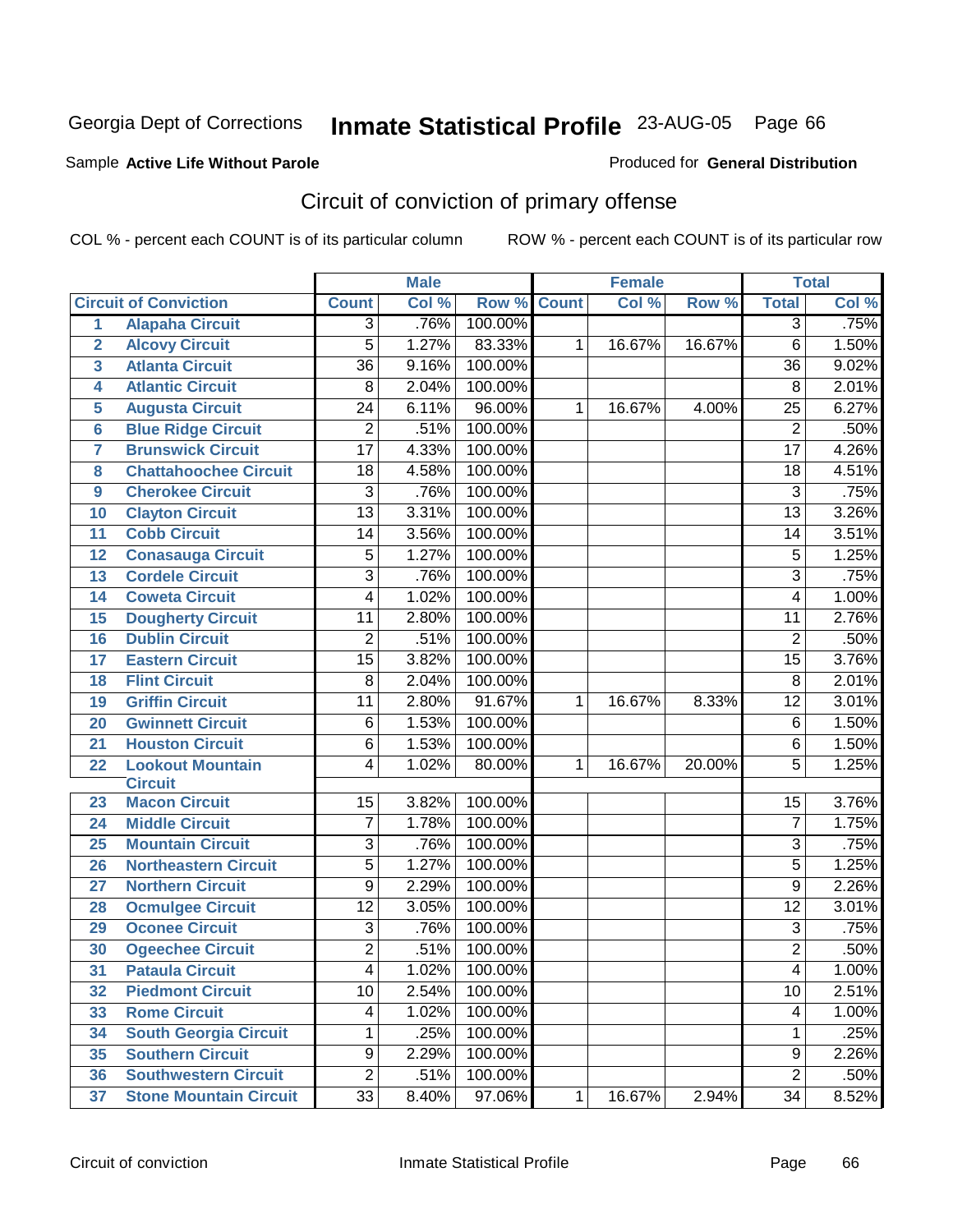Georgia Dept of Corrections **Inmate Statistical Profile** 23-AUG-05 Page 66

Sample **Active Life Without Parole** Produced for **General Distribution**

## Circuit of conviction of primary offense

COL % - percent each COUNT is of its particular column ROW % - percent each COUNT is of its particular row

| | | Male | | | Female | | | Total | |
|---|---|---|---|---|---|---|---|---|---|
| Circuit of Conviction | | Count | Col % | Row % | Count | Col % | Row % | Total | Col % |
| 1 | Alapaha Circuit | 3 | .76% | 100.00% | | | | 3 | .75% |
| 2 | Alcovy Circuit | 5 | 1.27% | 83.33% | 1 | 16.67% | 16.67% | 6 | 1.50% |
| 3 | Atlanta Circuit | 36 | 9.16% | 100.00% | | | | 36 | 9.02% |
| 4 | Atlantic Circuit | 8 | 2.04% | 100.00% | | | | 8 | 2.01% |
| 5 | Augusta Circuit | 24 | 6.11% | 96.00% | 1 | 16.67% | 4.00% | 25 | 6.27% |
| 6 | Blue Ridge Circuit | 2 | .51% | 100.00% | | | | 2 | .50% |
| 7 | Brunswick Circuit | 17 | 4.33% | 100.00% | | | | 17 | 4.26% |
| 8 | Chattahoochee Circuit | 18 | 4.58% | 100.00% | | | | 18 | 4.51% |
| 9 | Cherokee Circuit | 3 | .76% | 100.00% | | | | 3 | .75% |
| 10 | Clayton Circuit | 13 | 3.31% | 100.00% | | | | 13 | 3.26% |
| 11 | Cobb Circuit | 14 | 3.56% | 100.00% | | | | 14 | 3.51% |
| 12 | Conasauga Circuit | 5 | 1.27% | 100.00% | | | | 5 | 1.25% |
| 13 | Cordele Circuit | 3 | .76% | 100.00% | | | | 3 | .75% |
| 14 | Coweta Circuit | 4 | 1.02% | 100.00% | | | | 4 | 1.00% |
| 15 | Dougherty Circuit | 11 | 2.80% | 100.00% | | | | 11 | 2.76% |
| 16 | Dublin Circuit | 2 | .51% | 100.00% | | | | 2 | .50% |
| 17 | Eastern Circuit | 15 | 3.82% | 100.00% | | | | 15 | 3.76% |
| 18 | Flint Circuit | 8 | 2.04% | 100.00% | | | | 8 | 2.01% |
| 19 | Griffin Circuit | 11 | 2.80% | 91.67% | 1 | 16.67% | 8.33% | 12 | 3.01% |
| 20 | Gwinnett Circuit | 6 | 1.53% | 100.00% | | | | 6 | 1.50% |
| 21 | Houston Circuit | 6 | 1.53% | 100.00% | | | | 6 | 1.50% |
| 22 | Lookout Mountain Circuit | 4 | 1.02% | 80.00% | 1 | 16.67% | 20.00% | 5 | 1.25% |
| 23 | Macon Circuit | 15 | 3.82% | 100.00% | | | | 15 | 3.76% |
| 24 | Middle Circuit | 7 | 1.78% | 100.00% | | | | 7 | 1.75% |
| 25 | Mountain Circuit | 3 | .76% | 100.00% | | | | 3 | .75% |
| 26 | Northeastern Circuit | 5 | 1.27% | 100.00% | | | | 5 | 1.25% |
| 27 | Northern Circuit | 9 | 2.29% | 100.00% | | | | 9 | 2.26% |
| 28 | Ocmulgee Circuit | 12 | 3.05% | 100.00% | | | | 12 | 3.01% |
| 29 | Oconee Circuit | 3 | .76% | 100.00% | | | | 3 | .75% |
| 30 | Ogeechee Circuit | 2 | .51% | 100.00% | | | | 2 | .50% |
| 31 | Pataula Circuit | 4 | 1.02% | 100.00% | | | | 4 | 1.00% |
| 32 | Piedmont Circuit | 10 | 2.54% | 100.00% | | | | 10 | 2.51% |
| 33 | Rome Circuit | 4 | 1.02% | 100.00% | | | | 4 | 1.00% |
| 34 | South Georgia Circuit | 1 | .25% | 100.00% | | | | 1 | .25% |
| 35 | Southern Circuit | 9 | 2.29% | 100.00% | | | | 9 | 2.26% |
| 36 | Southwestern Circuit | 2 | .51% | 100.00% | | | | 2 | .50% |
| 37 | Stone Mountain Circuit | 33 | 8.40% | 97.06% | 1 | 16.67% | 2.94% | 34 | 8.52% |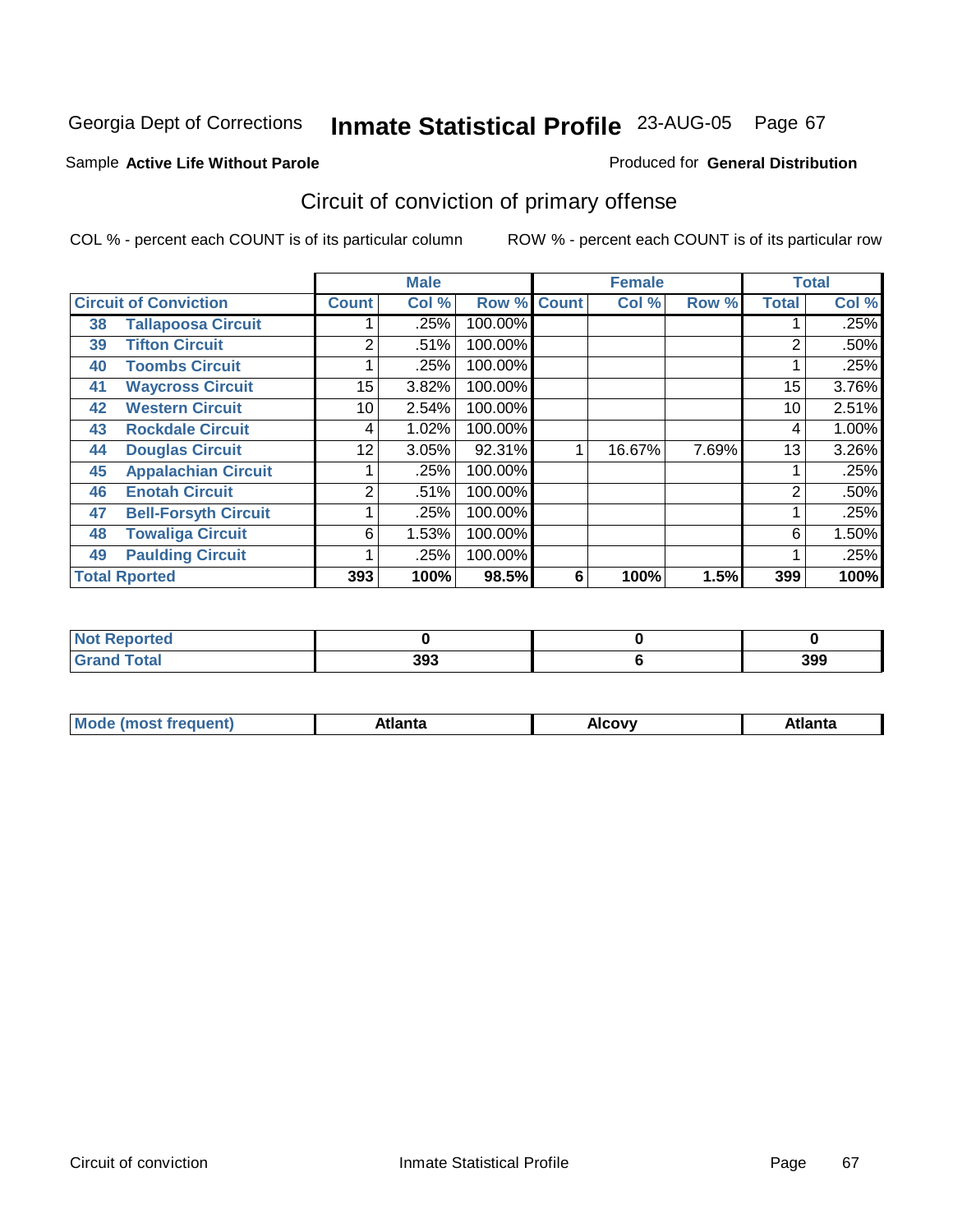Georgia Dept of Corrections **Inmate Statistical Profile** 23-AUG-05

Sample **Active Life Without Parole**

Produced for **General Distribution**

## Circuit of conviction of primary offense

COL % - percent each COUNT is of its particular column

ROW % - percent each COUNT is of its particular row

| Circuit of Conviction | | Male | | | Female | | | Total | |
|---|---|---|---|---|---|---|---|---|---|
| | | Count | Col % | Row % | Count | Col % | Row % | Total | Col % |
| 38 | Tallapoosa Circuit | 1 | .25% | 100.00% | | | | 1 | .25% |
| 39 | Tifton Circuit | 2 | .51% | 100.00% | | | | 2 | .50% |
| 40 | Toombs Circuit | 1 | .25% | 100.00% | | | | 1 | .25% |
| 41 | Waycross Circuit | 15 | 3.82% | 100.00% | | | | 15 | 3.76% |
| 42 | Western Circuit | 10 | 2.54% | 100.00% | | | | 10 | 2.51% |
| 43 | Rockdale Circuit | 4 | 1.02% | 100.00% | | | | 4 | 1.00% |
| 44 | Douglas Circuit | 12 | 3.05% | 92.31% | 1 | 16.67% | 7.69% | 13 | 3.26% |
| 45 | Appalachian Circuit | 1 | .25% | 100.00% | | | | 1 | .25% |
| 46 | Enotah Circuit | 2 | .51% | 100.00% | | | | 2 | .50% |
| 47 | Bell-Forsyth Circuit | 1 | .25% | 100.00% | | | | 1 | .25% |
| 48 | Towaliga Circuit | 6 | 1.53% | 100.00% | | | | 6 | 1.50% |
| 49 | Paulding Circuit | 1 | .25% | 100.00% | | | | 1 | .25% |
| **Total Rported** | | **393** | **100%** | **98.5%** | **6** | **100%** | **1.5%** | **399** | **100%** |

| | Male | Female | Total |
|---|---|---|---|
| Not Reported | 0 | 0 | 0 |
| Grand Total | 393 | 6 | 399 |

| | Male | Female | Total |
|---|---|---|---|
| Mode (most frequent) | Atlanta | Alcovy | Atlanta |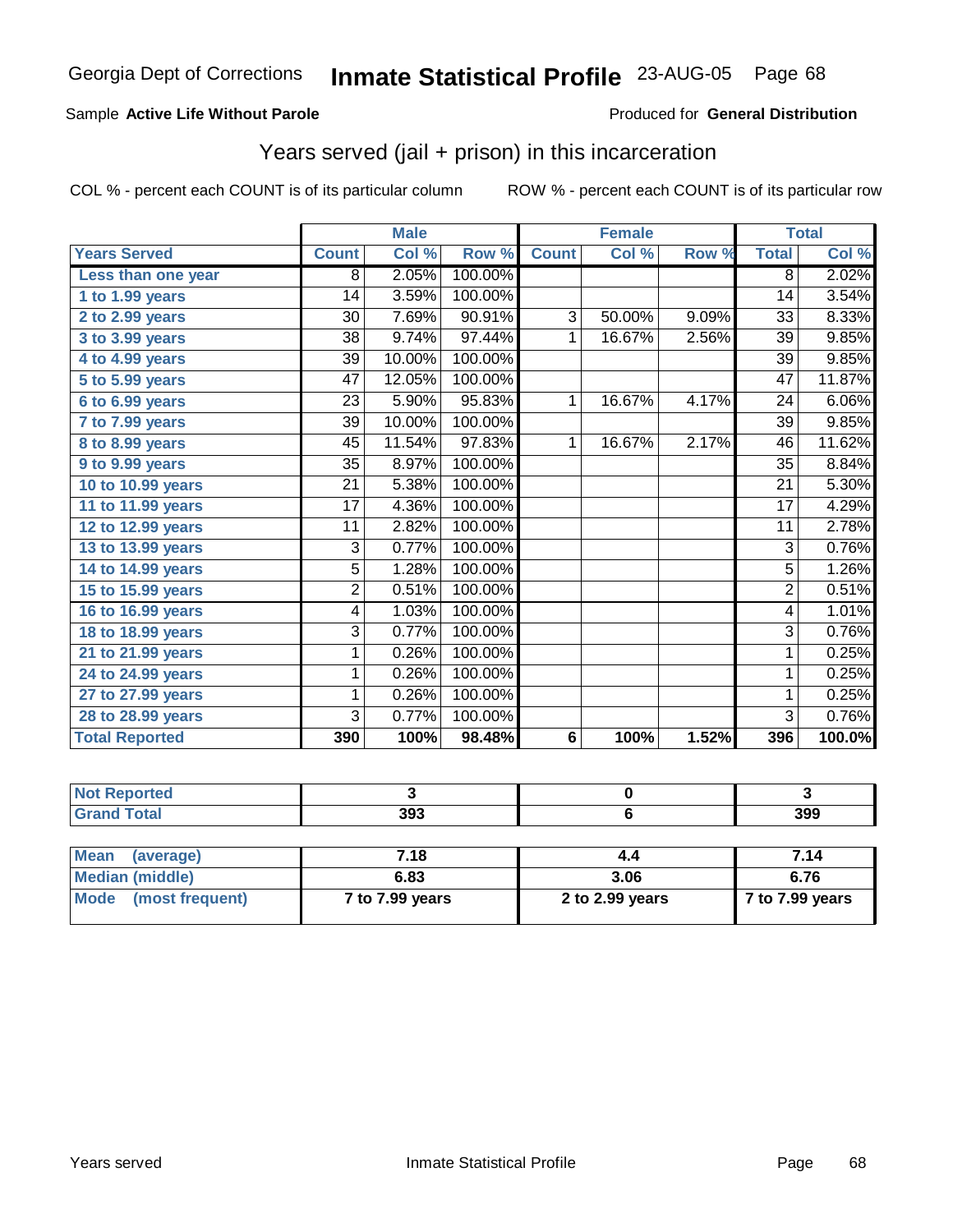Georgia Dept of Corrections **Inmate Statistical Profile** 23-AUG-05

Sample **Active Life Without Parole**

Produced for **General Distribution**

## Years served (jail + prison) in this incarceration

COL % - percent each COUNT is of its particular column

ROW % - percent each COUNT is of its particular row

| | Male | | | Female | | | Total | |
|---|---|---|---|---|---|---|---|---|
| **Years Served** | **Count** | **Col %** | **Row %** | **Count** | **Col %** | **Row %** | **Total** | **Col %** |
| Less than one year | 8 | 2.05% | 100.00% | | | | 8 | 2.02% |
| 1 to 1.99 years | 14 | 3.59% | 100.00% | | | | 14 | 3.54% |
| 2 to 2.99 years | 30 | 7.69% | 90.91% | 3 | 50.00% | 9.09% | 33 | 8.33% |
| 3 to 3.99 years | 38 | 9.74% | 97.44% | 1 | 16.67% | 2.56% | 39 | 9.85% |
| 4 to 4.99 years | 39 | 10.00% | 100.00% | | | | 39 | 9.85% |
| 5 to 5.99 years | 47 | 12.05% | 100.00% | | | | 47 | 11.87% |
| 6 to 6.99 years | 23 | 5.90% | 95.83% | 1 | 16.67% | 4.17% | 24 | 6.06% |
| 7 to 7.99 years | 39 | 10.00% | 100.00% | | | | 39 | 9.85% |
| 8 to 8.99 years | 45 | 11.54% | 97.83% | 1 | 16.67% | 2.17% | 46 | 11.62% |
| 9 to 9.99 years | 35 | 8.97% | 100.00% | | | | 35 | 8.84% |
| 10 to 10.99 years | 21 | 5.38% | 100.00% | | | | 21 | 5.30% |
| 11 to 11.99 years | 17 | 4.36% | 100.00% | | | | 17 | 4.29% |
| 12 to 12.99 years | 11 | 2.82% | 100.00% | | | | 11 | 2.78% |
| 13 to 13.99 years | 3 | 0.77% | 100.00% | | | | 3 | 0.76% |
| 14 to 14.99 years | 5 | 1.28% | 100.00% | | | | 5 | 1.26% |
| 15 to 15.99 years | 2 | 0.51% | 100.00% | | | | 2 | 0.51% |
| 16 to 16.99 years | 4 | 1.03% | 100.00% | | | | 4 | 1.01% |
| 18 to 18.99 years | 3 | 0.77% | 100.00% | | | | 3 | 0.76% |
| 21 to 21.99 years | 1 | 0.26% | 100.00% | | | | 1 | 0.25% |
| 24 to 24.99 years | 1 | 0.26% | 100.00% | | | | 1 | 0.25% |
| 27 to 27.99 years | 1 | 0.26% | 100.00% | | | | 1 | 0.25% |
| 28 to 28.99 years | 3 | 0.77% | 100.00% | | | | 3 | 0.76% |
| **Total Reported** | **390** | **100%** | **98.48%** | **6** | **100%** | **1.52%** | **396** | **100.0%** |

| | Male | Female | Total |
|---|---|---|---|
| Not Reported | 3 | 0 | 3 |
| Grand Total | 393 | 6 | 399 |

| | Male | Female | Total |
|---|---|---|---|
| Mean (average) | 7.18 | 4.4 | 7.14 |
| Median (middle) | 6.83 | 3.06 | 6.76 |
| Mode (most frequent) | 7 to 7.99 years | 2 to 2.99 years | 7 to 7.99 years |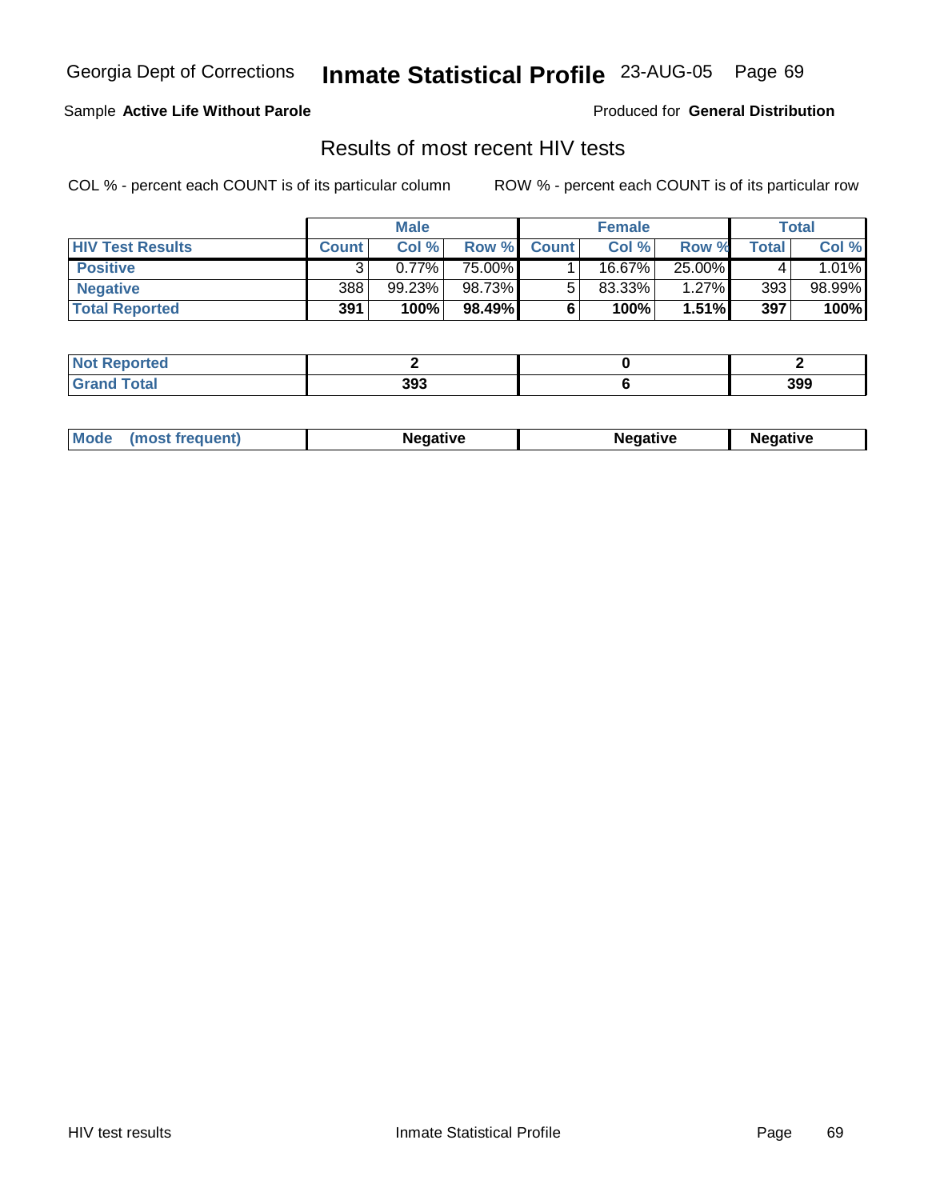Georgia Dept of Corrections **Inmate Statistical Profile** 23-AUG-05

Sample **Active Life Without Parole**

Produced for **General Distribution**

## Results of most recent HIV tests

COL % - percent each COUNT is of its particular column

ROW % - percent each COUNT is of its particular row

| | Male | | | Female | | | Total | |
|---|---|---|---|---|---|---|---|---|
| **HIV Test Results** | **Count** | **Col %** | **Row %** | **Count** | **Col %** | **Row %** | **Total** | **Col %** |
| **Positive** | 3 | 0.77% | 75.00% | 1 | 16.67% | 25.00% | 4 | 1.01% |
| **Negative** | 388 | 99.23% | 98.73% | 5 | 83.33% | 1.27% | 393 | 98.99% |
| **Total Reported** | **391** | **100%** | **98.49%** | **6** | **100%** | **1.51%** | **397** | **100%** |

| | Male | Female | Total |
|---|---|---|---|
| **Not Reported** | **2** | **0** | **2** |
| **Grand Total** | **393** | **6** | **399** |

| | Male | Female | Total |
|---|---|---|---|
| **Mode (most frequent)** | **Negative** | **Negative** | **Negative** |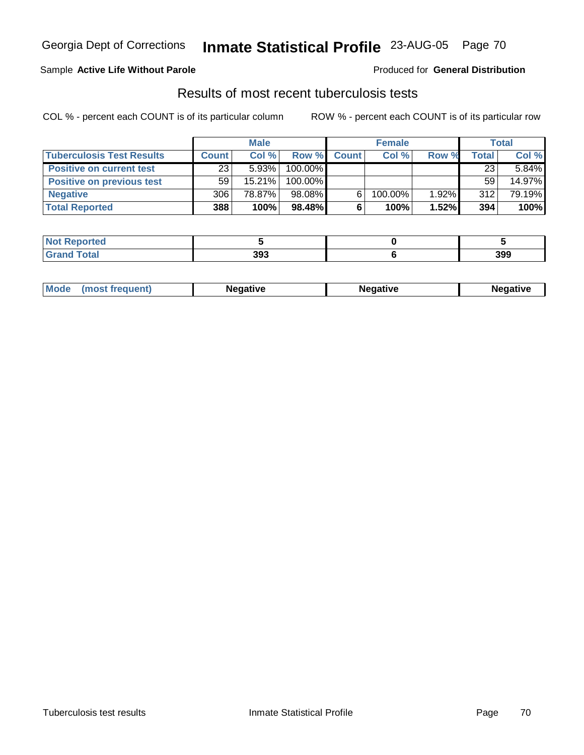# Inmate Statistical Profile

Georgia Dept of Corrections — 23-AUG-05

Sample **Active Life Without Parole**

Produced for **General Distribution**

## Results of most recent tuberculosis tests

COL % - percent each COUNT is of its particular column

ROW % - percent each COUNT is of its particular row

| | Male | | | Female | | | Total | |
|---|---|---|---|---|---|---|---|---|
| **Tuberculosis Test Results** | **Count** | **Col %** | **Row %** | **Count** | **Col %** | **Row %** | **Total** | **Col %** |
| **Positive on current test** | 23 | 5.93% | 100.00% | | | | 23 | 5.84% |
| **Positive on previous test** | 59 | 15.21% | 100.00% | | | | 59 | 14.97% |
| **Negative** | 306 | 78.87% | 98.08% | 6 | 100.00% | 1.92% | 312 | 79.19% |
| **Total Reported** | **388** | **100%** | **98.48%** | **6** | **100%** | **1.52%** | **394** | **100%** |

| | Male | Female | Total |
|---|---|---|---|
| **Not Reported** | **5** | **0** | **5** |
| **Grand Total** | **393** | **6** | **399** |

| | Male | Female | Total |
|---|---|---|---|
| **Mode (most frequent)** | **Negative** | **Negative** | **Negative** |

Tuberculosis test results